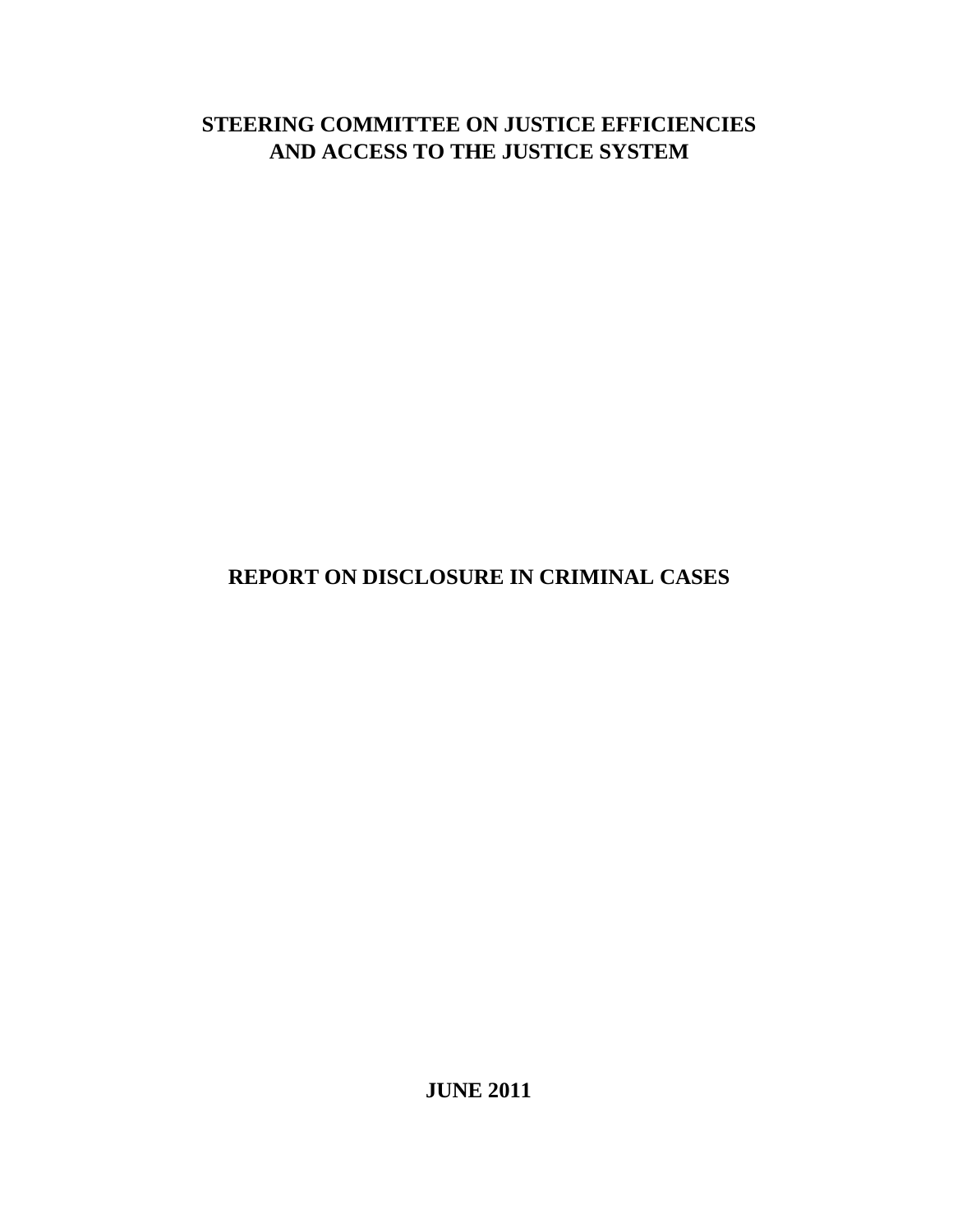# STEERING COMMITTEE ON JUSTICE EFFICIENCIES AND ACCESS TO THE JUSTICE SYSTEM

# REPORT ON DISCLOSURE IN CRIMINAL CASES

**JUNE 2011**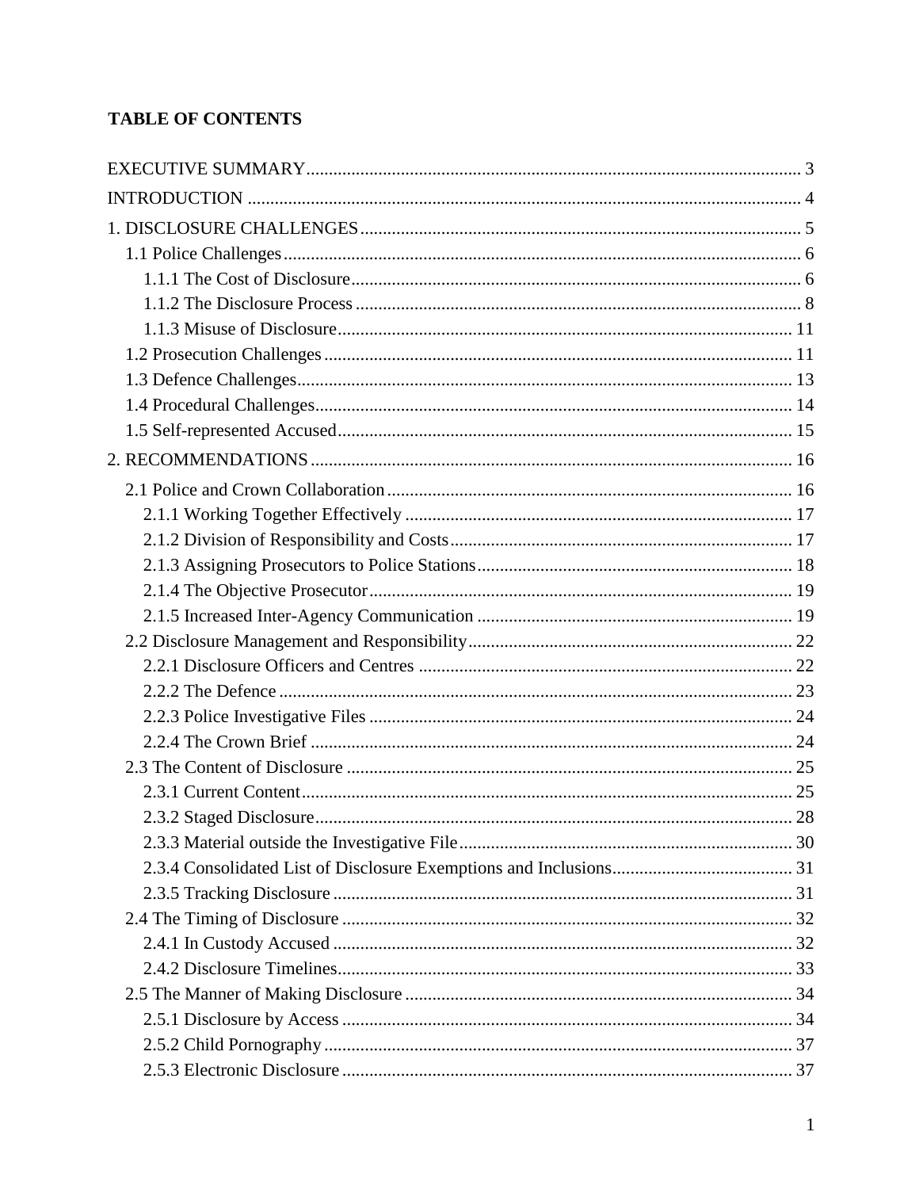## TABLE OF CONTENTS

EXECUTIVE SUMMARY ... 3
INTRODUCTION ... 4
1. DISCLOSURE CHALLENGES ... 5
- 1.1 Police Challenges ... 6
  - 1.1.1 The Cost of Disclosure ... 6
  - 1.1.2 The Disclosure Process ... 8
  - 1.1.3 Misuse of Disclosure ... 11
- 1.2 Prosecution Challenges ... 11
- 1.3 Defence Challenges ... 13
- 1.4 Procedural Challenges ... 14
- 1.5 Self-represented Accused ... 15

2. RECOMMENDATIONS ... 16
- 2.1 Police and Crown Collaboration ... 16
  - 2.1.1 Working Together Effectively ... 17
  - 2.1.2 Division of Responsibility and Costs ... 17
  - 2.1.3 Assigning Prosecutors to Police Stations ... 18
  - 2.1.4 The Objective Prosecutor ... 19
  - 2.1.5 Increased Inter-Agency Communication ... 19
- 2.2 Disclosure Management and Responsibility ... 22
  - 2.2.1 Disclosure Officers and Centres ... 22
  - 2.2.2 The Defence ... 23
  - 2.2.3 Police Investigative Files ... 24
  - 2.2.4 The Crown Brief ... 24
- 2.3 The Content of Disclosure ... 25
  - 2.3.1 Current Content ... 25
  - 2.3.2 Staged Disclosure ... 28
  - 2.3.3 Material outside the Investigative File ... 30
  - 2.3.4 Consolidated List of Disclosure Exemptions and Inclusions ... 31
  - 2.3.5 Tracking Disclosure ... 31
- 2.4 The Timing of Disclosure ... 32
  - 2.4.1 In Custody Accused ... 32
  - 2.4.2 Disclosure Timelines ... 33
- 2.5 The Manner of Making Disclosure ... 34
  - 2.5.1 Disclosure by Access ... 34
  - 2.5.2 Child Pornography ... 37
  - 2.5.3 Electronic Disclosure ... 37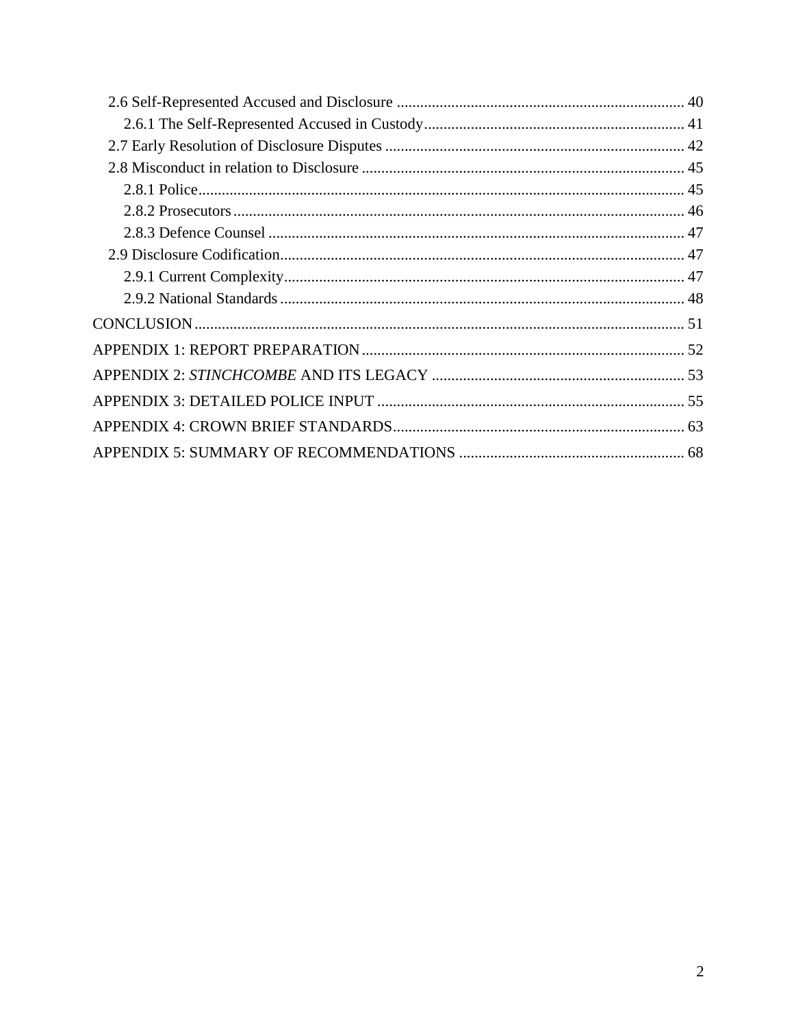2.6 Self-Represented Accused and Disclosure ........................................................................ 40

2.6.1 The Self-Represented Accused in Custody................................................................. 41

2.7 Early Resolution of Disclosure Disputes ........................................................................... 42

2.8 Misconduct in relation to Disclosure ................................................................................. 45

2.8.1 Police........................................................................................................................... 45

2.8.2 Prosecutors.................................................................................................................. 46

2.8.3 Defence Counsel ......................................................................................................... 47

2.9 Disclosure Codification...................................................................................................... 47

2.9.1 Current Complexity..................................................................................................... 47

2.9.2 National Standards ...................................................................................................... 48

CONCLUSION........................................................................................................................... 51

APPENDIX 1: REPORT PREPARATION................................................................................. 52

APPENDIX 2: *STINCHCOMBE* AND ITS LEGACY ............................................................... 53

APPENDIX 3: DETAILED POLICE INPUT .............................................................................. 55

APPENDIX 4: CROWN BRIEF STANDARDS.......................................................................... 63

APPENDIX 5: SUMMARY OF RECOMMENDATIONS ......................................................... 68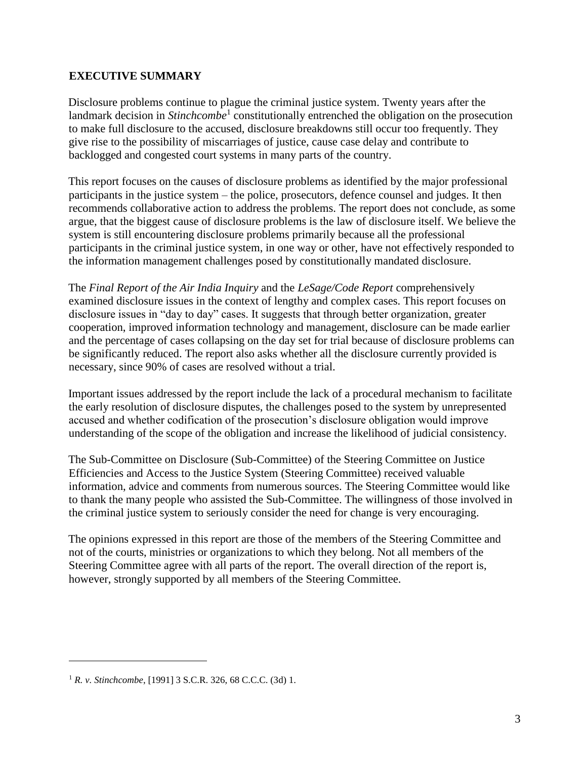## EXECUTIVE SUMMARY

Disclosure problems continue to plague the criminal justice system. Twenty years after the landmark decision in *Stinchcombe*[1] constitutionally entrenched the obligation on the prosecution to make full disclosure to the accused, disclosure breakdowns still occur too frequently. They give rise to the possibility of miscarriages of justice, cause case delay and contribute to backlogged and congested court systems in many parts of the country.

This report focuses on the causes of disclosure problems as identified by the major professional participants in the justice system – the police, prosecutors, defence counsel and judges. It then recommends collaborative action to address the problems. The report does not conclude, as some argue, that the biggest cause of disclosure problems is the law of disclosure itself. We believe the system is still encountering disclosure problems primarily because all the professional participants in the criminal justice system, in one way or other, have not effectively responded to the information management challenges posed by constitutionally mandated disclosure.

The *Final Report of the Air India Inquiry* and the *LeSage/Code Report* comprehensively examined disclosure issues in the context of lengthy and complex cases. This report focuses on disclosure issues in "day to day" cases. It suggests that through better organization, greater cooperation, improved information technology and management, disclosure can be made earlier and the percentage of cases collapsing on the day set for trial because of disclosure problems can be significantly reduced. The report also asks whether all the disclosure currently provided is necessary, since 90% of cases are resolved without a trial.

Important issues addressed by the report include the lack of a procedural mechanism to facilitate the early resolution of disclosure disputes, the challenges posed to the system by unrepresented accused and whether codification of the prosecution's disclosure obligation would improve understanding of the scope of the obligation and increase the likelihood of judicial consistency.

The Sub-Committee on Disclosure (Sub-Committee) of the Steering Committee on Justice Efficiencies and Access to the Justice System (Steering Committee) received valuable information, advice and comments from numerous sources. The Steering Committee would like to thank the many people who assisted the Sub-Committee. The willingness of those involved in the criminal justice system to seriously consider the need for change is very encouraging.

The opinions expressed in this report are those of the members of the Steering Committee and not of the courts, ministries or organizations to which they belong. Not all members of the Steering Committee agree with all parts of the report. The overall direction of the report is, however, strongly supported by all members of the Steering Committee.

---

[1] *R. v. Stinchcombe*, [1991] 3 S.C.R. 326, 68 C.C.C. (3d) 1.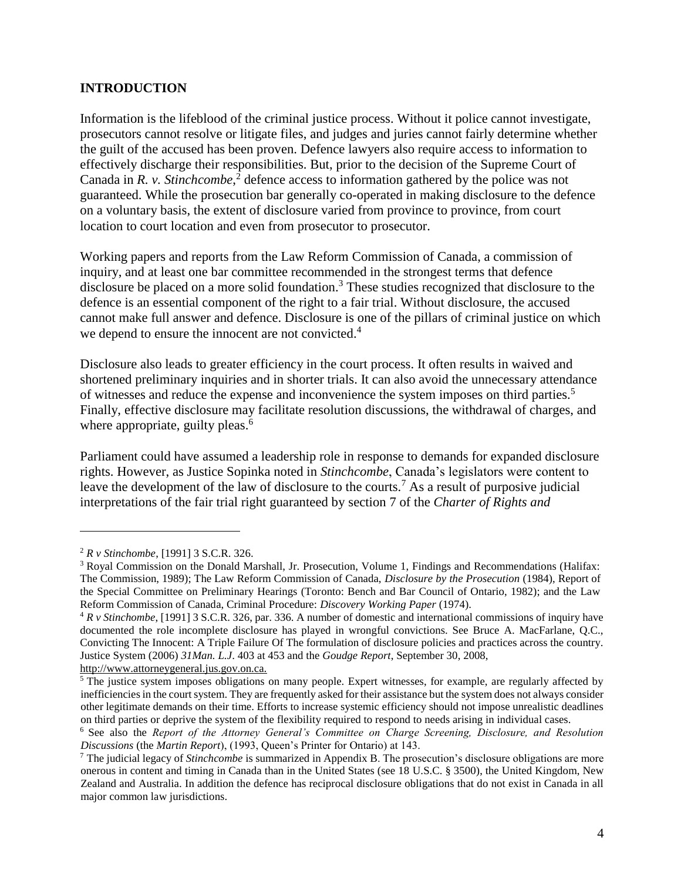## INTRODUCTION

Information is the lifeblood of the criminal justice process. Without it police cannot investigate, prosecutors cannot resolve or litigate files, and judges and juries cannot fairly determine whether the guilt of the accused has been proven. Defence lawyers also require access to information to effectively discharge their responsibilities. But, prior to the decision of the Supreme Court of Canada in *R. v. Stinchcombe*,[2] defence access to information gathered by the police was not guaranteed. While the prosecution bar generally co-operated in making disclosure to the defence on a voluntary basis, the extent of disclosure varied from province to province, from court location to court location and even from prosecutor to prosecutor.

Working papers and reports from the Law Reform Commission of Canada, a commission of inquiry, and at least one bar committee recommended in the strongest terms that defence disclosure be placed on a more solid foundation.[3] These studies recognized that disclosure to the defence is an essential component of the right to a fair trial. Without disclosure, the accused cannot make full answer and defence. Disclosure is one of the pillars of criminal justice on which we depend to ensure the innocent are not convicted.[4]

Disclosure also leads to greater efficiency in the court process. It often results in waived and shortened preliminary inquiries and in shorter trials. It can also avoid the unnecessary attendance of witnesses and reduce the expense and inconvenience the system imposes on third parties.[5] Finally, effective disclosure may facilitate resolution discussions, the withdrawal of charges, and where appropriate, guilty pleas.[6]

Parliament could have assumed a leadership role in response to demands for expanded disclosure rights. However, as Justice Sopinka noted in *Stinchcombe*, Canada's legislators were content to leave the development of the law of disclosure to the courts.[7] As a result of purposive judicial interpretations of the fair trial right guaranteed by section 7 of the *Charter of Rights and*

---

[2] *R v Stinchombe*, [1991] 3 S.C.R. 326.

[3] Royal Commission on the Donald Marshall, Jr. Prosecution, Volume 1, Findings and Recommendations (Halifax: The Commission, 1989); The Law Reform Commission of Canada, *Disclosure by the Prosecution* (1984), Report of the Special Committee on Preliminary Hearings (Toronto: Bench and Bar Council of Ontario, 1982); and the Law Reform Commission of Canada, Criminal Procedure: *Discovery Working Paper* (1974).

[4] *R v Stinchombe*, [1991] 3 S.C.R. 326, par. 336. A number of domestic and international commissions of inquiry have documented the role incomplete disclosure has played in wrongful convictions. See Bruce A. MacFarlane, Q.C., Convicting The Innocent: A Triple Failure Of The formulation of disclosure policies and practices across the country. Justice System (2006) *31Man. L.J*. 403 at 453 and the *Goudge Report*, September 30, 2008, http://www.attorneygeneral.jus.gov.on.ca.

[5] The justice system imposes obligations on many people. Expert witnesses, for example, are regularly affected by inefficiencies in the court system. They are frequently asked for their assistance but the system does not always consider other legitimate demands on their time. Efforts to increase systemic efficiency should not impose unrealistic deadlines on third parties or deprive the system of the flexibility required to respond to needs arising in individual cases.

[6] See also the *Report of the Attorney General's Committee on Charge Screening, Disclosure, and Resolution Discussions* (the *Martin Report*), (1993, Queen's Printer for Ontario) at 143.

[7] The judicial legacy of *Stinchcombe* is summarized in Appendix B. The prosecution's disclosure obligations are more onerous in content and timing in Canada than in the United States (see 18 U.S.C. § 3500), the United Kingdom, New Zealand and Australia. In addition the defence has reciprocal disclosure obligations that do not exist in Canada in all major common law jurisdictions.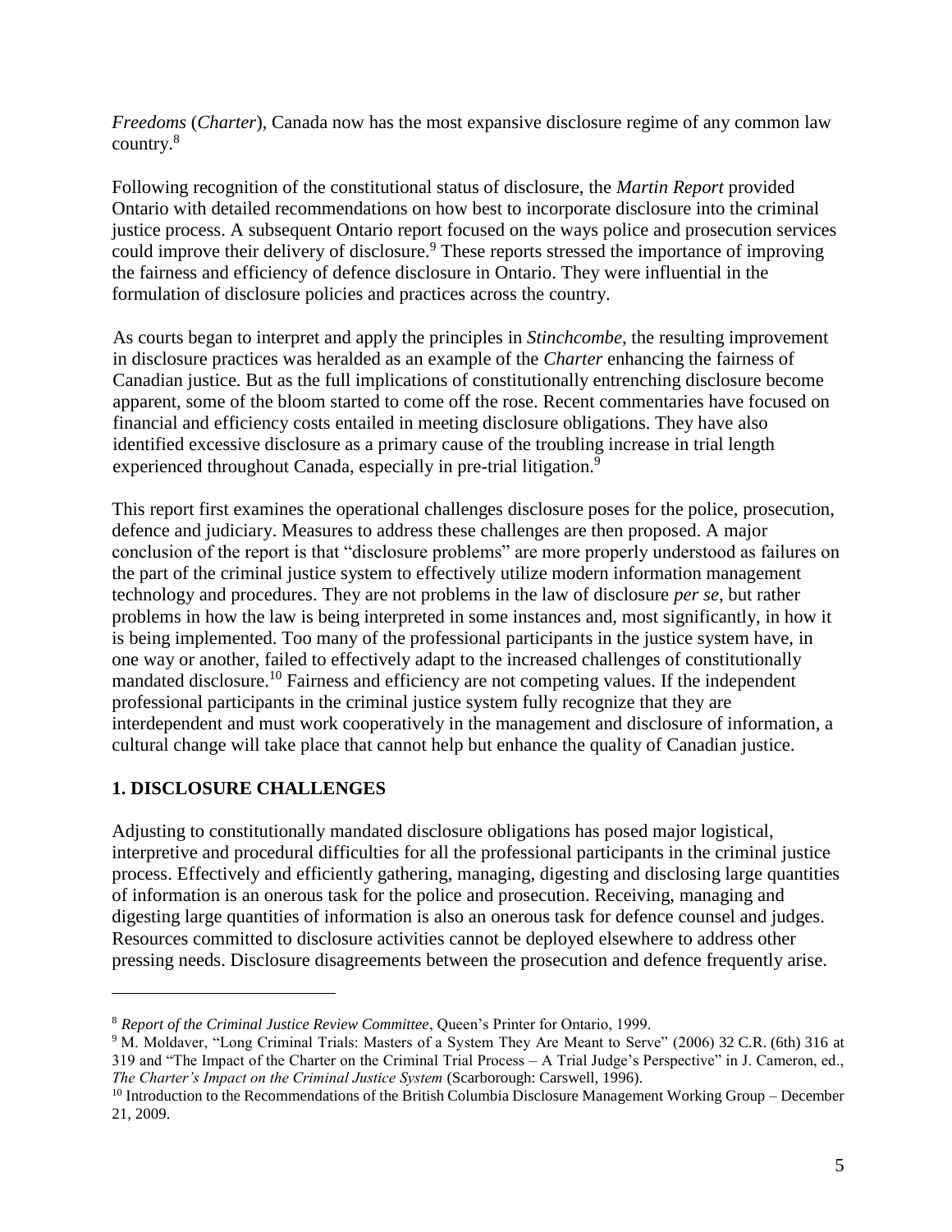*Freedoms* (*Charter*), Canada now has the most expansive disclosure regime of any common law country.[8]

Following recognition of the constitutional status of disclosure, the *Martin Report* provided Ontario with detailed recommendations on how best to incorporate disclosure into the criminal justice process. A subsequent Ontario report focused on the ways police and prosecution services could improve their delivery of disclosure.[9] These reports stressed the importance of improving the fairness and efficiency of defence disclosure in Ontario. They were influential in the formulation of disclosure policies and practices across the country.

As courts began to interpret and apply the principles in *Stinchcombe*, the resulting improvement in disclosure practices was heralded as an example of the *Charter* enhancing the fairness of Canadian justice. But as the full implications of constitutionally entrenching disclosure become apparent, some of the bloom started to come off the rose. Recent commentaries have focused on financial and efficiency costs entailed in meeting disclosure obligations. They have also identified excessive disclosure as a primary cause of the troubling increase in trial length experienced throughout Canada, especially in pre-trial litigation.[9]

This report first examines the operational challenges disclosure poses for the police, prosecution, defence and judiciary. Measures to address these challenges are then proposed. A major conclusion of the report is that "disclosure problems" are more properly understood as failures on the part of the criminal justice system to effectively utilize modern information management technology and procedures. They are not problems in the law of disclosure *per se*, but rather problems in how the law is being interpreted in some instances and, most significantly, in how it is being implemented. Too many of the professional participants in the justice system have, in one way or another, failed to effectively adapt to the increased challenges of constitutionally mandated disclosure.[10] Fairness and efficiency are not competing values. If the independent professional participants in the criminal justice system fully recognize that they are interdependent and must work cooperatively in the management and disclosure of information, a cultural change will take place that cannot help but enhance the quality of Canadian justice.

## 1. DISCLOSURE CHALLENGES

Adjusting to constitutionally mandated disclosure obligations has posed major logistical, interpretive and procedural difficulties for all the professional participants in the criminal justice process. Effectively and efficiently gathering, managing, digesting and disclosing large quantities of information is an onerous task for the police and prosecution. Receiving, managing and digesting large quantities of information is also an onerous task for defence counsel and judges. Resources committed to disclosure activities cannot be deployed elsewhere to address other pressing needs. Disclosure disagreements between the prosecution and defence frequently arise.

---

[8] *Report of the Criminal Justice Review Committee*, Queen's Printer for Ontario, 1999.

[9] M. Moldaver, "Long Criminal Trials: Masters of a System They Are Meant to Serve" (2006) 32 C.R. (6th) 316 at 319 and "The Impact of the Charter on the Criminal Trial Process – A Trial Judge's Perspective" in J. Cameron, ed., *The Charter's Impact on the Criminal Justice System* (Scarborough: Carswell, 1996).

[10] Introduction to the Recommendations of the British Columbia Disclosure Management Working Group – December 21, 2009.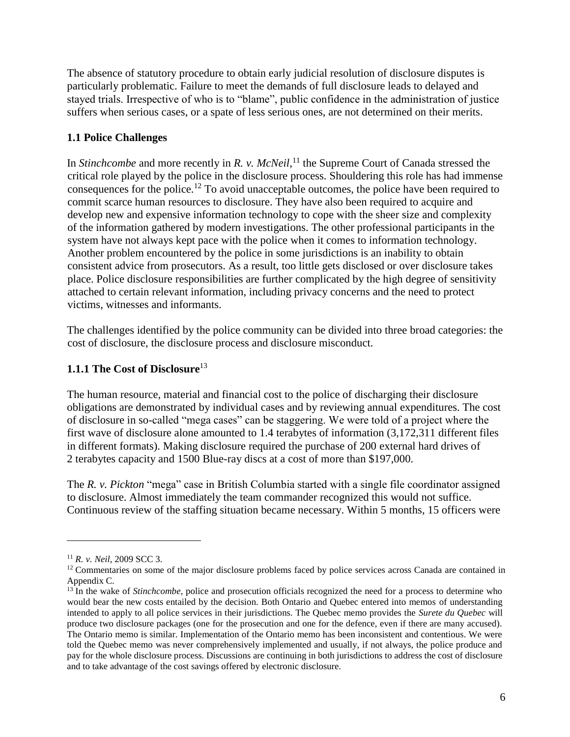The absence of statutory procedure to obtain early judicial resolution of disclosure disputes is particularly problematic. Failure to meet the demands of full disclosure leads to delayed and stayed trials. Irrespective of who is to "blame", public confidence in the administration of justice suffers when serious cases, or a spate of less serious ones, are not determined on their merits.

### 1.1 Police Challenges

In *Stinchcombe* and more recently in *R. v. McNeil*,[11] the Supreme Court of Canada stressed the critical role played by the police in the disclosure process. Shouldering this role has had immense consequences for the police.[12] To avoid unacceptable outcomes, the police have been required to commit scarce human resources to disclosure. They have also been required to acquire and develop new and expensive information technology to cope with the sheer size and complexity of the information gathered by modern investigations. The other professional participants in the system have not always kept pace with the police when it comes to information technology. Another problem encountered by the police in some jurisdictions is an inability to obtain consistent advice from prosecutors. As a result, too little gets disclosed or over disclosure takes place. Police disclosure responsibilities are further complicated by the high degree of sensitivity attached to certain relevant information, including privacy concerns and the need to protect victims, witnesses and informants.

The challenges identified by the police community can be divided into three broad categories: the cost of disclosure, the disclosure process and disclosure misconduct.

#### 1.1.1 The Cost of Disclosure[13]

The human resource, material and financial cost to the police of discharging their disclosure obligations are demonstrated by individual cases and by reviewing annual expenditures. The cost of disclosure in so-called "mega cases" can be staggering. We were told of a project where the first wave of disclosure alone amounted to 1.4 terabytes of information (3,172,311 different files in different formats). Making disclosure required the purchase of 200 external hard drives of 2 terabytes capacity and 1500 Blue-ray discs at a cost of more than $197,000.

The *R. v. Pickton* "mega" case in British Columbia started with a single file coordinator assigned to disclosure. Almost immediately the team commander recognized this would not suffice. Continuous review of the staffing situation became necessary. Within 5 months, 15 officers were

---

[11] *R. v. Neil*, 2009 SCC 3.

[12] Commentaries on some of the major disclosure problems faced by police services across Canada are contained in Appendix C.

[13] In the wake of *Stinchcombe*, police and prosecution officials recognized the need for a process to determine who would bear the new costs entailed by the decision. Both Ontario and Quebec entered into memos of understanding intended to apply to all police services in their jurisdictions. The Quebec memo provides the *Surete du Quebec* will produce two disclosure packages (one for the prosecution and one for the defence, even if there are many accused). The Ontario memo is similar. Implementation of the Ontario memo has been inconsistent and contentious. We were told the Quebec memo was never comprehensively implemented and usually, if not always, the police produce and pay for the whole disclosure process. Discussions are continuing in both jurisdictions to address the cost of disclosure and to take advantage of the cost savings offered by electronic disclosure.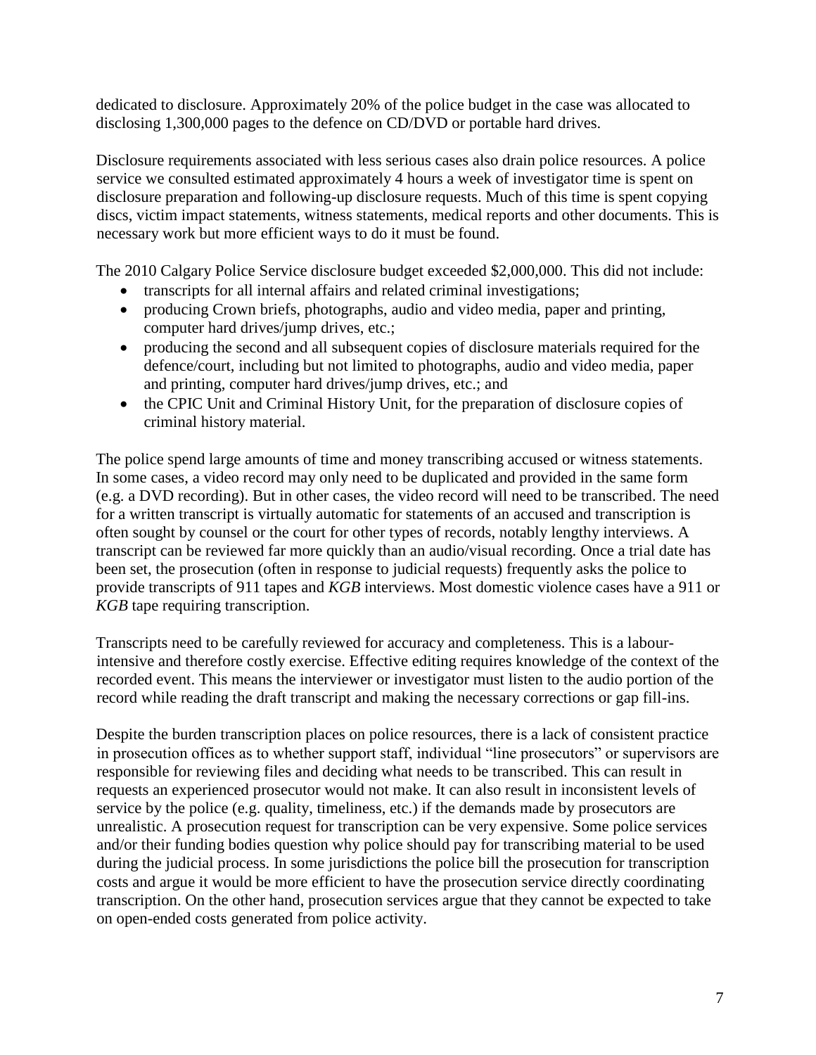dedicated to disclosure. Approximately 20% of the police budget in the case was allocated to disclosing 1,300,000 pages to the defence on CD/DVD or portable hard drives.

Disclosure requirements associated with less serious cases also drain police resources. A police service we consulted estimated approximately 4 hours a week of investigator time is spent on disclosure preparation and following-up disclosure requests. Much of this time is spent copying discs, victim impact statements, witness statements, medical reports and other documents. This is necessary work but more efficient ways to do it must be found.

The 2010 Calgary Police Service disclosure budget exceeded $2,000,000. This did not include:

- transcripts for all internal affairs and related criminal investigations;
- producing Crown briefs, photographs, audio and video media, paper and printing, computer hard drives/jump drives, etc.;
- producing the second and all subsequent copies of disclosure materials required for the defence/court, including but not limited to photographs, audio and video media, paper and printing, computer hard drives/jump drives, etc.; and
- the CPIC Unit and Criminal History Unit, for the preparation of disclosure copies of criminal history material.

The police spend large amounts of time and money transcribing accused or witness statements. In some cases, a video record may only need to be duplicated and provided in the same form (e.g. a DVD recording). But in other cases, the video record will need to be transcribed. The need for a written transcript is virtually automatic for statements of an accused and transcription is often sought by counsel or the court for other types of records, notably lengthy interviews. A transcript can be reviewed far more quickly than an audio/visual recording. Once a trial date has been set, the prosecution (often in response to judicial requests) frequently asks the police to provide transcripts of 911 tapes and *KGB* interviews. Most domestic violence cases have a 911 or *KGB* tape requiring transcription.

Transcripts need to be carefully reviewed for accuracy and completeness. This is a labour-intensive and therefore costly exercise. Effective editing requires knowledge of the context of the recorded event. This means the interviewer or investigator must listen to the audio portion of the record while reading the draft transcript and making the necessary corrections or gap fill-ins.

Despite the burden transcription places on police resources, there is a lack of consistent practice in prosecution offices as to whether support staff, individual "line prosecutors" or supervisors are responsible for reviewing files and deciding what needs to be transcribed. This can result in requests an experienced prosecutor would not make. It can also result in inconsistent levels of service by the police (e.g. quality, timeliness, etc.) if the demands made by prosecutors are unrealistic. A prosecution request for transcription can be very expensive. Some police services and/or their funding bodies question why police should pay for transcribing material to be used during the judicial process. In some jurisdictions the police bill the prosecution for transcription costs and argue it would be more efficient to have the prosecution service directly coordinating transcription. On the other hand, prosecution services argue that they cannot be expected to take on open-ended costs generated from police activity.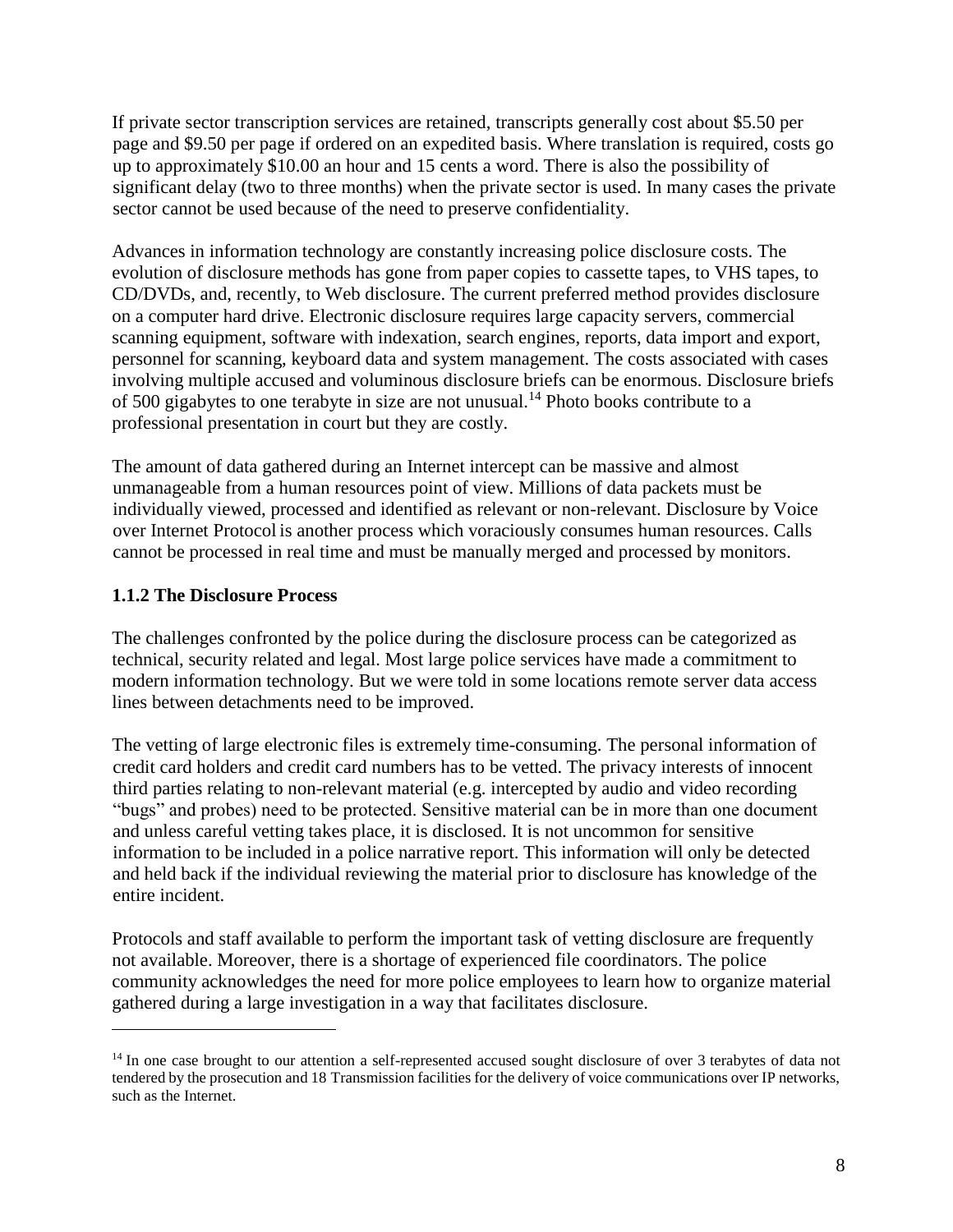If private sector transcription services are retained, transcripts generally cost about $5.50 per page and $9.50 per page if ordered on an expedited basis. Where translation is required, costs go up to approximately $10.00 an hour and 15 cents a word. There is also the possibility of significant delay (two to three months) when the private sector is used. In many cases the private sector cannot be used because of the need to preserve confidentiality.

Advances in information technology are constantly increasing police disclosure costs. The evolution of disclosure methods has gone from paper copies to cassette tapes, to VHS tapes, to CD/DVDs, and, recently, to Web disclosure. The current preferred method provides disclosure on a computer hard drive. Electronic disclosure requires large capacity servers, commercial scanning equipment, software with indexation, search engines, reports, data import and export, personnel for scanning, keyboard data and system management. The costs associated with cases involving multiple accused and voluminous disclosure briefs can be enormous. Disclosure briefs of 500 gigabytes to one terabyte in size are not unusual.[14] Photo books contribute to a professional presentation in court but they are costly.

The amount of data gathered during an Internet intercept can be massive and almost unmanageable from a human resources point of view. Millions of data packets must be individually viewed, processed and identified as relevant or non-relevant. Disclosure by Voice over Internet Protocol is another process which voraciously consumes human resources. Calls cannot be processed in real time and must be manually merged and processed by monitors.

### 1.1.2 The Disclosure Process

The challenges confronted by the police during the disclosure process can be categorized as technical, security related and legal. Most large police services have made a commitment to modern information technology. But we were told in some locations remote server data access lines between detachments need to be improved.

The vetting of large electronic files is extremely time-consuming. The personal information of credit card holders and credit card numbers has to be vetted. The privacy interests of innocent third parties relating to non-relevant material (e.g. intercepted by audio and video recording "bugs" and probes) need to be protected. Sensitive material can be in more than one document and unless careful vetting takes place, it is disclosed. It is not uncommon for sensitive information to be included in a police narrative report. This information will only be detected and held back if the individual reviewing the material prior to disclosure has knowledge of the entire incident.

Protocols and staff available to perform the important task of vetting disclosure are frequently not available. Moreover, there is a shortage of experienced file coordinators. The police community acknowledges the need for more police employees to learn how to organize material gathered during a large investigation in a way that facilitates disclosure.

---

[14] In one case brought to our attention a self-represented accused sought disclosure of over 3 terabytes of data not tendered by the prosecution and 18 Transmission facilities for the delivery of voice communications over IP networks, such as the Internet.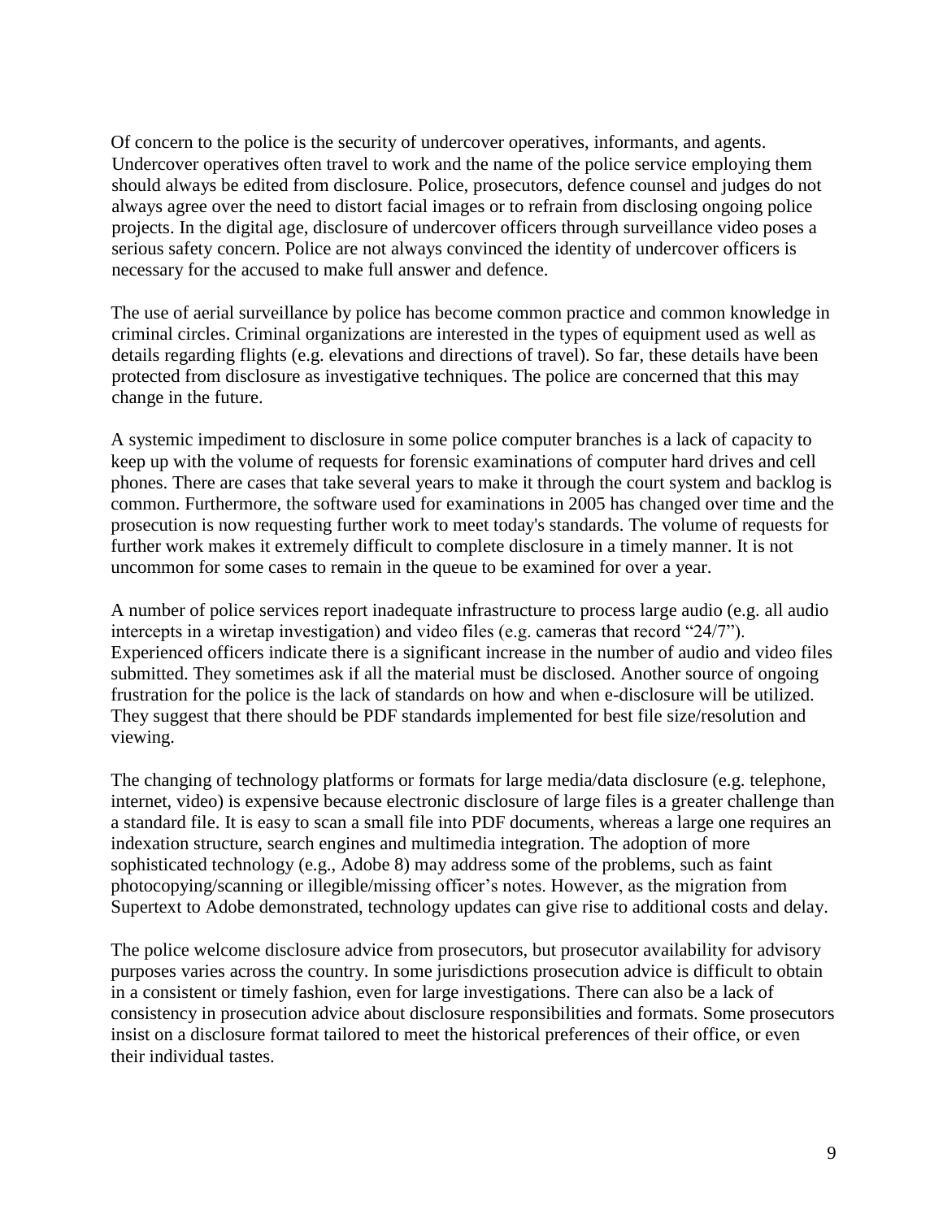Of concern to the police is the security of undercover operatives, informants, and agents. Undercover operatives often travel to work and the name of the police service employing them should always be edited from disclosure. Police, prosecutors, defence counsel and judges do not always agree over the need to distort facial images or to refrain from disclosing ongoing police projects. In the digital age, disclosure of undercover officers through surveillance video poses a serious safety concern. Police are not always convinced the identity of undercover officers is necessary for the accused to make full answer and defence.

The use of aerial surveillance by police has become common practice and common knowledge in criminal circles. Criminal organizations are interested in the types of equipment used as well as details regarding flights (e.g. elevations and directions of travel). So far, these details have been protected from disclosure as investigative techniques. The police are concerned that this may change in the future.

A systemic impediment to disclosure in some police computer branches is a lack of capacity to keep up with the volume of requests for forensic examinations of computer hard drives and cell phones. There are cases that take several years to make it through the court system and backlog is common. Furthermore, the software used for examinations in 2005 has changed over time and the prosecution is now requesting further work to meet today's standards. The volume of requests for further work makes it extremely difficult to complete disclosure in a timely manner. It is not uncommon for some cases to remain in the queue to be examined for over a year.

A number of police services report inadequate infrastructure to process large audio (e.g. all audio intercepts in a wiretap investigation) and video files (e.g. cameras that record "24/7"). Experienced officers indicate there is a significant increase in the number of audio and video files submitted. They sometimes ask if all the material must be disclosed. Another source of ongoing frustration for the police is the lack of standards on how and when e-disclosure will be utilized. They suggest that there should be PDF standards implemented for best file size/resolution and viewing.

The changing of technology platforms or formats for large media/data disclosure (e.g. telephone, internet, video) is expensive because electronic disclosure of large files is a greater challenge than a standard file. It is easy to scan a small file into PDF documents, whereas a large one requires an indexation structure, search engines and multimedia integration. The adoption of more sophisticated technology (e.g., Adobe 8) may address some of the problems, such as faint photocopying/scanning or illegible/missing officer's notes. However, as the migration from Supertext to Adobe demonstrated, technology updates can give rise to additional costs and delay.

The police welcome disclosure advice from prosecutors, but prosecutor availability for advisory purposes varies across the country. In some jurisdictions prosecution advice is difficult to obtain in a consistent or timely fashion, even for large investigations. There can also be a lack of consistency in prosecution advice about disclosure responsibilities and formats. Some prosecutors insist on a disclosure format tailored to meet the historical preferences of their office, or even their individual tastes.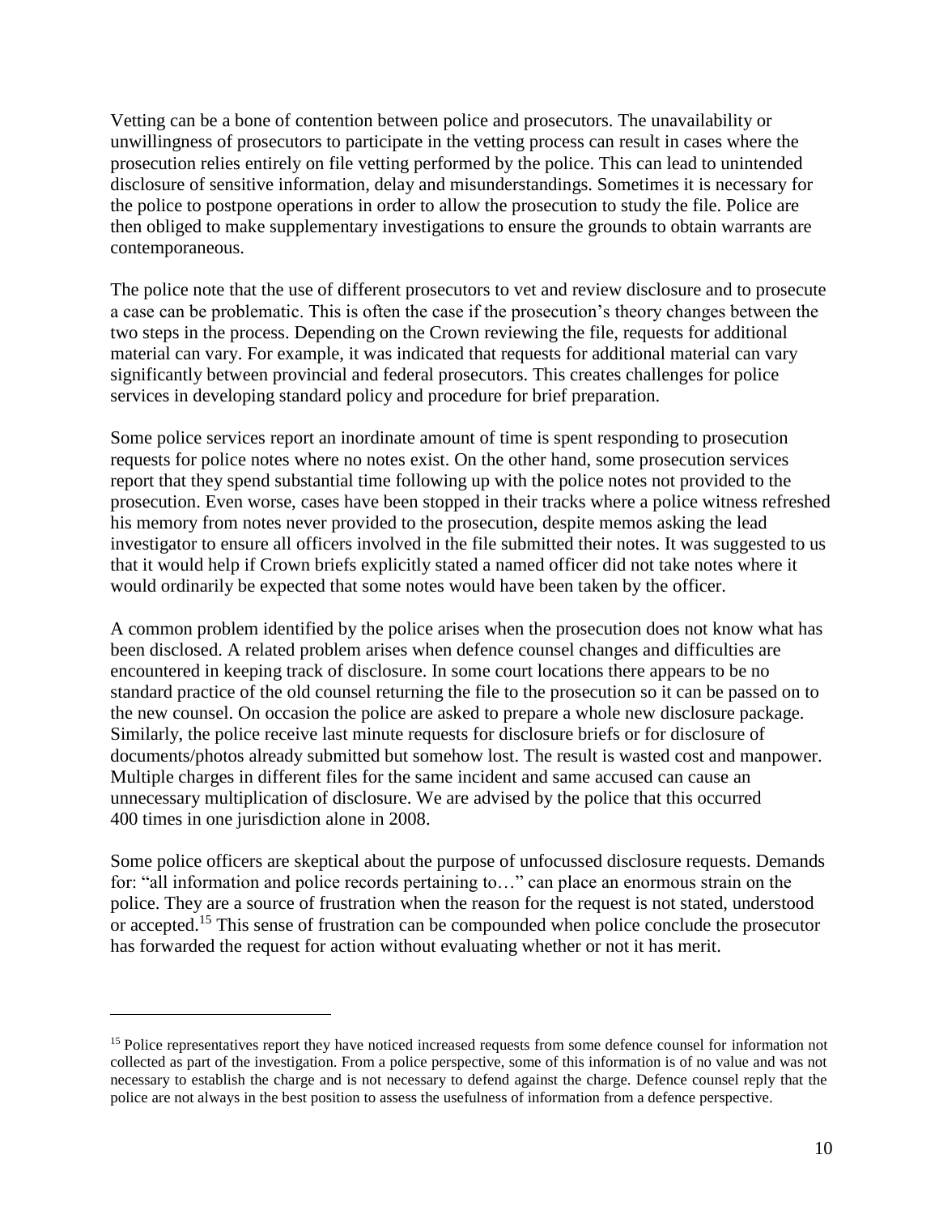Vetting can be a bone of contention between police and prosecutors. The unavailability or unwillingness of prosecutors to participate in the vetting process can result in cases where the prosecution relies entirely on file vetting performed by the police. This can lead to unintended disclosure of sensitive information, delay and misunderstandings. Sometimes it is necessary for the police to postpone operations in order to allow the prosecution to study the file. Police are then obliged to make supplementary investigations to ensure the grounds to obtain warrants are contemporaneous.

The police note that the use of different prosecutors to vet and review disclosure and to prosecute a case can be problematic. This is often the case if the prosecution's theory changes between the two steps in the process. Depending on the Crown reviewing the file, requests for additional material can vary. For example, it was indicated that requests for additional material can vary significantly between provincial and federal prosecutors. This creates challenges for police services in developing standard policy and procedure for brief preparation.

Some police services report an inordinate amount of time is spent responding to prosecution requests for police notes where no notes exist. On the other hand, some prosecution services report that they spend substantial time following up with the police notes not provided to the prosecution. Even worse, cases have been stopped in their tracks where a police witness refreshed his memory from notes never provided to the prosecution, despite memos asking the lead investigator to ensure all officers involved in the file submitted their notes. It was suggested to us that it would help if Crown briefs explicitly stated a named officer did not take notes where it would ordinarily be expected that some notes would have been taken by the officer.

A common problem identified by the police arises when the prosecution does not know what has been disclosed. A related problem arises when defence counsel changes and difficulties are encountered in keeping track of disclosure. In some court locations there appears to be no standard practice of the old counsel returning the file to the prosecution so it can be passed on to the new counsel. On occasion the police are asked to prepare a whole new disclosure package. Similarly, the police receive last minute requests for disclosure briefs or for disclosure of documents/photos already submitted but somehow lost. The result is wasted cost and manpower. Multiple charges in different files for the same incident and same accused can cause an unnecessary multiplication of disclosure. We are advised by the police that this occurred 400 times in one jurisdiction alone in 2008.

Some police officers are skeptical about the purpose of unfocussed disclosure requests. Demands for: "all information and police records pertaining to…" can place an enormous strain on the police. They are a source of frustration when the reason for the request is not stated, understood or accepted.[15] This sense of frustration can be compounded when police conclude the prosecutor has forwarded the request for action without evaluating whether or not it has merit.

---

[15] Police representatives report they have noticed increased requests from some defence counsel for information not collected as part of the investigation. From a police perspective, some of this information is of no value and was not necessary to establish the charge and is not necessary to defend against the charge. Defence counsel reply that the police are not always in the best position to assess the usefulness of information from a defence perspective.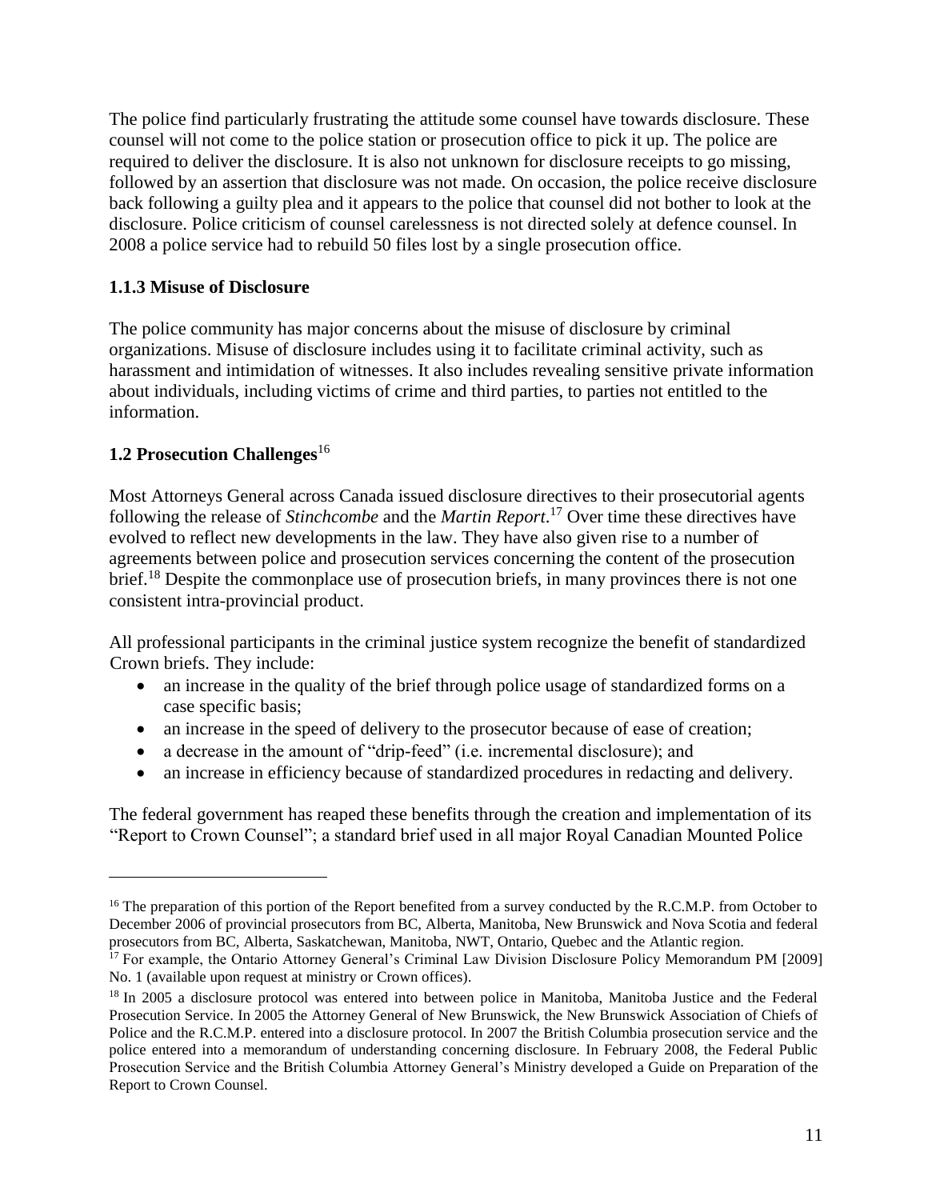The police find particularly frustrating the attitude some counsel have towards disclosure. These counsel will not come to the police station or prosecution office to pick it up. The police are required to deliver the disclosure. It is also not unknown for disclosure receipts to go missing, followed by an assertion that disclosure was not made. On occasion, the police receive disclosure back following a guilty plea and it appears to the police that counsel did not bother to look at the disclosure. Police criticism of counsel carelessness is not directed solely at defence counsel. In 2008 a police service had to rebuild 50 files lost by a single prosecution office.

#### 1.1.3 Misuse of Disclosure

The police community has major concerns about the misuse of disclosure by criminal organizations. Misuse of disclosure includes using it to facilitate criminal activity, such as harassment and intimidation of witnesses. It also includes revealing sensitive private information about individuals, including victims of crime and third parties, to parties not entitled to the information.

### 1.2 Prosecution Challenges[16]

Most Attorneys General across Canada issued disclosure directives to their prosecutorial agents following the release of *Stinchcombe* and the *Martin Report*.[17] Over time these directives have evolved to reflect new developments in the law. They have also given rise to a number of agreements between police and prosecution services concerning the content of the prosecution brief.[18] Despite the commonplace use of prosecution briefs, in many provinces there is not one consistent intra-provincial product.

All professional participants in the criminal justice system recognize the benefit of standardized Crown briefs. They include:

- an increase in the quality of the brief through police usage of standardized forms on a case specific basis;
- an increase in the speed of delivery to the prosecutor because of ease of creation;
- a decrease in the amount of "drip-feed" (i.e. incremental disclosure); and
- an increase in efficiency because of standardized procedures in redacting and delivery.

The federal government has reaped these benefits through the creation and implementation of its "Report to Crown Counsel"; a standard brief used in all major Royal Canadian Mounted Police

---

[16] The preparation of this portion of the Report benefited from a survey conducted by the R.C.M.P. from October to December 2006 of provincial prosecutors from BC, Alberta, Manitoba, New Brunswick and Nova Scotia and federal prosecutors from BC, Alberta, Saskatchewan, Manitoba, NWT, Ontario, Quebec and the Atlantic region.

[17] For example, the Ontario Attorney General's Criminal Law Division Disclosure Policy Memorandum PM [2009] No. 1 (available upon request at ministry or Crown offices).

[18] In 2005 a disclosure protocol was entered into between police in Manitoba, Manitoba Justice and the Federal Prosecution Service. In 2005 the Attorney General of New Brunswick, the New Brunswick Association of Chiefs of Police and the R.C.M.P. entered into a disclosure protocol. In 2007 the British Columbia prosecution service and the police entered into a memorandum of understanding concerning disclosure. In February 2008, the Federal Public Prosecution Service and the British Columbia Attorney General's Ministry developed a Guide on Preparation of the Report to Crown Counsel.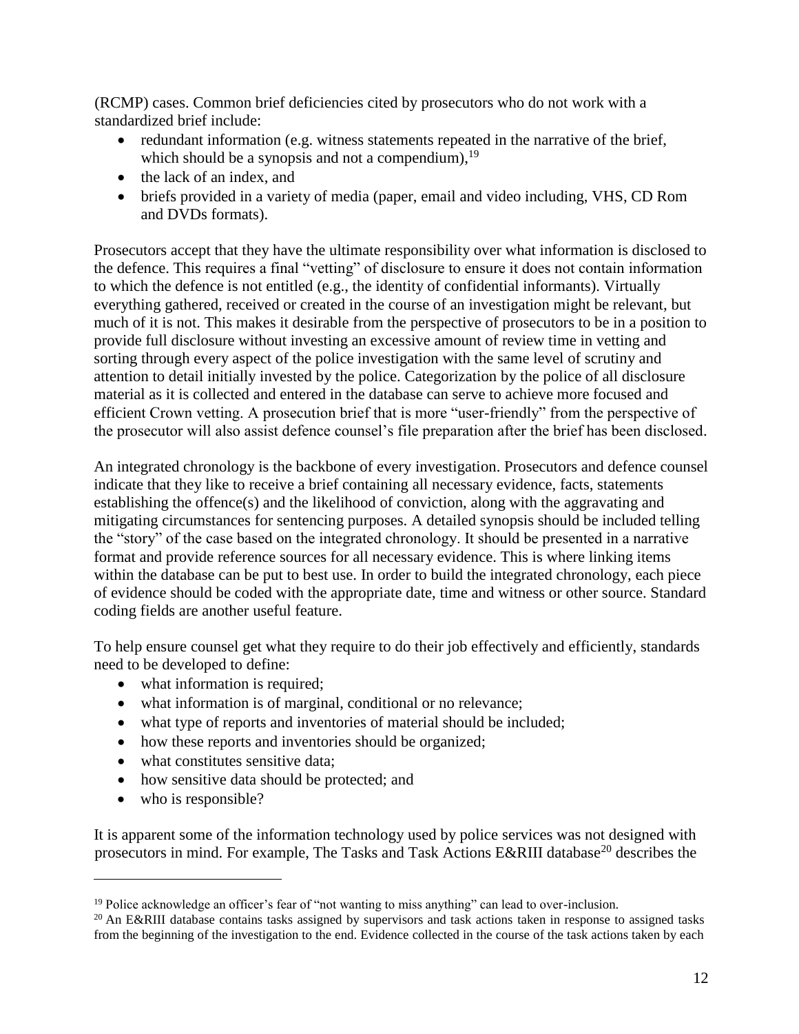(RCMP) cases. Common brief deficiencies cited by prosecutors who do not work with a standardized brief include:

- redundant information (e.g. witness statements repeated in the narrative of the brief, which should be a synopsis and not a compendium),[19]
- the lack of an index, and
- briefs provided in a variety of media (paper, email and video including, VHS, CD Rom and DVDs formats).

Prosecutors accept that they have the ultimate responsibility over what information is disclosed to the defence. This requires a final "vetting" of disclosure to ensure it does not contain information to which the defence is not entitled (e.g., the identity of confidential informants). Virtually everything gathered, received or created in the course of an investigation might be relevant, but much of it is not. This makes it desirable from the perspective of prosecutors to be in a position to provide full disclosure without investing an excessive amount of review time in vetting and sorting through every aspect of the police investigation with the same level of scrutiny and attention to detail initially invested by the police. Categorization by the police of all disclosure material as it is collected and entered in the database can serve to achieve more focused and efficient Crown vetting. A prosecution brief that is more "user-friendly" from the perspective of the prosecutor will also assist defence counsel's file preparation after the brief has been disclosed.

An integrated chronology is the backbone of every investigation. Prosecutors and defence counsel indicate that they like to receive a brief containing all necessary evidence, facts, statements establishing the offence(s) and the likelihood of conviction, along with the aggravating and mitigating circumstances for sentencing purposes. A detailed synopsis should be included telling the "story" of the case based on the integrated chronology. It should be presented in a narrative format and provide reference sources for all necessary evidence. This is where linking items within the database can be put to best use. In order to build the integrated chronology, each piece of evidence should be coded with the appropriate date, time and witness or other source. Standard coding fields are another useful feature.

To help ensure counsel get what they require to do their job effectively and efficiently, standards need to be developed to define:

- what information is required;
- what information is of marginal, conditional or no relevance;
- what type of reports and inventories of material should be included;
- how these reports and inventories should be organized;
- what constitutes sensitive data;
- how sensitive data should be protected; and
- who is responsible?

It is apparent some of the information technology used by police services was not designed with prosecutors in mind. For example, The Tasks and Task Actions E&RIII database[20] describes the

---

[19] Police acknowledge an officer's fear of "not wanting to miss anything" can lead to over-inclusion.

[20] An E&RIII database contains tasks assigned by supervisors and task actions taken in response to assigned tasks from the beginning of the investigation to the end. Evidence collected in the course of the task actions taken by each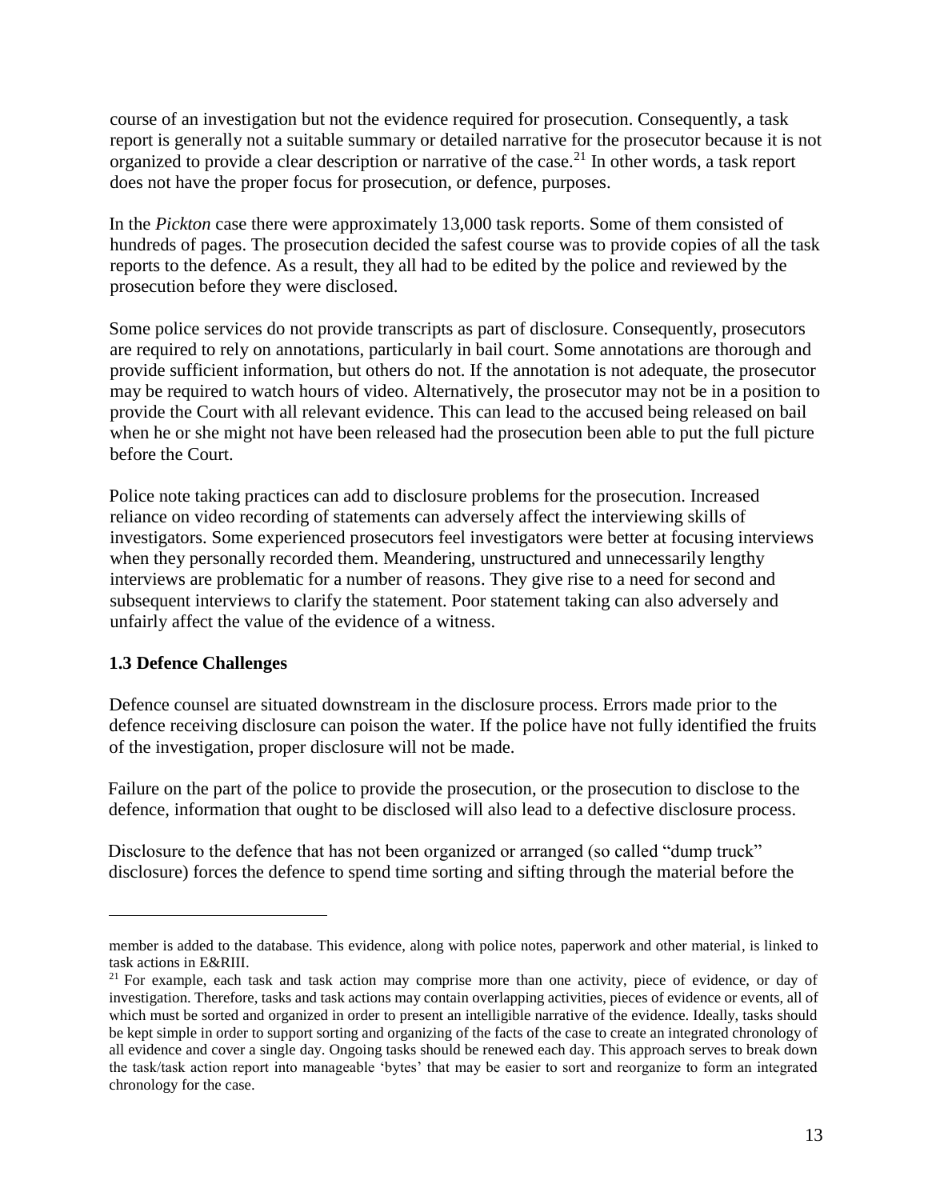course of an investigation but not the evidence required for prosecution. Consequently, a task report is generally not a suitable summary or detailed narrative for the prosecutor because it is not organized to provide a clear description or narrative of the case.[21] In other words, a task report does not have the proper focus for prosecution, or defence, purposes.

In the *Pickton* case there were approximately 13,000 task reports. Some of them consisted of hundreds of pages. The prosecution decided the safest course was to provide copies of all the task reports to the defence. As a result, they all had to be edited by the police and reviewed by the prosecution before they were disclosed.

Some police services do not provide transcripts as part of disclosure. Consequently, prosecutors are required to rely on annotations, particularly in bail court. Some annotations are thorough and provide sufficient information, but others do not. If the annotation is not adequate, the prosecutor may be required to watch hours of video. Alternatively, the prosecutor may not be in a position to provide the Court with all relevant evidence. This can lead to the accused being released on bail when he or she might not have been released had the prosecution been able to put the full picture before the Court.

Police note taking practices can add to disclosure problems for the prosecution. Increased reliance on video recording of statements can adversely affect the interviewing skills of investigators. Some experienced prosecutors feel investigators were better at focusing interviews when they personally recorded them. Meandering, unstructured and unnecessarily lengthy interviews are problematic for a number of reasons. They give rise to a need for second and subsequent interviews to clarify the statement. Poor statement taking can also adversely and unfairly affect the value of the evidence of a witness.

### 1.3 Defence Challenges

Defence counsel are situated downstream in the disclosure process. Errors made prior to the defence receiving disclosure can poison the water. If the police have not fully identified the fruits of the investigation, proper disclosure will not be made.

Failure on the part of the police to provide the prosecution, or the prosecution to disclose to the defence, information that ought to be disclosed will also lead to a defective disclosure process.

Disclosure to the defence that has not been organized or arranged (so called "dump truck" disclosure) forces the defence to spend time sorting and sifting through the material before the

---

member is added to the database. This evidence, along with police notes, paperwork and other material, is linked to task actions in E&RIII.

[21] For example, each task and task action may comprise more than one activity, piece of evidence, or day of investigation. Therefore, tasks and task actions may contain overlapping activities, pieces of evidence or events, all of which must be sorted and organized in order to present an intelligible narrative of the evidence. Ideally, tasks should be kept simple in order to support sorting and organizing of the facts of the case to create an integrated chronology of all evidence and cover a single day. Ongoing tasks should be renewed each day. This approach serves to break down the task/task action report into manageable 'bytes' that may be easier to sort and reorganize to form an integrated chronology for the case.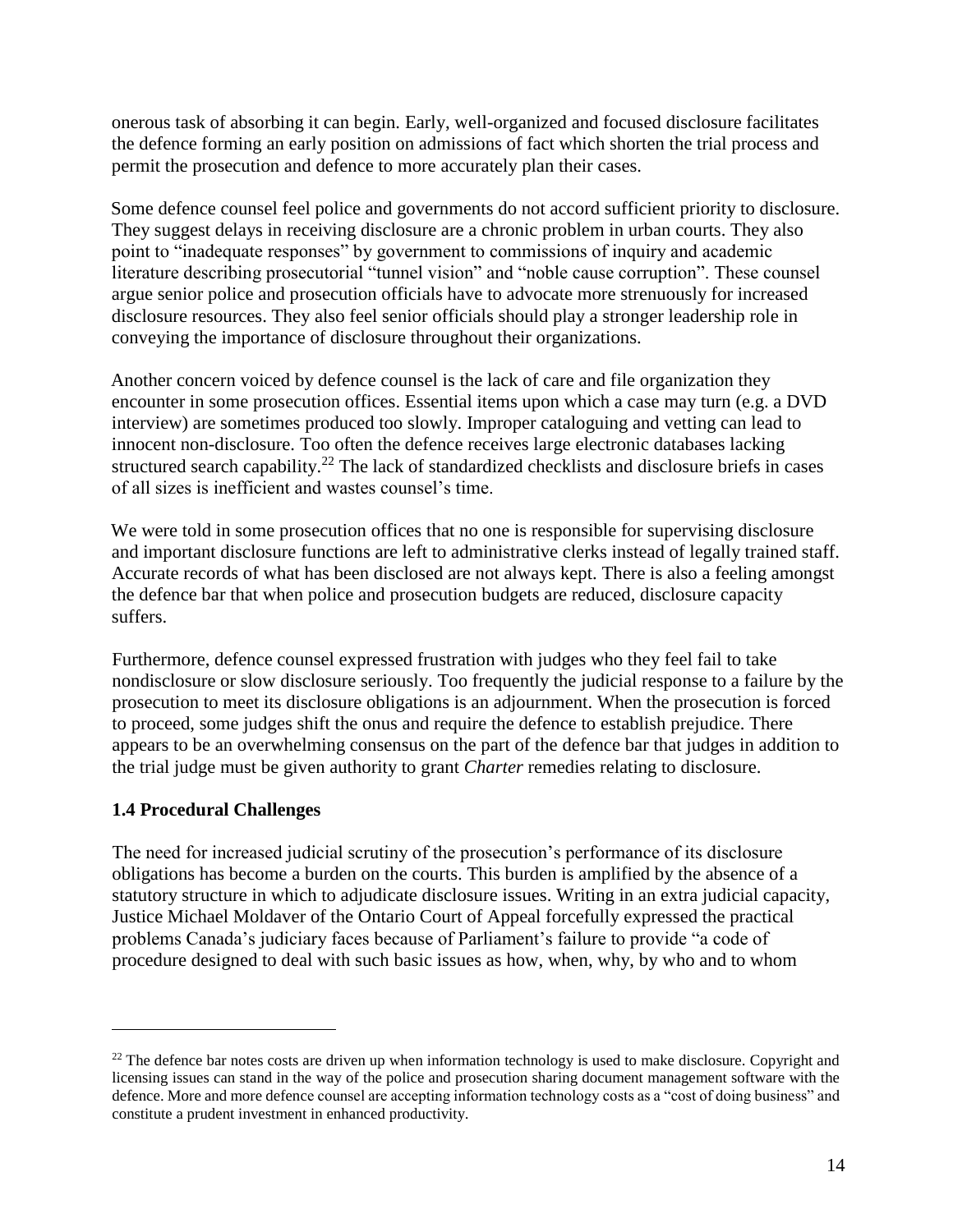onerous task of absorbing it can begin. Early, well-organized and focused disclosure facilitates the defence forming an early position on admissions of fact which shorten the trial process and permit the prosecution and defence to more accurately plan their cases.

Some defence counsel feel police and governments do not accord sufficient priority to disclosure. They suggest delays in receiving disclosure are a chronic problem in urban courts. They also point to "inadequate responses" by government to commissions of inquiry and academic literature describing prosecutorial "tunnel vision" and "noble cause corruption". These counsel argue senior police and prosecution officials have to advocate more strenuously for increased disclosure resources. They also feel senior officials should play a stronger leadership role in conveying the importance of disclosure throughout their organizations.

Another concern voiced by defence counsel is the lack of care and file organization they encounter in some prosecution offices. Essential items upon which a case may turn (e.g. a DVD interview) are sometimes produced too slowly. Improper cataloguing and vetting can lead to innocent non-disclosure. Too often the defence receives large electronic databases lacking structured search capability.[22] The lack of standardized checklists and disclosure briefs in cases of all sizes is inefficient and wastes counsel's time.

We were told in some prosecution offices that no one is responsible for supervising disclosure and important disclosure functions are left to administrative clerks instead of legally trained staff. Accurate records of what has been disclosed are not always kept. There is also a feeling amongst the defence bar that when police and prosecution budgets are reduced, disclosure capacity suffers.

Furthermore, defence counsel expressed frustration with judges who they feel fail to take nondisclosure or slow disclosure seriously. Too frequently the judicial response to a failure by the prosecution to meet its disclosure obligations is an adjournment. When the prosecution is forced to proceed, some judges shift the onus and require the defence to establish prejudice. There appears to be an overwhelming consensus on the part of the defence bar that judges in addition to the trial judge must be given authority to grant *Charter* remedies relating to disclosure.

### 1.4 Procedural Challenges

The need for increased judicial scrutiny of the prosecution's performance of its disclosure obligations has become a burden on the courts. This burden is amplified by the absence of a statutory structure in which to adjudicate disclosure issues. Writing in an extra judicial capacity, Justice Michael Moldaver of the Ontario Court of Appeal forcefully expressed the practical problems Canada's judiciary faces because of Parliament's failure to provide "a code of procedure designed to deal with such basic issues as how, when, why, by who and to whom

---

[22] The defence bar notes costs are driven up when information technology is used to make disclosure. Copyright and licensing issues can stand in the way of the police and prosecution sharing document management software with the defence. More and more defence counsel are accepting information technology costs as a "cost of doing business" and constitute a prudent investment in enhanced productivity.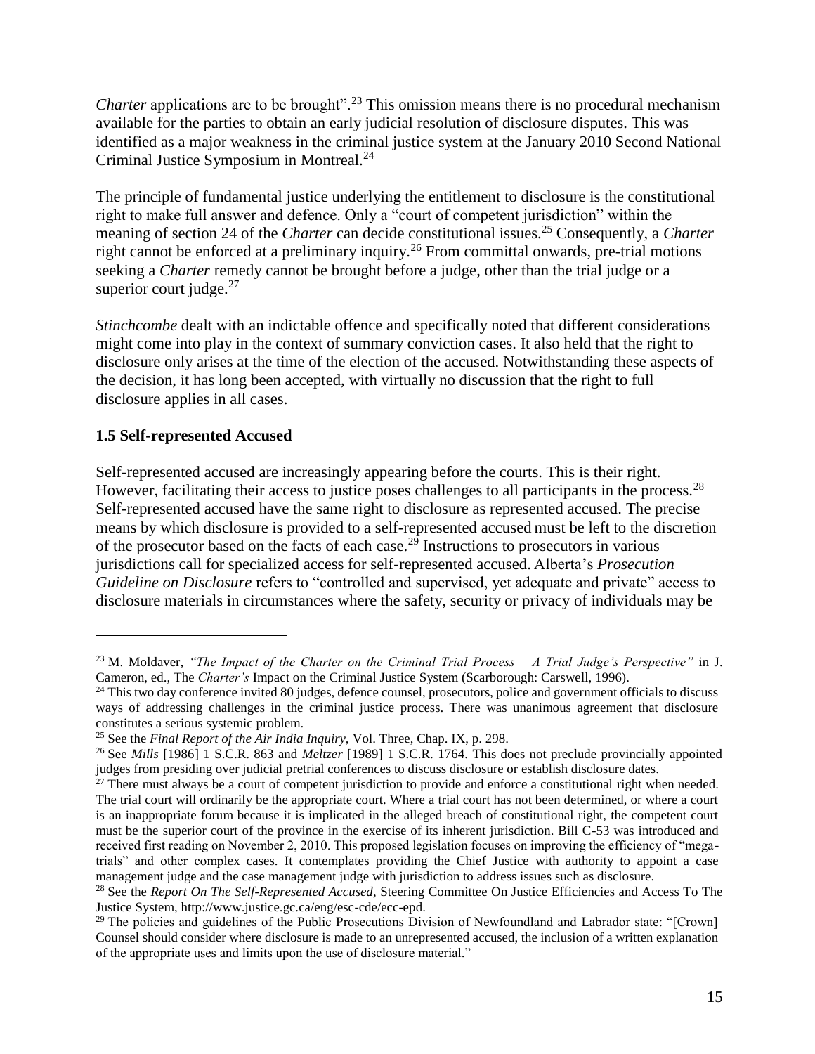*Charter* applications are to be brought".[23] This omission means there is no procedural mechanism available for the parties to obtain an early judicial resolution of disclosure disputes. This was identified as a major weakness in the criminal justice system at the January 2010 Second National Criminal Justice Symposium in Montreal.[24]

The principle of fundamental justice underlying the entitlement to disclosure is the constitutional right to make full answer and defence. Only a "court of competent jurisdiction" within the meaning of section 24 of the *Charter* can decide constitutional issues.[25] Consequently, a *Charter* right cannot be enforced at a preliminary inquiry.[26] From committal onwards, pre-trial motions seeking a *Charter* remedy cannot be brought before a judge, other than the trial judge or a superior court judge.[27]

*Stinchcombe* dealt with an indictable offence and specifically noted that different considerations might come into play in the context of summary conviction cases. It also held that the right to disclosure only arises at the time of the election of the accused. Notwithstanding these aspects of the decision, it has long been accepted, with virtually no discussion that the right to full disclosure applies in all cases.

### 1.5 Self-represented Accused

Self-represented accused are increasingly appearing before the courts. This is their right. However, facilitating their access to justice poses challenges to all participants in the process.[28] Self-represented accused have the same right to disclosure as represented accused. The precise means by which disclosure is provided to a self-represented accused must be left to the discretion of the prosecutor based on the facts of each case.[29] Instructions to prosecutors in various jurisdictions call for specialized access for self-represented accused. Alberta's *Prosecution Guideline on Disclosure* refers to "controlled and supervised, yet adequate and private" access to disclosure materials in circumstances where the safety, security or privacy of individuals may be

---

[23] M. Moldaver, *"The Impact of the Charter on the Criminal Trial Process – A Trial Judge's Perspective"* in J. Cameron, ed., The *Charter's* Impact on the Criminal Justice System (Scarborough: Carswell, 1996).

[24] This two day conference invited 80 judges, defence counsel, prosecutors, police and government officials to discuss ways of addressing challenges in the criminal justice process. There was unanimous agreement that disclosure constitutes a serious systemic problem.

[25] See the *Final Report of the Air India Inquiry,* Vol. Three, Chap. IX, p. 298.

[26] See *Mills* [1986] 1 S.C.R. 863 and *Meltzer* [1989] 1 S.C.R. 1764. This does not preclude provincially appointed judges from presiding over judicial pretrial conferences to discuss disclosure or establish disclosure dates.

[27] There must always be a court of competent jurisdiction to provide and enforce a constitutional right when needed. The trial court will ordinarily be the appropriate court. Where a trial court has not been determined, or where a court is an inappropriate forum because it is implicated in the alleged breach of constitutional right, the competent court must be the superior court of the province in the exercise of its inherent jurisdiction. Bill C-53 was introduced and received first reading on November 2, 2010. This proposed legislation focuses on improving the efficiency of "mega-trials" and other complex cases. It contemplates providing the Chief Justice with authority to appoint a case management judge and the case management judge with jurisdiction to address issues such as disclosure.

[28] See the *Report On The Self-Represented Accused*, Steering Committee On Justice Efficiencies and Access To The Justice System, http://www.justice.gc.ca/eng/esc-cde/ecc-epd.

[29] The policies and guidelines of the Public Prosecutions Division of Newfoundland and Labrador state: "[Crown] Counsel should consider where disclosure is made to an unrepresented accused, the inclusion of a written explanation of the appropriate uses and limits upon the use of disclosure material."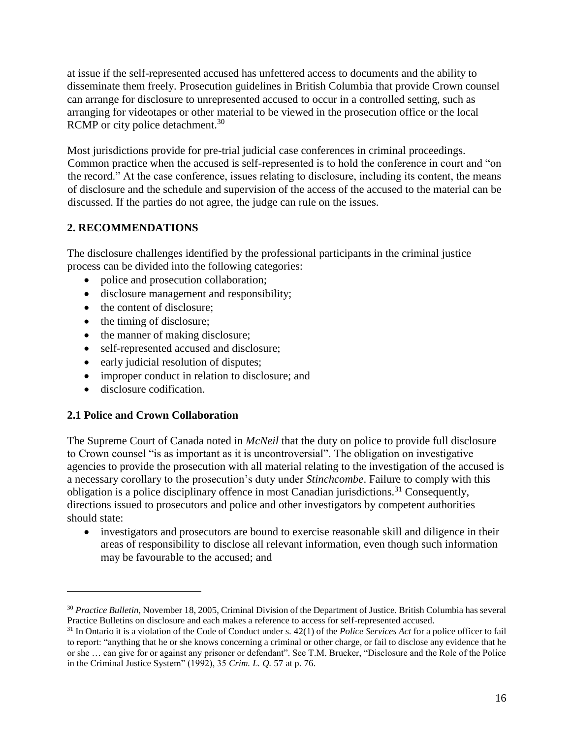at issue if the self-represented accused has unfettered access to documents and the ability to disseminate them freely. Prosecution guidelines in British Columbia that provide Crown counsel can arrange for disclosure to unrepresented accused to occur in a controlled setting, such as arranging for videotapes or other material to be viewed in the prosecution office or the local RCMP or city police detachment.[30]

Most jurisdictions provide for pre-trial judicial case conferences in criminal proceedings. Common practice when the accused is self-represented is to hold the conference in court and "on the record." At the case conference, issues relating to disclosure, including its content, the means of disclosure and the schedule and supervision of the access of the accused to the material can be discussed. If the parties do not agree, the judge can rule on the issues.

## 2. RECOMMENDATIONS

The disclosure challenges identified by the professional participants in the criminal justice process can be divided into the following categories:

- police and prosecution collaboration;
- disclosure management and responsibility;
- the content of disclosure;
- the timing of disclosure;
- the manner of making disclosure;
- self-represented accused and disclosure;
- early judicial resolution of disputes;
- improper conduct in relation to disclosure; and
- disclosure codification.

### 2.1 Police and Crown Collaboration

The Supreme Court of Canada noted in *McNeil* that the duty on police to provide full disclosure to Crown counsel "is as important as it is uncontroversial". The obligation on investigative agencies to provide the prosecution with all material relating to the investigation of the accused is a necessary corollary to the prosecution's duty under *Stinchcombe*. Failure to comply with this obligation is a police disciplinary offence in most Canadian jurisdictions.[31] Consequently, directions issued to prosecutors and police and other investigators by competent authorities should state:

- investigators and prosecutors are bound to exercise reasonable skill and diligence in their areas of responsibility to disclose all relevant information, even though such information may be favourable to the accused; and

---

[30] *Practice Bulletin*, November 18, 2005, Criminal Division of the Department of Justice. British Columbia has several Practice Bulletins on disclosure and each makes a reference to access for self-represented accused.

[31] In Ontario it is a violation of the Code of Conduct under s. 42(1) of the *Police Services Act* for a police officer to fail to report: "anything that he or she knows concerning a criminal or other charge, or fail to disclose any evidence that he or she … can give for or against any prisoner or defendant". See T.M. Brucker, "Disclosure and the Role of the Police in the Criminal Justice System" (1992), 35 *Crim. L. Q.* 57 at p. 76.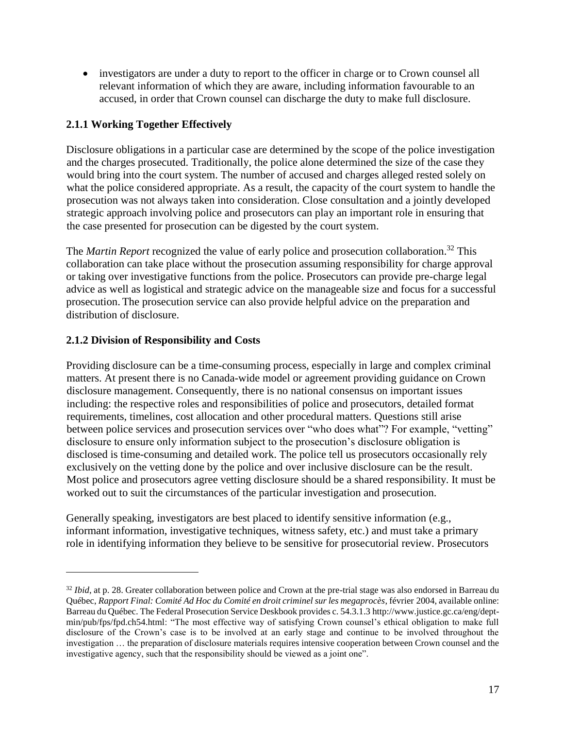- investigators are under a duty to report to the officer in charge or to Crown counsel all relevant information of which they are aware, including information favourable to an accused, in order that Crown counsel can discharge the duty to make full disclosure.

### 2.1.1 Working Together Effectively

Disclosure obligations in a particular case are determined by the scope of the police investigation and the charges prosecuted. Traditionally, the police alone determined the size of the case they would bring into the court system. The number of accused and charges alleged rested solely on what the police considered appropriate. As a result, the capacity of the court system to handle the prosecution was not always taken into consideration. Close consultation and a jointly developed strategic approach involving police and prosecutors can play an important role in ensuring that the case presented for prosecution can be digested by the court system.

The *Martin Report* recognized the value of early police and prosecution collaboration.[32] This collaboration can take place without the prosecution assuming responsibility for charge approval or taking over investigative functions from the police. Prosecutors can provide pre-charge legal advice as well as logistical and strategic advice on the manageable size and focus for a successful prosecution. The prosecution service can also provide helpful advice on the preparation and distribution of disclosure.

### 2.1.2 Division of Responsibility and Costs

Providing disclosure can be a time-consuming process, especially in large and complex criminal matters. At present there is no Canada-wide model or agreement providing guidance on Crown disclosure management. Consequently, there is no national consensus on important issues including: the respective roles and responsibilities of police and prosecutors, detailed format requirements, timelines, cost allocation and other procedural matters. Questions still arise between police services and prosecution services over "who does what"? For example, "vetting" disclosure to ensure only information subject to the prosecution's disclosure obligation is disclosed is time-consuming and detailed work. The police tell us prosecutors occasionally rely exclusively on the vetting done by the police and over inclusive disclosure can be the result. Most police and prosecutors agree vetting disclosure should be a shared responsibility. It must be worked out to suit the circumstances of the particular investigation and prosecution.

Generally speaking, investigators are best placed to identify sensitive information (e.g., informant information, investigative techniques, witness safety, etc.) and must take a primary role in identifying information they believe to be sensitive for prosecutorial review. Prosecutors

---

[32] *Ibid*, at p. 28. Greater collaboration between police and Crown at the pre-trial stage was also endorsed in Barreau du Québec, *Rapport Final: Comité Ad Hoc du Comité en droit criminel sur les megaprocès*, février 2004, available online: Barreau du Québec. The Federal Prosecution Service Deskbook provides c. 54.3.1.3 http://www.justice.gc.ca/eng/dept-min/pub/fps/fpd.ch54.html: "The most effective way of satisfying Crown counsel's ethical obligation to make full disclosure of the Crown's case is to be involved at an early stage and continue to be involved throughout the investigation … the preparation of disclosure materials requires intensive cooperation between Crown counsel and the investigative agency, such that the responsibility should be viewed as a joint one".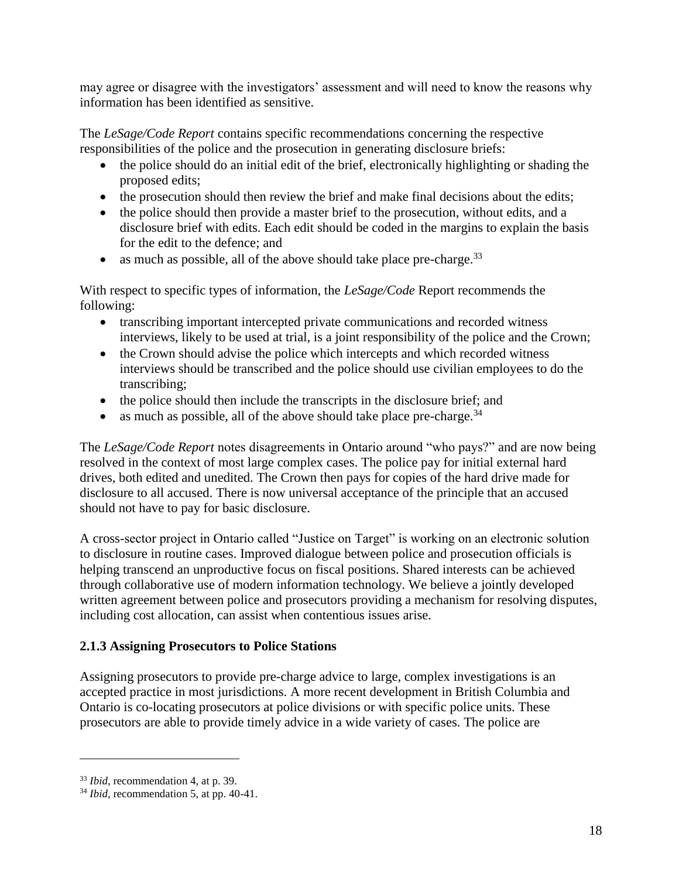may agree or disagree with the investigators' assessment and will need to know the reasons why information has been identified as sensitive.

The *LeSage/Code Report* contains specific recommendations concerning the respective responsibilities of the police and the prosecution in generating disclosure briefs:

- the police should do an initial edit of the brief, electronically highlighting or shading the proposed edits;
- the prosecution should then review the brief and make final decisions about the edits;
- the police should then provide a master brief to the prosecution, without edits, and a disclosure brief with edits. Each edit should be coded in the margins to explain the basis for the edit to the defence; and
- as much as possible, all of the above should take place pre-charge.[33]

With respect to specific types of information, the *LeSage/Code* Report recommends the following:

- transcribing important intercepted private communications and recorded witness interviews, likely to be used at trial, is a joint responsibility of the police and the Crown;
- the Crown should advise the police which intercepts and which recorded witness interviews should be transcribed and the police should use civilian employees to do the transcribing;
- the police should then include the transcripts in the disclosure brief; and
- as much as possible, all of the above should take place pre-charge.[34]

The *LeSage/Code Report* notes disagreements in Ontario around "who pays?" and are now being resolved in the context of most large complex cases. The police pay for initial external hard drives, both edited and unedited. The Crown then pays for copies of the hard drive made for disclosure to all accused. There is now universal acceptance of the principle that an accused should not have to pay for basic disclosure.

A cross-sector project in Ontario called "Justice on Target" is working on an electronic solution to disclosure in routine cases. Improved dialogue between police and prosecution officials is helping transcend an unproductive focus on fiscal positions. Shared interests can be achieved through collaborative use of modern information technology. We believe a jointly developed written agreement between police and prosecutors providing a mechanism for resolving disputes, including cost allocation, can assist when contentious issues arise.

### 2.1.3 Assigning Prosecutors to Police Stations

Assigning prosecutors to provide pre-charge advice to large, complex investigations is an accepted practice in most jurisdictions. A more recent development in British Columbia and Ontario is co-locating prosecutors at police divisions or with specific police units. These prosecutors are able to provide timely advice in a wide variety of cases. The police are

---

[33] *Ibid*, recommendation 4, at p. 39.

[34] *Ibid*, recommendation 5, at pp. 40-41.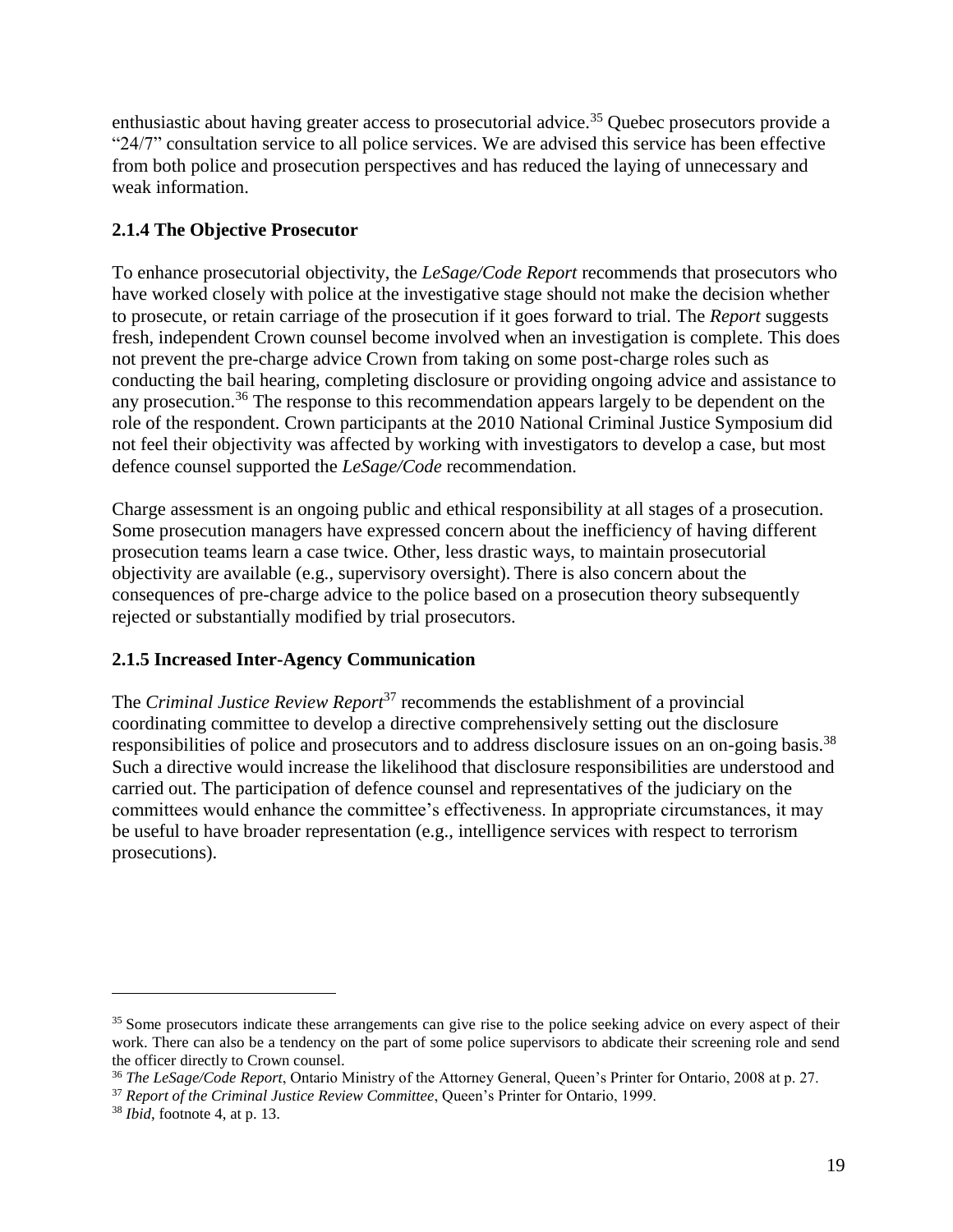enthusiastic about having greater access to prosecutorial advice.[35] Quebec prosecutors provide a "24/7" consultation service to all police services. We are advised this service has been effective from both police and prosecution perspectives and has reduced the laying of unnecessary and weak information.

### 2.1.4 The Objective Prosecutor

To enhance prosecutorial objectivity, the *LeSage/Code Report* recommends that prosecutors who have worked closely with police at the investigative stage should not make the decision whether to prosecute, or retain carriage of the prosecution if it goes forward to trial. The *Report* suggests fresh, independent Crown counsel become involved when an investigation is complete. This does not prevent the pre-charge advice Crown from taking on some post-charge roles such as conducting the bail hearing, completing disclosure or providing ongoing advice and assistance to any prosecution.[36] The response to this recommendation appears largely to be dependent on the role of the respondent. Crown participants at the 2010 National Criminal Justice Symposium did not feel their objectivity was affected by working with investigators to develop a case, but most defence counsel supported the *LeSage/Code* recommendation.

Charge assessment is an ongoing public and ethical responsibility at all stages of a prosecution. Some prosecution managers have expressed concern about the inefficiency of having different prosecution teams learn a case twice. Other, less drastic ways, to maintain prosecutorial objectivity are available (e.g., supervisory oversight). There is also concern about the consequences of pre-charge advice to the police based on a prosecution theory subsequently rejected or substantially modified by trial prosecutors.

### 2.1.5 Increased Inter-Agency Communication

The *Criminal Justice Review Report*[37] recommends the establishment of a provincial coordinating committee to develop a directive comprehensively setting out the disclosure responsibilities of police and prosecutors and to address disclosure issues on an on-going basis.[38] Such a directive would increase the likelihood that disclosure responsibilities are understood and carried out. The participation of defence counsel and representatives of the judiciary on the committees would enhance the committee's effectiveness. In appropriate circumstances, it may be useful to have broader representation (e.g., intelligence services with respect to terrorism prosecutions).

---

[35] Some prosecutors indicate these arrangements can give rise to the police seeking advice on every aspect of their work. There can also be a tendency on the part of some police supervisors to abdicate their screening role and send the officer directly to Crown counsel.

[36] *The LeSage/Code Report*, Ontario Ministry of the Attorney General, Queen's Printer for Ontario, 2008 at p. 27.

[37] *Report of the Criminal Justice Review Committee*, Queen's Printer for Ontario, 1999.

[38] *Ibid*, footnote 4, at p. 13.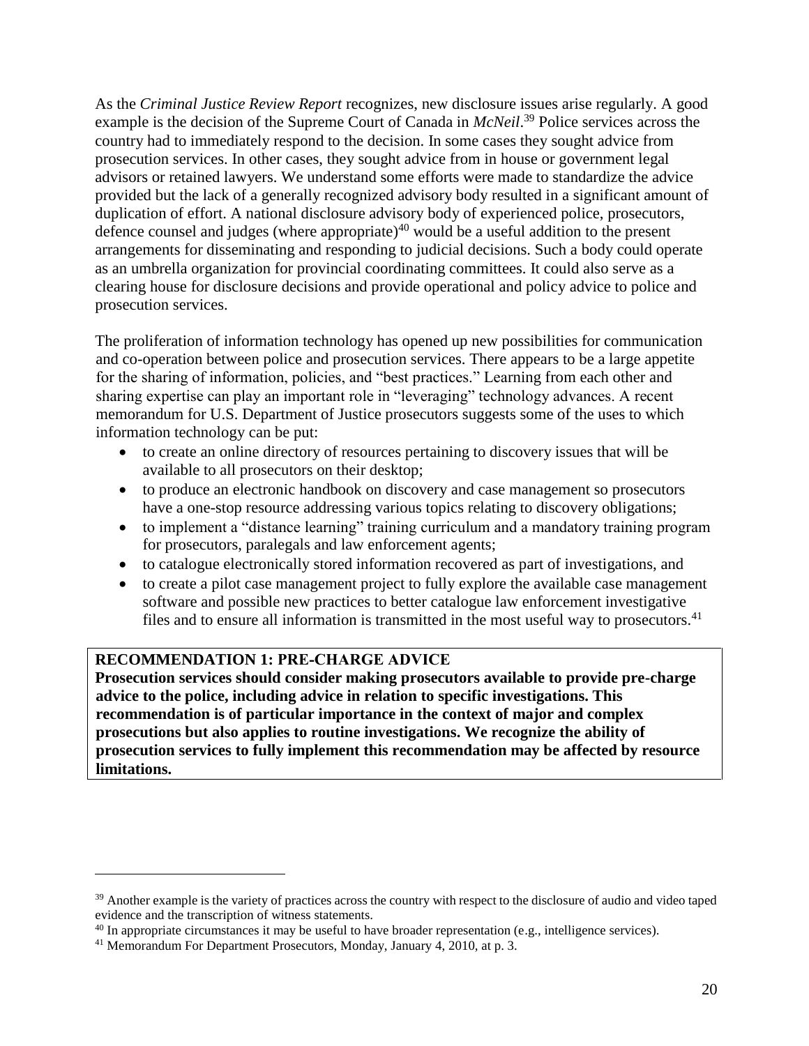As the *Criminal Justice Review Report* recognizes, new disclosure issues arise regularly. A good example is the decision of the Supreme Court of Canada in *McNeil*.[39] Police services across the country had to immediately respond to the decision. In some cases they sought advice from prosecution services. In other cases, they sought advice from in house or government legal advisors or retained lawyers. We understand some efforts were made to standardize the advice provided but the lack of a generally recognized advisory body resulted in a significant amount of duplication of effort. A national disclosure advisory body of experienced police, prosecutors, defence counsel and judges (where appropriate)[40] would be a useful addition to the present arrangements for disseminating and responding to judicial decisions. Such a body could operate as an umbrella organization for provincial coordinating committees. It could also serve as a clearing house for disclosure decisions and provide operational and policy advice to police and prosecution services.

The proliferation of information technology has opened up new possibilities for communication and co-operation between police and prosecution services. There appears to be a large appetite for the sharing of information, policies, and "best practices." Learning from each other and sharing expertise can play an important role in "leveraging" technology advances. A recent memorandum for U.S. Department of Justice prosecutors suggests some of the uses to which information technology can be put:

- to create an online directory of resources pertaining to discovery issues that will be available to all prosecutors on their desktop;
- to produce an electronic handbook on discovery and case management so prosecutors have a one-stop resource addressing various topics relating to discovery obligations;
- to implement a "distance learning" training curriculum and a mandatory training program for prosecutors, paralegals and law enforcement agents;
- to catalogue electronically stored information recovered as part of investigations, and
- to create a pilot case management project to fully explore the available case management software and possible new practices to better catalogue law enforcement investigative files and to ensure all information is transmitted in the most useful way to prosecutors.[41]

**RECOMMENDATION 1: PRE-CHARGE ADVICE**
**Prosecution services should consider making prosecutors available to provide pre-charge advice to the police, including advice in relation to specific investigations. This recommendation is of particular importance in the context of major and complex prosecutions but also applies to routine investigations. We recognize the ability of prosecution services to fully implement this recommendation may be affected by resource limitations.**

---

[39] Another example is the variety of practices across the country with respect to the disclosure of audio and video taped evidence and the transcription of witness statements.

[40] In appropriate circumstances it may be useful to have broader representation (e.g., intelligence services).

[41] Memorandum For Department Prosecutors, Monday, January 4, 2010, at p. 3.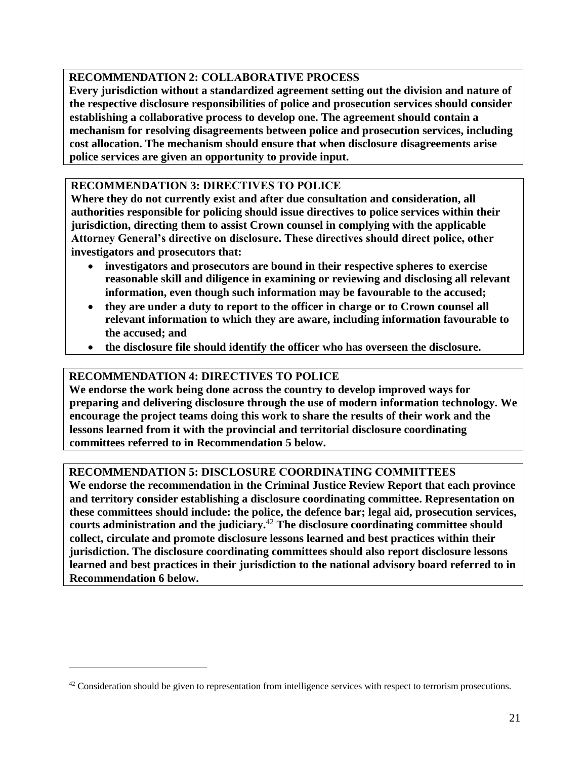**RECOMMENDATION 2: COLLABORATIVE PROCESS**
**Every jurisdiction without a standardized agreement setting out the division and nature of the respective disclosure responsibilities of police and prosecution services should consider establishing a collaborative process to develop one. The agreement should contain a mechanism for resolving disagreements between police and prosecution services, including cost allocation. The mechanism should ensure that when disclosure disagreements arise police services are given an opportunity to provide input.**

**RECOMMENDATION 3: DIRECTIVES TO POLICE**
**Where they do not currently exist and after due consultation and consideration, all authorities responsible for policing should issue directives to police services within their jurisdiction, directing them to assist Crown counsel in complying with the applicable Attorney General's directive on disclosure. These directives should direct police, other investigators and prosecutors that:**

- **investigators and prosecutors are bound in their respective spheres to exercise reasonable skill and diligence in examining or reviewing and disclosing all relevant information, even though such information may be favourable to the accused;**
- **they are under a duty to report to the officer in charge or to Crown counsel all relevant information to which they are aware, including information favourable to the accused; and**
- **the disclosure file should identify the officer who has overseen the disclosure.**

**RECOMMENDATION 4: DIRECTIVES TO POLICE**
**We endorse the work being done across the country to develop improved ways for preparing and delivering disclosure through the use of modern information technology. We encourage the project teams doing this work to share the results of their work and the lessons learned from it with the provincial and territorial disclosure coordinating committees referred to in Recommendation 5 below.**

**RECOMMENDATION 5: DISCLOSURE COORDINATING COMMITTEES**
**We endorse the recommendation in the Criminal Justice Review Report that each province and territory consider establishing a disclosure coordinating committee. Representation on these committees should include: the police, the defence bar; legal aid, prosecution services, courts administration and the judiciary.[42] The disclosure coordinating committee should collect, circulate and promote disclosure lessons learned and best practices within their jurisdiction. The disclosure coordinating committees should also report disclosure lessons learned and best practices in their jurisdiction to the national advisory board referred to in Recommendation 6 below.**

[42] Consideration should be given to representation from intelligence services with respect to terrorism prosecutions.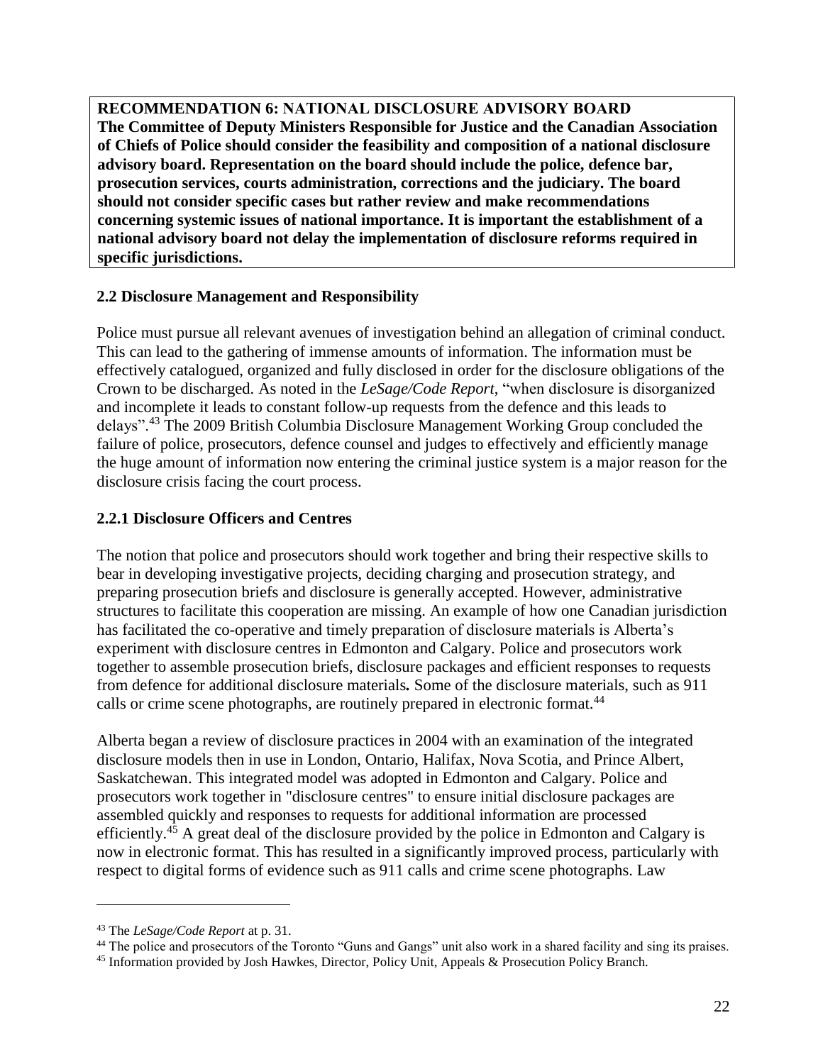**RECOMMENDATION 6: NATIONAL DISCLOSURE ADVISORY BOARD**
**The Committee of Deputy Ministers Responsible for Justice and the Canadian Association of Chiefs of Police should consider the feasibility and composition of a national disclosure advisory board. Representation on the board should include the police, defence bar, prosecution services, courts administration, corrections and the judiciary. The board should not consider specific cases but rather review and make recommendations concerning systemic issues of national importance. It is important the establishment of a national advisory board not delay the implementation of disclosure reforms required in specific jurisdictions.**

### 2.2 Disclosure Management and Responsibility

Police must pursue all relevant avenues of investigation behind an allegation of criminal conduct. This can lead to the gathering of immense amounts of information. The information must be effectively catalogued, organized and fully disclosed in order for the disclosure obligations of the Crown to be discharged. As noted in the *LeSage/Code Report*, "when disclosure is disorganized and incomplete it leads to constant follow-up requests from the defence and this leads to delays".[43] The 2009 British Columbia Disclosure Management Working Group concluded the failure of police, prosecutors, defence counsel and judges to effectively and efficiently manage the huge amount of information now entering the criminal justice system is a major reason for the disclosure crisis facing the court process.

#### 2.2.1 Disclosure Officers and Centres

The notion that police and prosecutors should work together and bring their respective skills to bear in developing investigative projects, deciding charging and prosecution strategy, and preparing prosecution briefs and disclosure is generally accepted. However, administrative structures to facilitate this cooperation are missing. An example of how one Canadian jurisdiction has facilitated the co-operative and timely preparation of disclosure materials is Alberta's experiment with disclosure centres in Edmonton and Calgary. Police and prosecutors work together to assemble prosecution briefs, disclosure packages and efficient responses to requests from defence for additional disclosure materials**.** Some of the disclosure materials, such as 911 calls or crime scene photographs, are routinely prepared in electronic format.[44]

Alberta began a review of disclosure practices in 2004 with an examination of the integrated disclosure models then in use in London, Ontario, Halifax, Nova Scotia, and Prince Albert, Saskatchewan. This integrated model was adopted in Edmonton and Calgary. Police and prosecutors work together in "disclosure centres" to ensure initial disclosure packages are assembled quickly and responses to requests for additional information are processed efficiently.[45] A great deal of the disclosure provided by the police in Edmonton and Calgary is now in electronic format. This has resulted in a significantly improved process, particularly with respect to digital forms of evidence such as 911 calls and crime scene photographs. Law

---

[43] The *LeSage/Code Report* at p. 31.

[44] The police and prosecutors of the Toronto "Guns and Gangs" unit also work in a shared facility and sing its praises.

[45] Information provided by Josh Hawkes, Director, Policy Unit, Appeals & Prosecution Policy Branch.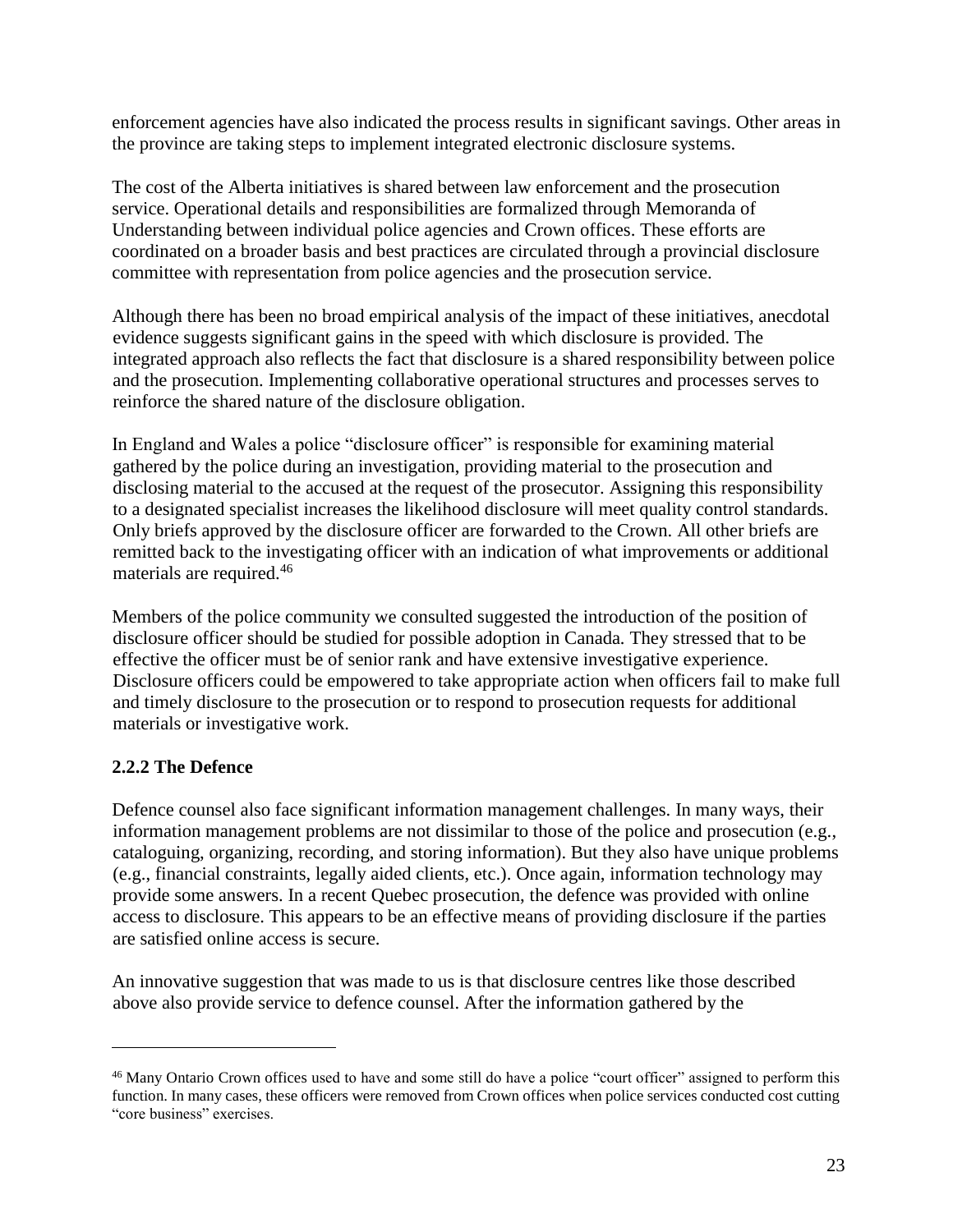enforcement agencies have also indicated the process results in significant savings. Other areas in the province are taking steps to implement integrated electronic disclosure systems.

The cost of the Alberta initiatives is shared between law enforcement and the prosecution service. Operational details and responsibilities are formalized through Memoranda of Understanding between individual police agencies and Crown offices. These efforts are coordinated on a broader basis and best practices are circulated through a provincial disclosure committee with representation from police agencies and the prosecution service.

Although there has been no broad empirical analysis of the impact of these initiatives, anecdotal evidence suggests significant gains in the speed with which disclosure is provided. The integrated approach also reflects the fact that disclosure is a shared responsibility between police and the prosecution. Implementing collaborative operational structures and processes serves to reinforce the shared nature of the disclosure obligation.

In England and Wales a police "disclosure officer" is responsible for examining material gathered by the police during an investigation, providing material to the prosecution and disclosing material to the accused at the request of the prosecutor. Assigning this responsibility to a designated specialist increases the likelihood disclosure will meet quality control standards. Only briefs approved by the disclosure officer are forwarded to the Crown. All other briefs are remitted back to the investigating officer with an indication of what improvements or additional materials are required.[46]

Members of the police community we consulted suggested the introduction of the position of disclosure officer should be studied for possible adoption in Canada. They stressed that to be effective the officer must be of senior rank and have extensive investigative experience. Disclosure officers could be empowered to take appropriate action when officers fail to make full and timely disclosure to the prosecution or to respond to prosecution requests for additional materials or investigative work.

### 2.2.2 The Defence

Defence counsel also face significant information management challenges. In many ways, their information management problems are not dissimilar to those of the police and prosecution (e.g., cataloguing, organizing, recording, and storing information). But they also have unique problems (e.g., financial constraints, legally aided clients, etc.). Once again, information technology may provide some answers. In a recent Quebec prosecution, the defence was provided with online access to disclosure. This appears to be an effective means of providing disclosure if the parties are satisfied online access is secure.

An innovative suggestion that was made to us is that disclosure centres like those described above also provide service to defence counsel. After the information gathered by the

---

[46] Many Ontario Crown offices used to have and some still do have a police "court officer" assigned to perform this function. In many cases, these officers were removed from Crown offices when police services conducted cost cutting "core business" exercises.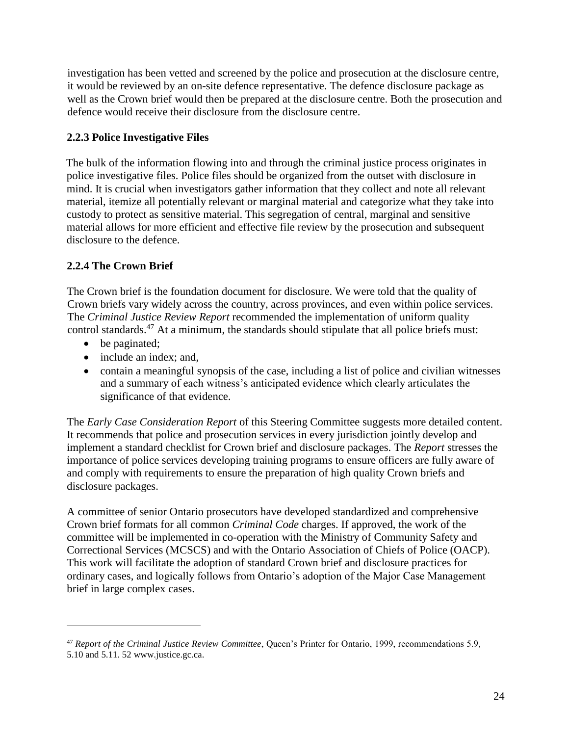investigation has been vetted and screened by the police and prosecution at the disclosure centre, it would be reviewed by an on-site defence representative. The defence disclosure package as well as the Crown brief would then be prepared at the disclosure centre. Both the prosecution and defence would receive their disclosure from the disclosure centre.

### 2.2.3 Police Investigative Files

The bulk of the information flowing into and through the criminal justice process originates in police investigative files. Police files should be organized from the outset with disclosure in mind. It is crucial when investigators gather information that they collect and note all relevant material, itemize all potentially relevant or marginal material and categorize what they take into custody to protect as sensitive material. This segregation of central, marginal and sensitive material allows for more efficient and effective file review by the prosecution and subsequent disclosure to the defence.

### 2.2.4 The Crown Brief

The Crown brief is the foundation document for disclosure. We were told that the quality of Crown briefs vary widely across the country, across provinces, and even within police services. The *Criminal Justice Review Report* recommended the implementation of uniform quality control standards.[47] At a minimum, the standards should stipulate that all police briefs must:

- be paginated;
- include an index; and,
- contain a meaningful synopsis of the case, including a list of police and civilian witnesses and a summary of each witness's anticipated evidence which clearly articulates the significance of that evidence.

The *Early Case Consideration Report* of this Steering Committee suggests more detailed content. It recommends that police and prosecution services in every jurisdiction jointly develop and implement a standard checklist for Crown brief and disclosure packages. The *Report* stresses the importance of police services developing training programs to ensure officers are fully aware of and comply with requirements to ensure the preparation of high quality Crown briefs and disclosure packages.

A committee of senior Ontario prosecutors have developed standardized and comprehensive Crown brief formats for all common *Criminal Code* charges. If approved, the work of the committee will be implemented in co-operation with the Ministry of Community Safety and Correctional Services (MCSCS) and with the Ontario Association of Chiefs of Police (OACP). This work will facilitate the adoption of standard Crown brief and disclosure practices for ordinary cases, and logically follows from Ontario's adoption of the Major Case Management brief in large complex cases.

---

[47] *Report of the Criminal Justice Review Committee*, Queen's Printer for Ontario, 1999, recommendations 5.9, 5.10 and 5.11. 52 www.justice.gc.ca.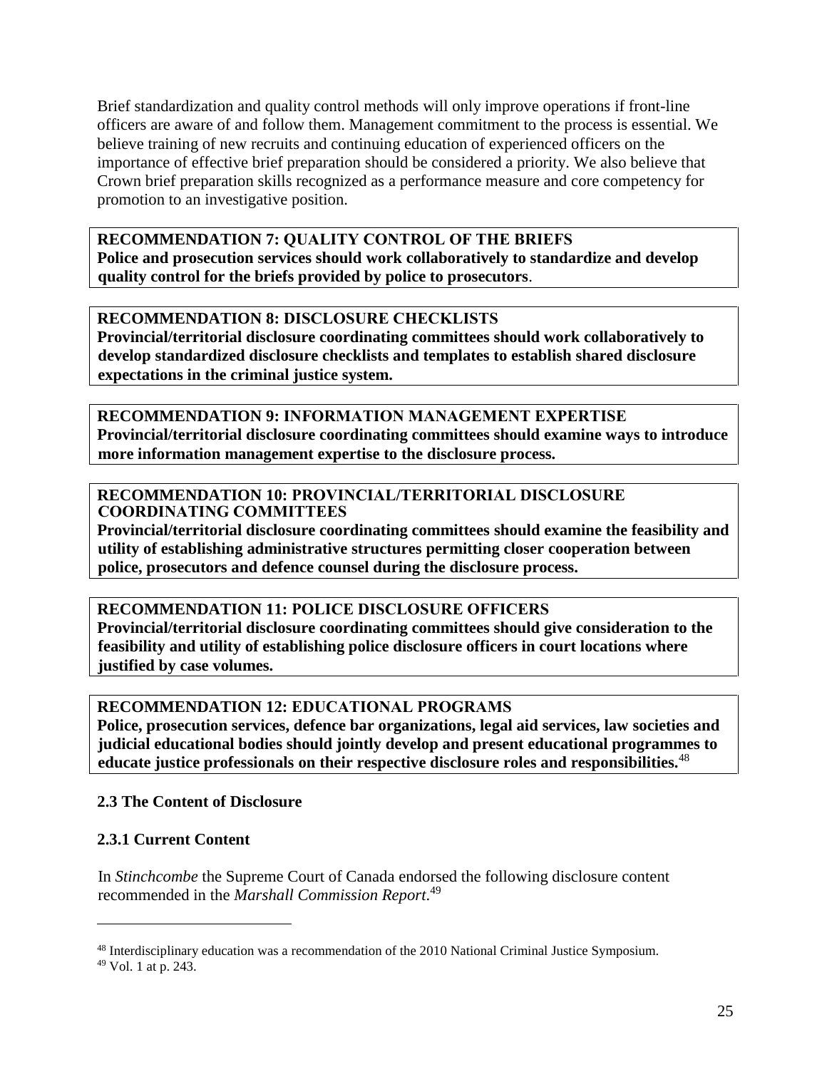Brief standardization and quality control methods will only improve operations if front-line officers are aware of and follow them. Management commitment to the process is essential. We believe training of new recruits and continuing education of experienced officers on the importance of effective brief preparation should be considered a priority. We also believe that Crown brief preparation skills recognized as a performance measure and core competency for promotion to an investigative position.

**RECOMMENDATION 7: QUALITY CONTROL OF THE BRIEFS**
**Police and prosecution services should work collaboratively to standardize and develop quality control for the briefs provided by police to prosecutors**.

**RECOMMENDATION 8: DISCLOSURE CHECKLISTS**
**Provincial/territorial disclosure coordinating committees should work collaboratively to develop standardized disclosure checklists and templates to establish shared disclosure expectations in the criminal justice system.**

**RECOMMENDATION 9: INFORMATION MANAGEMENT EXPERTISE**
**Provincial/territorial disclosure coordinating committees should examine ways to introduce more information management expertise to the disclosure process.**

**RECOMMENDATION 10: PROVINCIAL/TERRITORIAL DISCLOSURE COORDINATING COMMITTEES**
**Provincial/territorial disclosure coordinating committees should examine the feasibility and utility of establishing administrative structures permitting closer cooperation between police, prosecutors and defence counsel during the disclosure process.**

**RECOMMENDATION 11: POLICE DISCLOSURE OFFICERS**
**Provincial/territorial disclosure coordinating committees should give consideration to the feasibility and utility of establishing police disclosure officers in court locations where justified by case volumes.**

**RECOMMENDATION 12: EDUCATIONAL PROGRAMS**
**Police, prosecution services, defence bar organizations, legal aid services, law societies and judicial educational bodies should jointly develop and present educational programmes to educate justice professionals on their respective disclosure roles and responsibilities.**[48]

### 2.3 The Content of Disclosure

#### 2.3.1 Current Content

In *Stinchcombe* the Supreme Court of Canada endorsed the following disclosure content recommended in the *Marshall Commission Report*.[49]

---

[48] Interdisciplinary education was a recommendation of the 2010 National Criminal Justice Symposium.
[49] Vol. 1 at p. 243.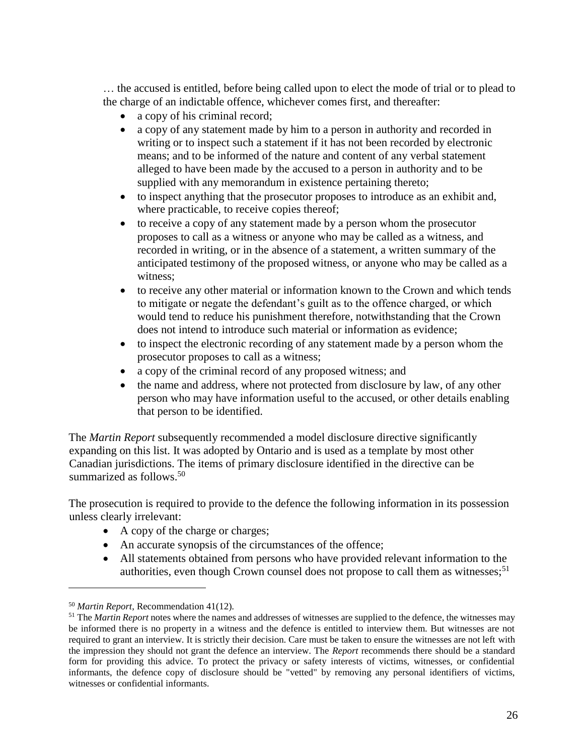… the accused is entitled, before being called upon to elect the mode of trial or to plead to the charge of an indictable offence, whichever comes first, and thereafter:

- a copy of his criminal record;
- a copy of any statement made by him to a person in authority and recorded in writing or to inspect such a statement if it has not been recorded by electronic means; and to be informed of the nature and content of any verbal statement alleged to have been made by the accused to a person in authority and to be supplied with any memorandum in existence pertaining thereto;
- to inspect anything that the prosecutor proposes to introduce as an exhibit and, where practicable, to receive copies thereof;
- to receive a copy of any statement made by a person whom the prosecutor proposes to call as a witness or anyone who may be called as a witness, and recorded in writing, or in the absence of a statement, a written summary of the anticipated testimony of the proposed witness, or anyone who may be called as a witness;
- to receive any other material or information known to the Crown and which tends to mitigate or negate the defendant's guilt as to the offence charged, or which would tend to reduce his punishment therefore, notwithstanding that the Crown does not intend to introduce such material or information as evidence;
- to inspect the electronic recording of any statement made by a person whom the prosecutor proposes to call as a witness;
- a copy of the criminal record of any proposed witness; and
- the name and address, where not protected from disclosure by law, of any other person who may have information useful to the accused, or other details enabling that person to be identified.

The *Martin Report* subsequently recommended a model disclosure directive significantly expanding on this list. It was adopted by Ontario and is used as a template by most other Canadian jurisdictions. The items of primary disclosure identified in the directive can be summarized as follows.[50]

The prosecution is required to provide to the defence the following information in its possession unless clearly irrelevant:

- A copy of the charge or charges;
- An accurate synopsis of the circumstances of the offence;
- All statements obtained from persons who have provided relevant information to the authorities, even though Crown counsel does not propose to call them as witnesses;[51]

---

[50] *Martin Report*, Recommendation 41(12).

[51] The *Martin Report* notes where the names and addresses of witnesses are supplied to the defence, the witnesses may be informed there is no property in a witness and the defence is entitled to interview them. But witnesses are not required to grant an interview. It is strictly their decision. Care must be taken to ensure the witnesses are not left with the impression they should not grant the defence an interview. The *Report* recommends there should be a standard form for providing this advice. To protect the privacy or safety interests of victims, witnesses, or confidential informants, the defence copy of disclosure should be "vetted" by removing any personal identifiers of victims, witnesses or confidential informants.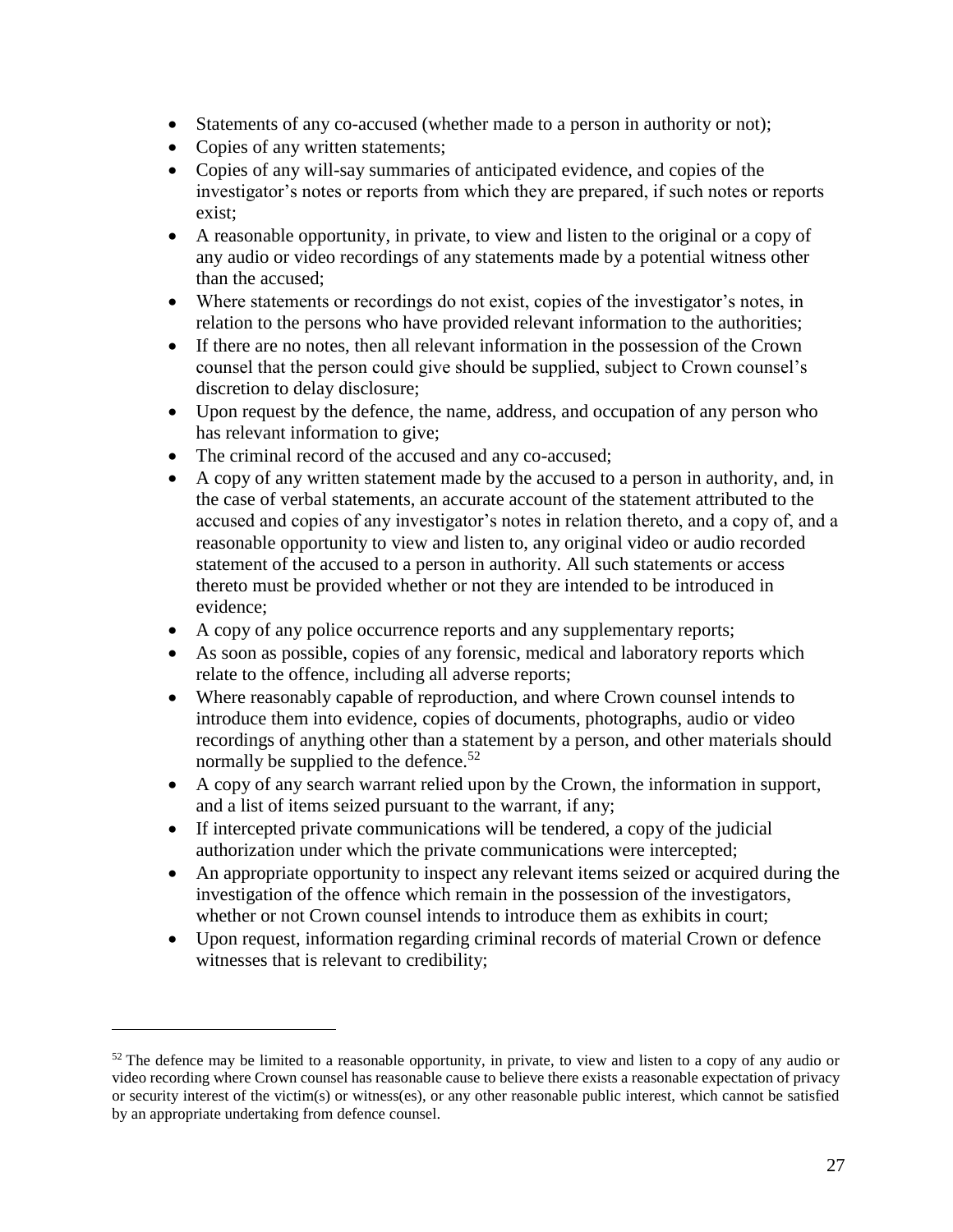- Statements of any co-accused (whether made to a person in authority or not);
- Copies of any written statements;
- Copies of any will-say summaries of anticipated evidence, and copies of the investigator's notes or reports from which they are prepared, if such notes or reports exist;
- A reasonable opportunity, in private, to view and listen to the original or a copy of any audio or video recordings of any statements made by a potential witness other than the accused;
- Where statements or recordings do not exist, copies of the investigator's notes, in relation to the persons who have provided relevant information to the authorities;
- If there are no notes, then all relevant information in the possession of the Crown counsel that the person could give should be supplied, subject to Crown counsel's discretion to delay disclosure;
- Upon request by the defence, the name, address, and occupation of any person who has relevant information to give;
- The criminal record of the accused and any co-accused;
- A copy of any written statement made by the accused to a person in authority, and, in the case of verbal statements, an accurate account of the statement attributed to the accused and copies of any investigator's notes in relation thereto, and a copy of, and a reasonable opportunity to view and listen to, any original video or audio recorded statement of the accused to a person in authority. All such statements or access thereto must be provided whether or not they are intended to be introduced in evidence;
- A copy of any police occurrence reports and any supplementary reports;
- As soon as possible, copies of any forensic, medical and laboratory reports which relate to the offence, including all adverse reports;
- Where reasonably capable of reproduction, and where Crown counsel intends to introduce them into evidence, copies of documents, photographs, audio or video recordings of anything other than a statement by a person, and other materials should normally be supplied to the defence.[52]
- A copy of any search warrant relied upon by the Crown, the information in support, and a list of items seized pursuant to the warrant, if any;
- If intercepted private communications will be tendered, a copy of the judicial authorization under which the private communications were intercepted;
- An appropriate opportunity to inspect any relevant items seized or acquired during the investigation of the offence which remain in the possession of the investigators, whether or not Crown counsel intends to introduce them as exhibits in court;
- Upon request, information regarding criminal records of material Crown or defence witnesses that is relevant to credibility;

---

[52] The defence may be limited to a reasonable opportunity, in private, to view and listen to a copy of any audio or video recording where Crown counsel has reasonable cause to believe there exists a reasonable expectation of privacy or security interest of the victim(s) or witness(es), or any other reasonable public interest, which cannot be satisfied by an appropriate undertaking from defence counsel.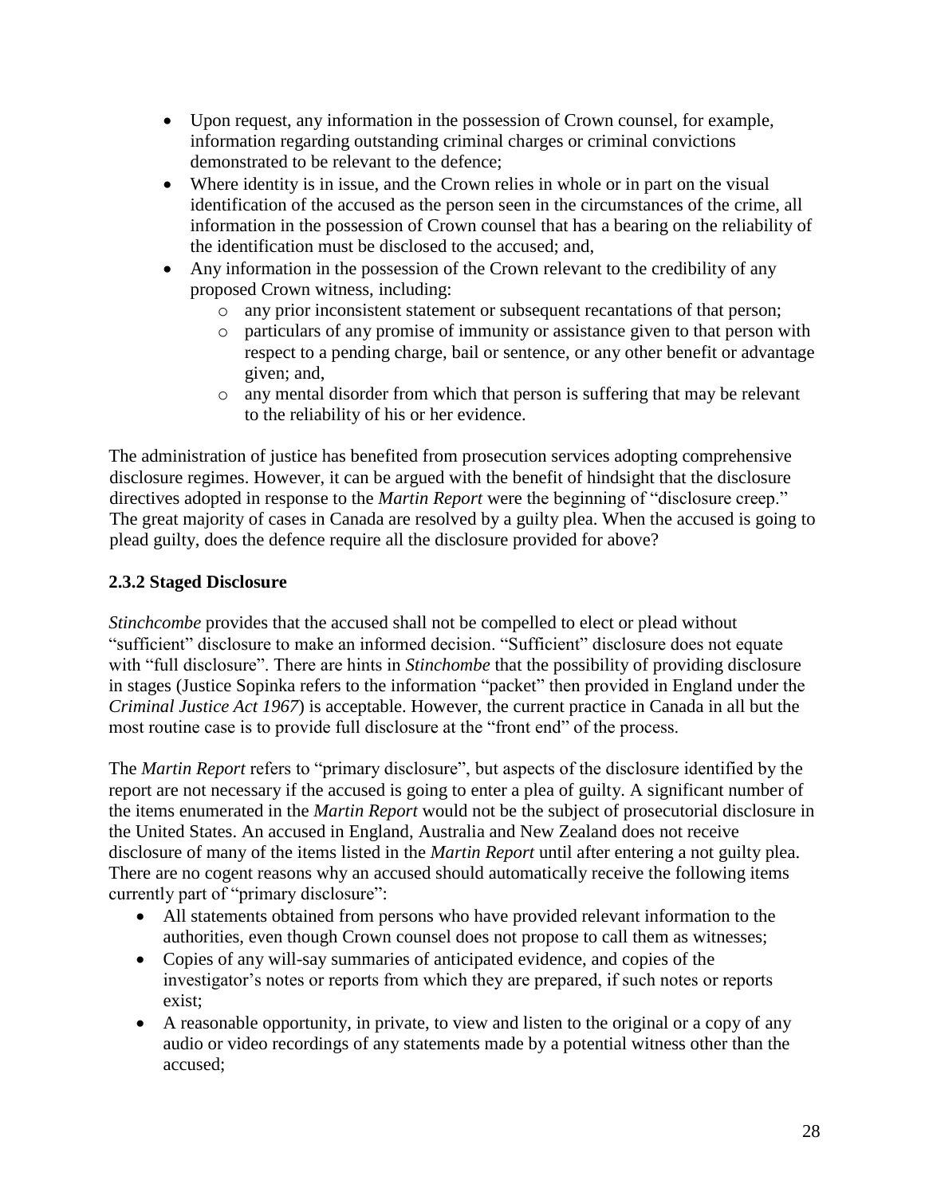- Upon request, any information in the possession of Crown counsel, for example, information regarding outstanding criminal charges or criminal convictions demonstrated to be relevant to the defence;
- Where identity is in issue, and the Crown relies in whole or in part on the visual identification of the accused as the person seen in the circumstances of the crime, all information in the possession of Crown counsel that has a bearing on the reliability of the identification must be disclosed to the accused; and,
- Any information in the possession of the Crown relevant to the credibility of any proposed Crown witness, including:
  - any prior inconsistent statement or subsequent recantations of that person;
  - particulars of any promise of immunity or assistance given to that person with respect to a pending charge, bail or sentence, or any other benefit or advantage given; and,
  - any mental disorder from which that person is suffering that may be relevant to the reliability of his or her evidence.

The administration of justice has benefited from prosecution services adopting comprehensive disclosure regimes. However, it can be argued with the benefit of hindsight that the disclosure directives adopted in response to the *Martin Report* were the beginning of "disclosure creep." The great majority of cases in Canada are resolved by a guilty plea. When the accused is going to plead guilty, does the defence require all the disclosure provided for above?

### 2.3.2 Staged Disclosure

*Stinchcombe* provides that the accused shall not be compelled to elect or plead without "sufficient" disclosure to make an informed decision. "Sufficient" disclosure does not equate with "full disclosure". There are hints in *Stinchombe* that the possibility of providing disclosure in stages (Justice Sopinka refers to the information "packet" then provided in England under the *Criminal Justice Act 1967*) is acceptable. However, the current practice in Canada in all but the most routine case is to provide full disclosure at the "front end" of the process.

The *Martin Report* refers to "primary disclosure", but aspects of the disclosure identified by the report are not necessary if the accused is going to enter a plea of guilty. A significant number of the items enumerated in the *Martin Report* would not be the subject of prosecutorial disclosure in the United States. An accused in England, Australia and New Zealand does not receive disclosure of many of the items listed in the *Martin Report* until after entering a not guilty plea. There are no cogent reasons why an accused should automatically receive the following items currently part of "primary disclosure":

- All statements obtained from persons who have provided relevant information to the authorities, even though Crown counsel does not propose to call them as witnesses;
- Copies of any will-say summaries of anticipated evidence, and copies of the investigator's notes or reports from which they are prepared, if such notes or reports exist;
- A reasonable opportunity, in private, to view and listen to the original or a copy of any audio or video recordings of any statements made by a potential witness other than the accused;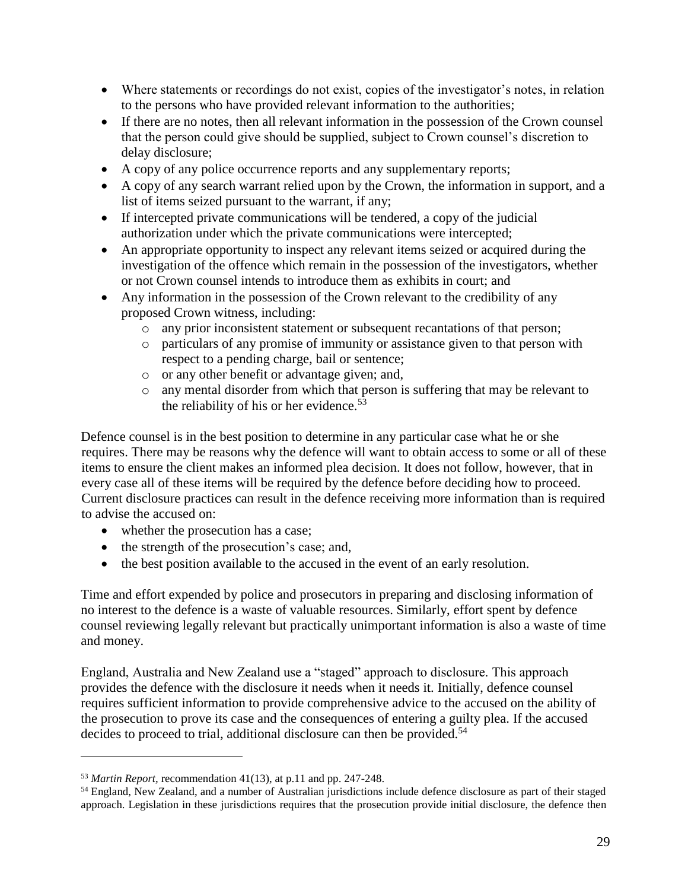- Where statements or recordings do not exist, copies of the investigator's notes, in relation to the persons who have provided relevant information to the authorities;
- If there are no notes, then all relevant information in the possession of the Crown counsel that the person could give should be supplied, subject to Crown counsel's discretion to delay disclosure;
- A copy of any police occurrence reports and any supplementary reports;
- A copy of any search warrant relied upon by the Crown, the information in support, and a list of items seized pursuant to the warrant, if any;
- If intercepted private communications will be tendered, a copy of the judicial authorization under which the private communications were intercepted;
- An appropriate opportunity to inspect any relevant items seized or acquired during the investigation of the offence which remain in the possession of the investigators, whether or not Crown counsel intends to introduce them as exhibits in court; and
- Any information in the possession of the Crown relevant to the credibility of any proposed Crown witness, including:
  - any prior inconsistent statement or subsequent recantations of that person;
  - particulars of any promise of immunity or assistance given to that person with respect to a pending charge, bail or sentence;
  - or any other benefit or advantage given; and,
  - any mental disorder from which that person is suffering that may be relevant to the reliability of his or her evidence.[53]

Defence counsel is in the best position to determine in any particular case what he or she requires. There may be reasons why the defence will want to obtain access to some or all of these items to ensure the client makes an informed plea decision. It does not follow, however, that in every case all of these items will be required by the defence before deciding how to proceed. Current disclosure practices can result in the defence receiving more information than is required to advise the accused on:

- whether the prosecution has a case;
- the strength of the prosecution's case; and,
- the best position available to the accused in the event of an early resolution.

Time and effort expended by police and prosecutors in preparing and disclosing information of no interest to the defence is a waste of valuable resources. Similarly, effort spent by defence counsel reviewing legally relevant but practically unimportant information is also a waste of time and money.

England, Australia and New Zealand use a "staged" approach to disclosure. This approach provides the defence with the disclosure it needs when it needs it. Initially, defence counsel requires sufficient information to provide comprehensive advice to the accused on the ability of the prosecution to prove its case and the consequences of entering a guilty plea. If the accused decides to proceed to trial, additional disclosure can then be provided.[54]

---

[53] *Martin Report*, recommendation 41(13), at p.11 and pp. 247-248.

[54] England, New Zealand, and a number of Australian jurisdictions include defence disclosure as part of their staged approach. Legislation in these jurisdictions requires that the prosecution provide initial disclosure, the defence then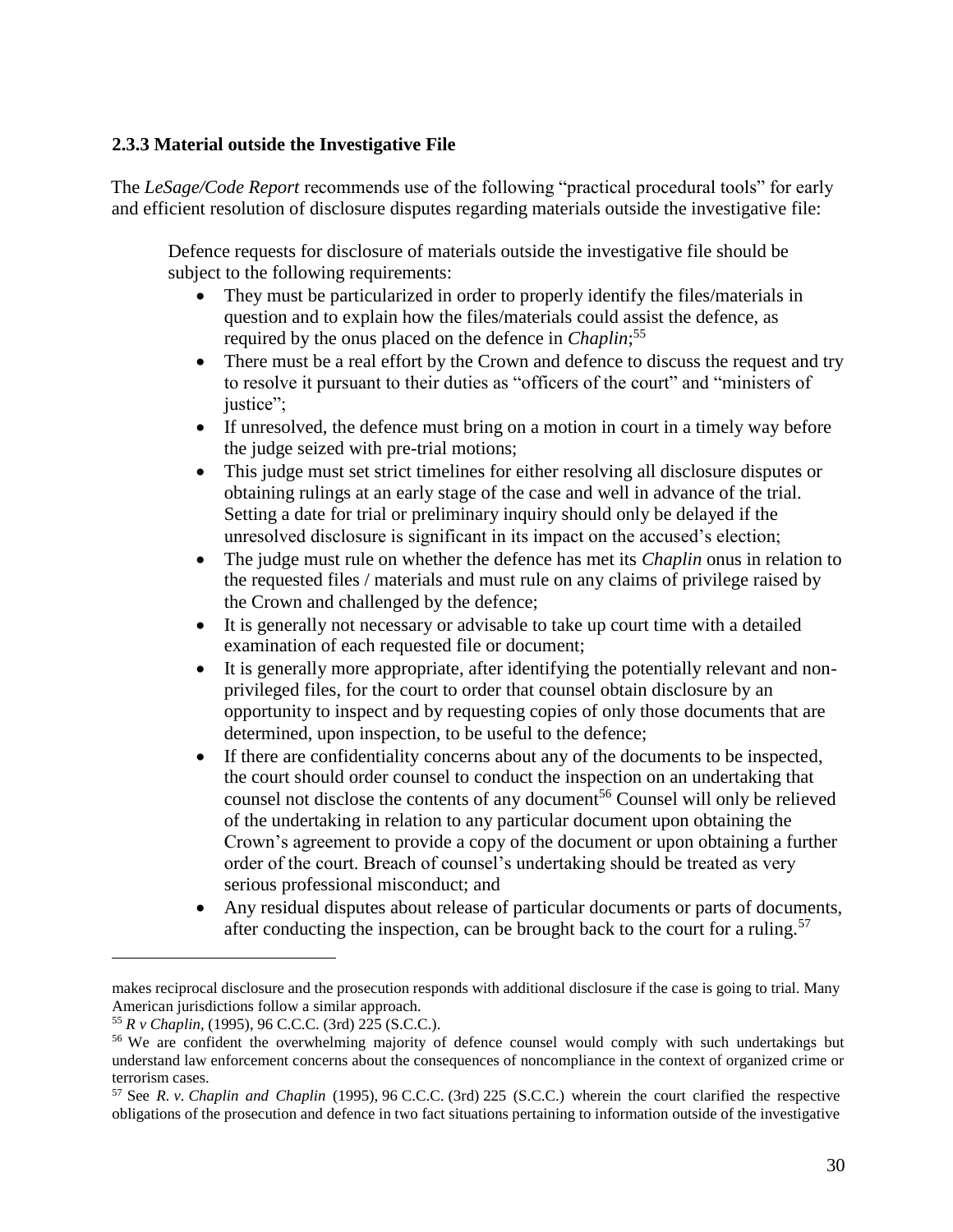### 2.3.3 Material outside the Investigative File

The *LeSage/Code Report* recommends use of the following "practical procedural tools" for early and efficient resolution of disclosure disputes regarding materials outside the investigative file:

> Defence requests for disclosure of materials outside the investigative file should be subject to the following requirements:
>
> - They must be particularized in order to properly identify the files/materials in question and to explain how the files/materials could assist the defence, as required by the onus placed on the defence in *Chaplin*;[55]
> - There must be a real effort by the Crown and defence to discuss the request and try to resolve it pursuant to their duties as "officers of the court" and "ministers of justice";
> - If unresolved, the defence must bring on a motion in court in a timely way before the judge seized with pre-trial motions;
> - This judge must set strict timelines for either resolving all disclosure disputes or obtaining rulings at an early stage of the case and well in advance of the trial. Setting a date for trial or preliminary inquiry should only be delayed if the unresolved disclosure is significant in its impact on the accused's election;
> - The judge must rule on whether the defence has met its *Chaplin* onus in relation to the requested files / materials and must rule on any claims of privilege raised by the Crown and challenged by the defence;
> - It is generally not necessary or advisable to take up court time with a detailed examination of each requested file or document;
> - It is generally more appropriate, after identifying the potentially relevant and non-privileged files, for the court to order that counsel obtain disclosure by an opportunity to inspect and by requesting copies of only those documents that are determined, upon inspection, to be useful to the defence;
> - If there are confidentiality concerns about any of the documents to be inspected, the court should order counsel to conduct the inspection on an undertaking that counsel not disclose the contents of any document[56] Counsel will only be relieved of the undertaking in relation to any particular document upon obtaining the Crown's agreement to provide a copy of the document or upon obtaining a further order of the court. Breach of counsel's undertaking should be treated as very serious professional misconduct; and
> - Any residual disputes about release of particular documents or parts of documents, after conducting the inspection, can be brought back to the court for a ruling.[57]

---

makes reciprocal disclosure and the prosecution responds with additional disclosure if the case is going to trial. Many American jurisdictions follow a similar approach.

[55] *R v Chaplin*, (1995), 96 C.C.C. (3rd) 225 (S.C.C.).

[56] We are confident the overwhelming majority of defence counsel would comply with such undertakings but understand law enforcement concerns about the consequences of noncompliance in the context of organized crime or terrorism cases.

[57] See *R. v. Chaplin and Chaplin* (1995), 96 C.C.C. (3rd) 225 (S.C.C.) wherein the court clarified the respective obligations of the prosecution and defence in two fact situations pertaining to information outside of the investigative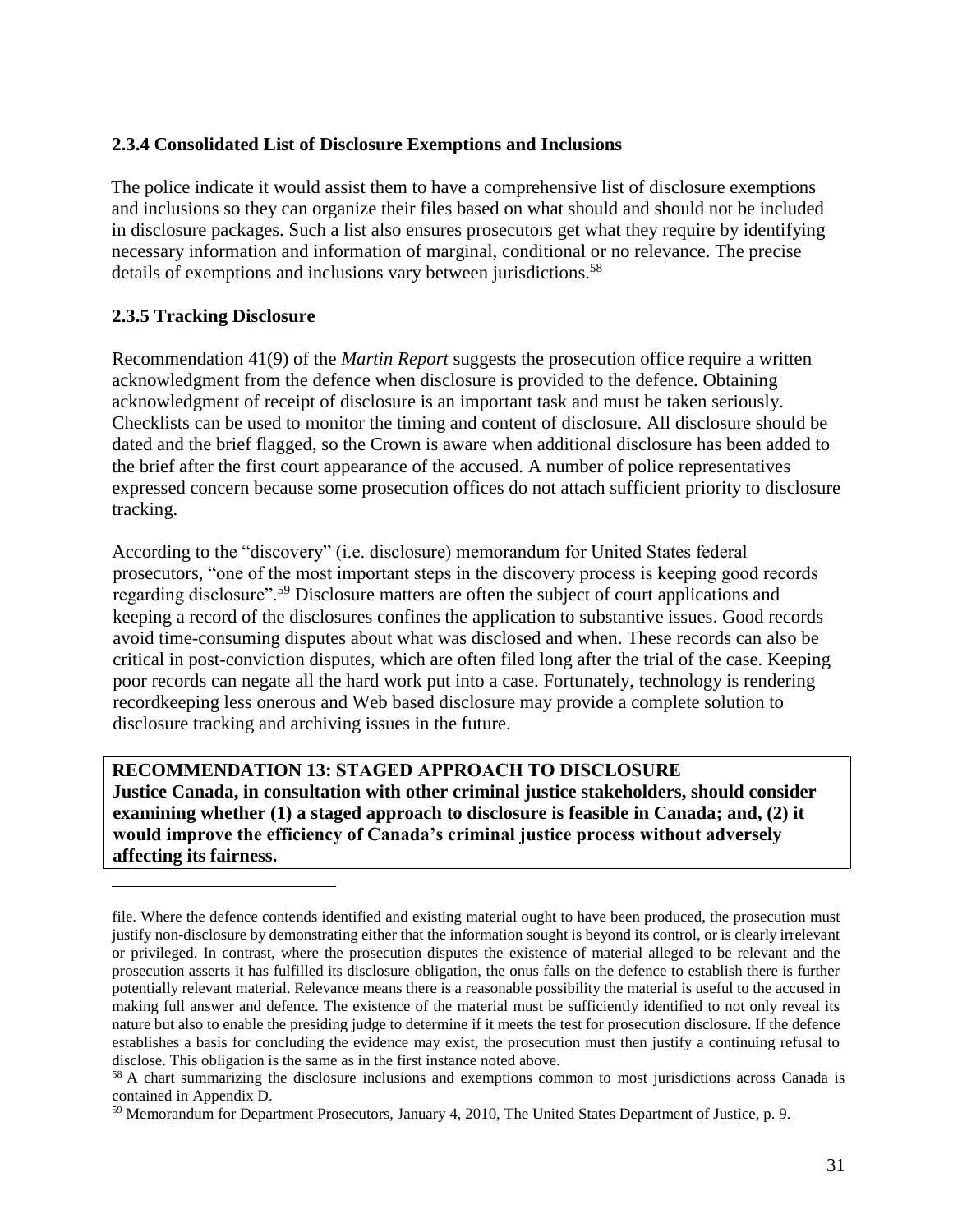### 2.3.4 Consolidated List of Disclosure Exemptions and Inclusions

The police indicate it would assist them to have a comprehensive list of disclosure exemptions and inclusions so they can organize their files based on what should and should not be included in disclosure packages. Such a list also ensures prosecutors get what they require by identifying necessary information and information of marginal, conditional or no relevance. The precise details of exemptions and inclusions vary between jurisdictions.[58]

### 2.3.5 Tracking Disclosure

Recommendation 41(9) of the *Martin Report* suggests the prosecution office require a written acknowledgment from the defence when disclosure is provided to the defence. Obtaining acknowledgment of receipt of disclosure is an important task and must be taken seriously. Checklists can be used to monitor the timing and content of disclosure. All disclosure should be dated and the brief flagged, so the Crown is aware when additional disclosure has been added to the brief after the first court appearance of the accused. A number of police representatives expressed concern because some prosecution offices do not attach sufficient priority to disclosure tracking.

According to the "discovery" (i.e. disclosure) memorandum for United States federal prosecutors, "one of the most important steps in the discovery process is keeping good records regarding disclosure".[59] Disclosure matters are often the subject of court applications and keeping a record of the disclosures confines the application to substantive issues. Good records avoid time-consuming disputes about what was disclosed and when. These records can also be critical in post-conviction disputes, which are often filed long after the trial of the case. Keeping poor records can negate all the hard work put into a case. Fortunately, technology is rendering recordkeeping less onerous and Web based disclosure may provide a complete solution to disclosure tracking and archiving issues in the future.

**RECOMMENDATION 13: STAGED APPROACH TO DISCLOSURE**
**Justice Canada, in consultation with other criminal justice stakeholders, should consider examining whether (1) a staged approach to disclosure is feasible in Canada; and, (2) it would improve the efficiency of Canada's criminal justice process without adversely affecting its fairness.**

---

file. Where the defence contends identified and existing material ought to have been produced, the prosecution must justify non-disclosure by demonstrating either that the information sought is beyond its control, or is clearly irrelevant or privileged. In contrast, where the prosecution disputes the existence of material alleged to be relevant and the prosecution asserts it has fulfilled its disclosure obligation, the onus falls on the defence to establish there is further potentially relevant material. Relevance means there is a reasonable possibility the material is useful to the accused in making full answer and defence. The existence of the material must be sufficiently identified to not only reveal its nature but also to enable the presiding judge to determine if it meets the test for prosecution disclosure. If the defence establishes a basis for concluding the evidence may exist, the prosecution must then justify a continuing refusal to disclose. This obligation is the same as in the first instance noted above.

[58] A chart summarizing the disclosure inclusions and exemptions common to most jurisdictions across Canada is contained in Appendix D.

[59] Memorandum for Department Prosecutors, January 4, 2010, The United States Department of Justice, p. 9.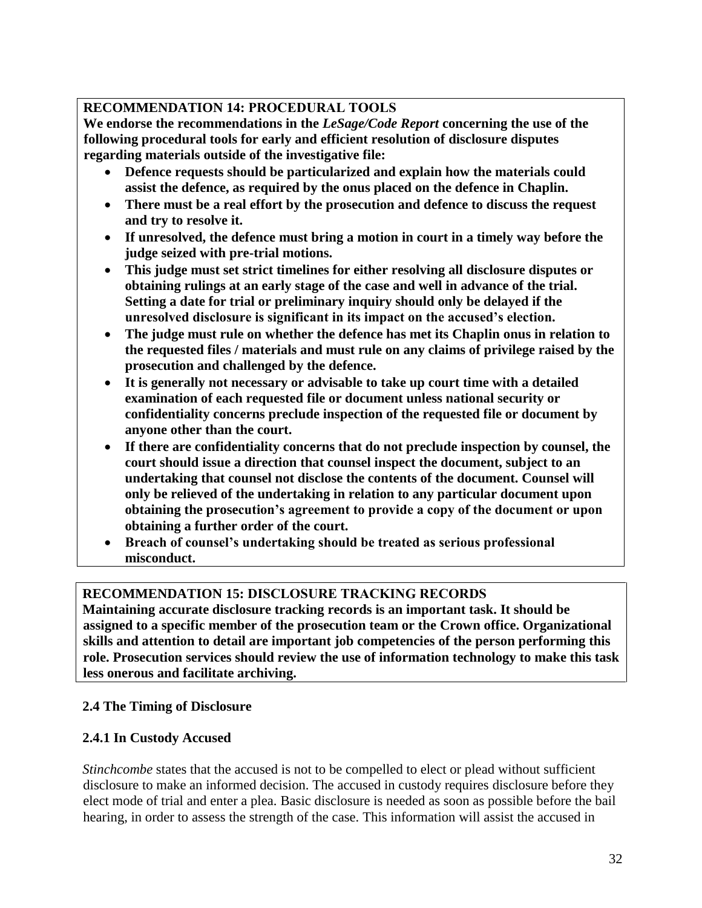**RECOMMENDATION 14: PROCEDURAL TOOLS**

**We endorse the recommendations in the *LeSage/Code Report* concerning the use of the following procedural tools for early and efficient resolution of disclosure disputes regarding materials outside of the investigative file:**

- **Defence requests should be particularized and explain how the materials could assist the defence, as required by the onus placed on the defence in Chaplin.**
- **There must be a real effort by the prosecution and defence to discuss the request and try to resolve it.**
- **If unresolved, the defence must bring a motion in court in a timely way before the judge seized with pre-trial motions.**
- **This judge must set strict timelines for either resolving all disclosure disputes or obtaining rulings at an early stage of the case and well in advance of the trial. Setting a date for trial or preliminary inquiry should only be delayed if the unresolved disclosure is significant in its impact on the accused's election.**
- **The judge must rule on whether the defence has met its Chaplin onus in relation to the requested files / materials and must rule on any claims of privilege raised by the prosecution and challenged by the defence.**
- **It is generally not necessary or advisable to take up court time with a detailed examination of each requested file or document unless national security or confidentiality concerns preclude inspection of the requested file or document by anyone other than the court.**
- **If there are confidentiality concerns that do not preclude inspection by counsel, the court should issue a direction that counsel inspect the document, subject to an undertaking that counsel not disclose the contents of the document. Counsel will only be relieved of the undertaking in relation to any particular document upon obtaining the prosecution's agreement to provide a copy of the document or upon obtaining a further order of the court.**
- **Breach of counsel's undertaking should be treated as serious professional misconduct.**

**RECOMMENDATION 15: DISCLOSURE TRACKING RECORDS**

**Maintaining accurate disclosure tracking records is an important task. It should be assigned to a specific member of the prosecution team or the Crown office. Organizational skills and attention to detail are important job competencies of the person performing this role. Prosecution services should review the use of information technology to make this task less onerous and facilitate archiving.**

## 2.4 The Timing of Disclosure

### 2.4.1 In Custody Accused

*Stinchcombe* states that the accused is not to be compelled to elect or plead without sufficient disclosure to make an informed decision. The accused in custody requires disclosure before they elect mode of trial and enter a plea. Basic disclosure is needed as soon as possible before the bail hearing, in order to assess the strength of the case. This information will assist the accused in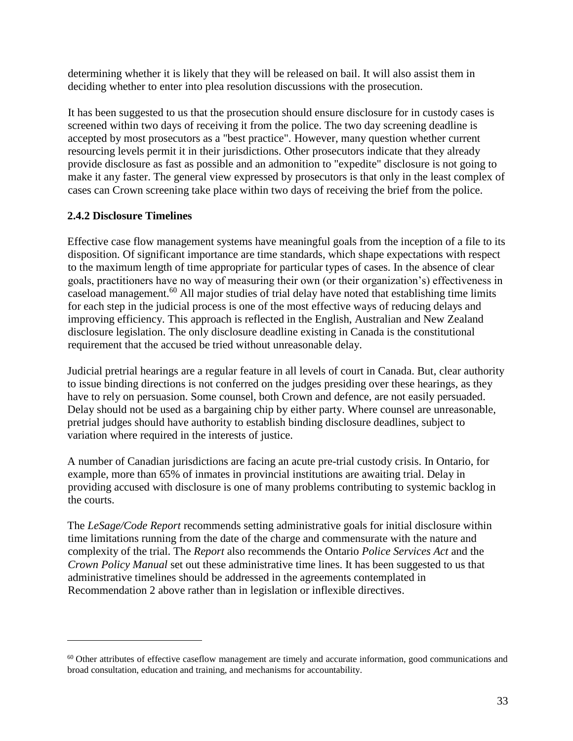determining whether it is likely that they will be released on bail. It will also assist them in deciding whether to enter into plea resolution discussions with the prosecution.

It has been suggested to us that the prosecution should ensure disclosure for in custody cases is screened within two days of receiving it from the police. The two day screening deadline is accepted by most prosecutors as a "best practice". However, many question whether current resourcing levels permit it in their jurisdictions. Other prosecutors indicate that they already provide disclosure as fast as possible and an admonition to "expedite" disclosure is not going to make it any faster. The general view expressed by prosecutors is that only in the least complex of cases can Crown screening take place within two days of receiving the brief from the police.

### 2.4.2 Disclosure Timelines

Effective case flow management systems have meaningful goals from the inception of a file to its disposition. Of significant importance are time standards, which shape expectations with respect to the maximum length of time appropriate for particular types of cases. In the absence of clear goals, practitioners have no way of measuring their own (or their organization's) effectiveness in caseload management.[60] All major studies of trial delay have noted that establishing time limits for each step in the judicial process is one of the most effective ways of reducing delays and improving efficiency. This approach is reflected in the English, Australian and New Zealand disclosure legislation. The only disclosure deadline existing in Canada is the constitutional requirement that the accused be tried without unreasonable delay.

Judicial pretrial hearings are a regular feature in all levels of court in Canada. But, clear authority to issue binding directions is not conferred on the judges presiding over these hearings, as they have to rely on persuasion. Some counsel, both Crown and defence, are not easily persuaded. Delay should not be used as a bargaining chip by either party. Where counsel are unreasonable, pretrial judges should have authority to establish binding disclosure deadlines, subject to variation where required in the interests of justice.

A number of Canadian jurisdictions are facing an acute pre-trial custody crisis. In Ontario, for example, more than 65% of inmates in provincial institutions are awaiting trial. Delay in providing accused with disclosure is one of many problems contributing to systemic backlog in the courts.

The *LeSage/Code Report* recommends setting administrative goals for initial disclosure within time limitations running from the date of the charge and commensurate with the nature and complexity of the trial. The *Report* also recommends the Ontario *Police Services Act* and the *Crown Policy Manual* set out these administrative time lines. It has been suggested to us that administrative timelines should be addressed in the agreements contemplated in Recommendation 2 above rather than in legislation or inflexible directives.

---

[60] Other attributes of effective caseflow management are timely and accurate information, good communications and broad consultation, education and training, and mechanisms for accountability.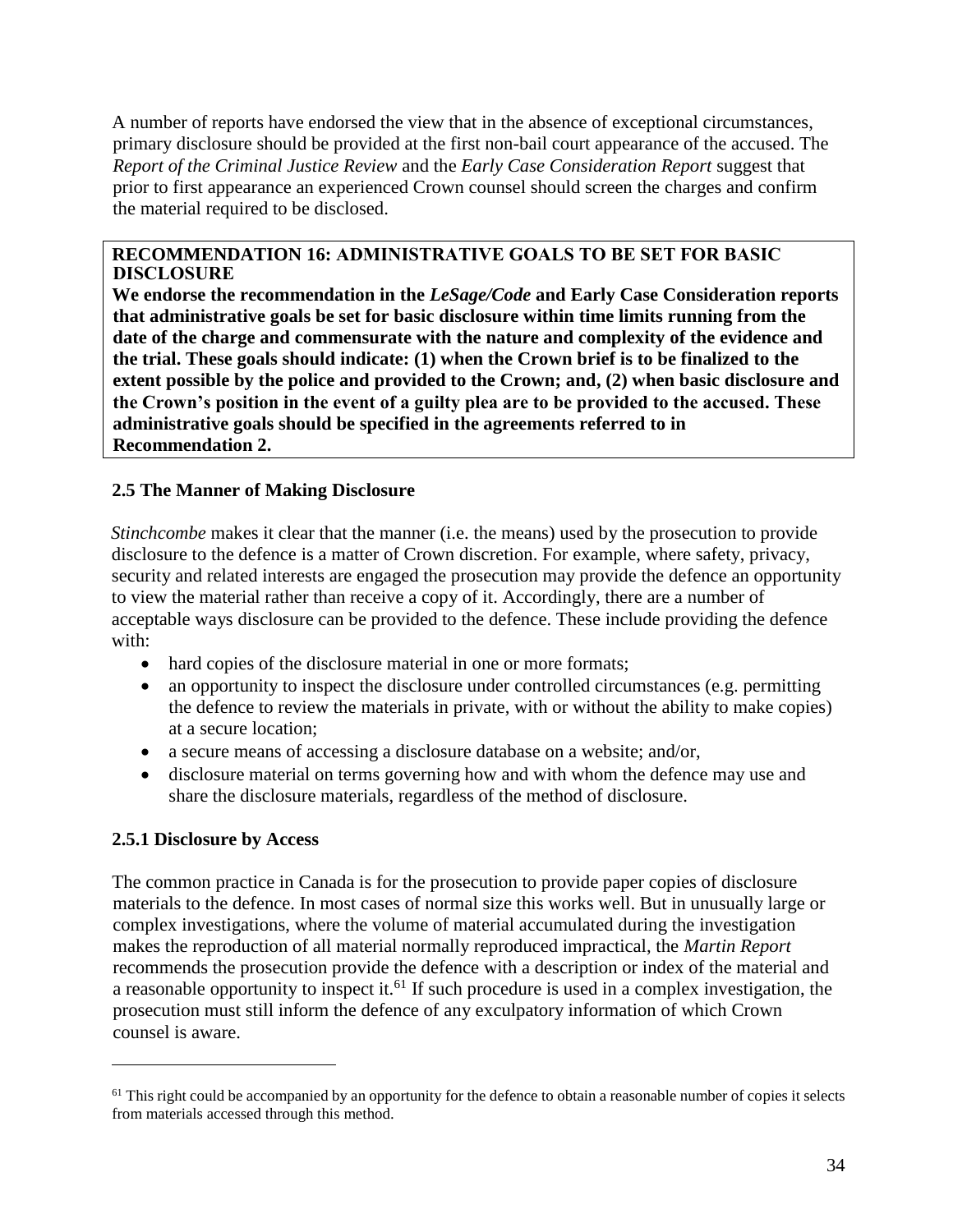A number of reports have endorsed the view that in the absence of exceptional circumstances, primary disclosure should be provided at the first non-bail court appearance of the accused. The *Report of the Criminal Justice Review* and the *Early Case Consideration Report* suggest that prior to first appearance an experienced Crown counsel should screen the charges and confirm the material required to be disclosed.

> **RECOMMENDATION 16: ADMINISTRATIVE GOALS TO BE SET FOR BASIC DISCLOSURE**
> **We endorse the recommendation in the *LeSage/Code* and Early Case Consideration reports that administrative goals be set for basic disclosure within time limits running from the date of the charge and commensurate with the nature and complexity of the evidence and the trial. These goals should indicate: (1) when the Crown brief is to be finalized to the extent possible by the police and provided to the Crown; and, (2) when basic disclosure and the Crown's position in the event of a guilty plea are to be provided to the accused. These administrative goals should be specified in the agreements referred to in Recommendation 2.**

### 2.5 The Manner of Making Disclosure

*Stinchcombe* makes it clear that the manner (i.e. the means) used by the prosecution to provide disclosure to the defence is a matter of Crown discretion. For example, where safety, privacy, security and related interests are engaged the prosecution may provide the defence an opportunity to view the material rather than receive a copy of it. Accordingly, there are a number of acceptable ways disclosure can be provided to the defence. These include providing the defence with:

- hard copies of the disclosure material in one or more formats;
- an opportunity to inspect the disclosure under controlled circumstances (e.g. permitting the defence to review the materials in private, with or without the ability to make copies) at a secure location;
- a secure means of accessing a disclosure database on a website; and/or,
- disclosure material on terms governing how and with whom the defence may use and share the disclosure materials, regardless of the method of disclosure.

#### 2.5.1 Disclosure by Access

The common practice in Canada is for the prosecution to provide paper copies of disclosure materials to the defence. In most cases of normal size this works well. But in unusually large or complex investigations, where the volume of material accumulated during the investigation makes the reproduction of all material normally reproduced impractical, the *Martin Report* recommends the prosecution provide the defence with a description or index of the material and a reasonable opportunity to inspect it.[61] If such procedure is used in a complex investigation, the prosecution must still inform the defence of any exculpatory information of which Crown counsel is aware.

---

[61] This right could be accompanied by an opportunity for the defence to obtain a reasonable number of copies it selects from materials accessed through this method.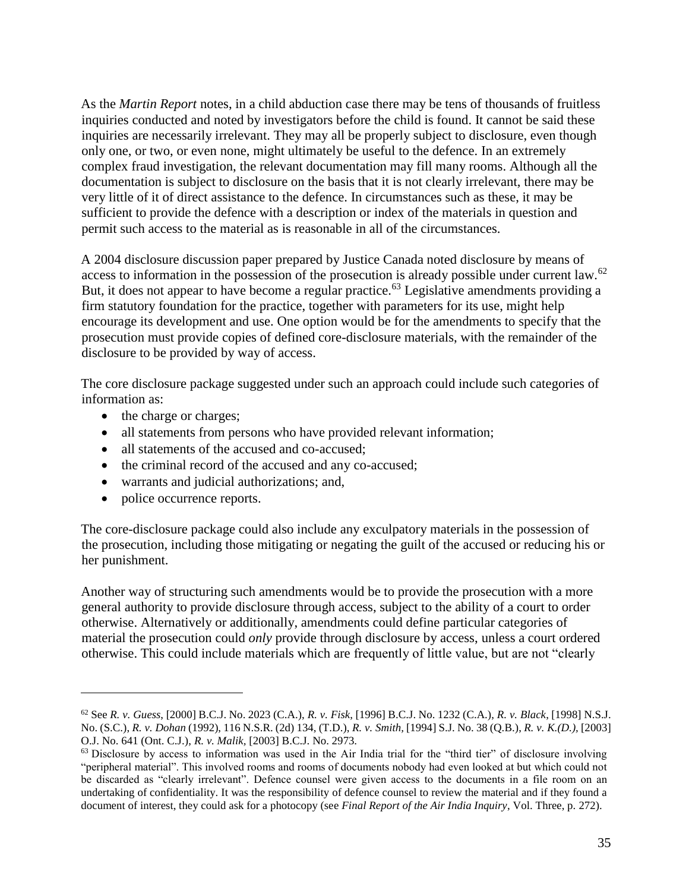As the *Martin Report* notes, in a child abduction case there may be tens of thousands of fruitless inquiries conducted and noted by investigators before the child is found. It cannot be said these inquiries are necessarily irrelevant. They may all be properly subject to disclosure, even though only one, or two, or even none, might ultimately be useful to the defence. In an extremely complex fraud investigation, the relevant documentation may fill many rooms. Although all the documentation is subject to disclosure on the basis that it is not clearly irrelevant, there may be very little of it of direct assistance to the defence. In circumstances such as these, it may be sufficient to provide the defence with a description or index of the materials in question and permit such access to the material as is reasonable in all of the circumstances.

A 2004 disclosure discussion paper prepared by Justice Canada noted disclosure by means of access to information in the possession of the prosecution is already possible under current law.[62] But, it does not appear to have become a regular practice.[63] Legislative amendments providing a firm statutory foundation for the practice, together with parameters for its use, might help encourage its development and use. One option would be for the amendments to specify that the prosecution must provide copies of defined core-disclosure materials, with the remainder of the disclosure to be provided by way of access.

The core disclosure package suggested under such an approach could include such categories of information as:

- the charge or charges;
- all statements from persons who have provided relevant information;
- all statements of the accused and co-accused;
- the criminal record of the accused and any co-accused;
- warrants and judicial authorizations; and,
- police occurrence reports.

The core-disclosure package could also include any exculpatory materials in the possession of the prosecution, including those mitigating or negating the guilt of the accused or reducing his or her punishment.

Another way of structuring such amendments would be to provide the prosecution with a more general authority to provide disclosure through access, subject to the ability of a court to order otherwise. Alternatively or additionally, amendments could define particular categories of material the prosecution could *only* provide through disclosure by access, unless a court ordered otherwise. This could include materials which are frequently of little value, but are not "clearly

---

[62] See *R. v. Guess*, [2000] B.C.J. No. 2023 (C.A.), *R. v. Fisk*, [1996] B.C.J. No. 1232 (C.A.), *R. v. Black*, [1998] N.S.J. No. (S.C.), *R. v. Dohan* (1992), 116 N.S.R. (2d) 134, (T.D.), *R. v. Smith*, [1994] S.J. No. 38 (Q.B.), *R. v. K.(D.)*, [2003] O.J. No. 641 (Ont. C.J.), *R. v. Malik*, [2003] B.C.J. No. 2973.

[63] Disclosure by access to information was used in the Air India trial for the "third tier" of disclosure involving "peripheral material". This involved rooms and rooms of documents nobody had even looked at but which could not be discarded as "clearly irrelevant". Defence counsel were given access to the documents in a file room on an undertaking of confidentiality. It was the responsibility of defence counsel to review the material and if they found a document of interest, they could ask for a photocopy (see *Final Report of the Air India Inquiry*, Vol. Three, p. 272).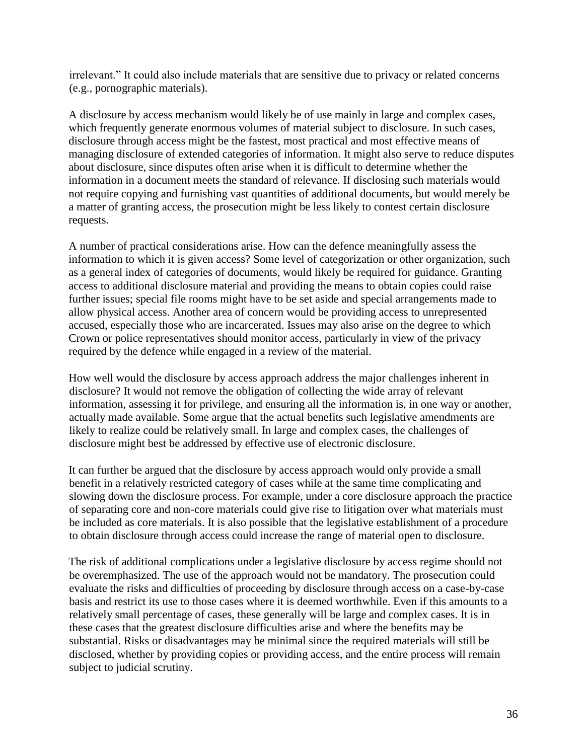irrelevant." It could also include materials that are sensitive due to privacy or related concerns (e.g., pornographic materials).

A disclosure by access mechanism would likely be of use mainly in large and complex cases, which frequently generate enormous volumes of material subject to disclosure. In such cases, disclosure through access might be the fastest, most practical and most effective means of managing disclosure of extended categories of information. It might also serve to reduce disputes about disclosure, since disputes often arise when it is difficult to determine whether the information in a document meets the standard of relevance. If disclosing such materials would not require copying and furnishing vast quantities of additional documents, but would merely be a matter of granting access, the prosecution might be less likely to contest certain disclosure requests.

A number of practical considerations arise. How can the defence meaningfully assess the information to which it is given access? Some level of categorization or other organization, such as a general index of categories of documents, would likely be required for guidance. Granting access to additional disclosure material and providing the means to obtain copies could raise further issues; special file rooms might have to be set aside and special arrangements made to allow physical access. Another area of concern would be providing access to unrepresented accused, especially those who are incarcerated. Issues may also arise on the degree to which Crown or police representatives should monitor access, particularly in view of the privacy required by the defence while engaged in a review of the material.

How well would the disclosure by access approach address the major challenges inherent in disclosure? It would not remove the obligation of collecting the wide array of relevant information, assessing it for privilege, and ensuring all the information is, in one way or another, actually made available. Some argue that the actual benefits such legislative amendments are likely to realize could be relatively small. In large and complex cases, the challenges of disclosure might best be addressed by effective use of electronic disclosure.

It can further be argued that the disclosure by access approach would only provide a small benefit in a relatively restricted category of cases while at the same time complicating and slowing down the disclosure process. For example, under a core disclosure approach the practice of separating core and non-core materials could give rise to litigation over what materials must be included as core materials. It is also possible that the legislative establishment of a procedure to obtain disclosure through access could increase the range of material open to disclosure.

The risk of additional complications under a legislative disclosure by access regime should not be overemphasized. The use of the approach would not be mandatory. The prosecution could evaluate the risks and difficulties of proceeding by disclosure through access on a case-by-case basis and restrict its use to those cases where it is deemed worthwhile. Even if this amounts to a relatively small percentage of cases, these generally will be large and complex cases. It is in these cases that the greatest disclosure difficulties arise and where the benefits may be substantial. Risks or disadvantages may be minimal since the required materials will still be disclosed, whether by providing copies or providing access, and the entire process will remain subject to judicial scrutiny.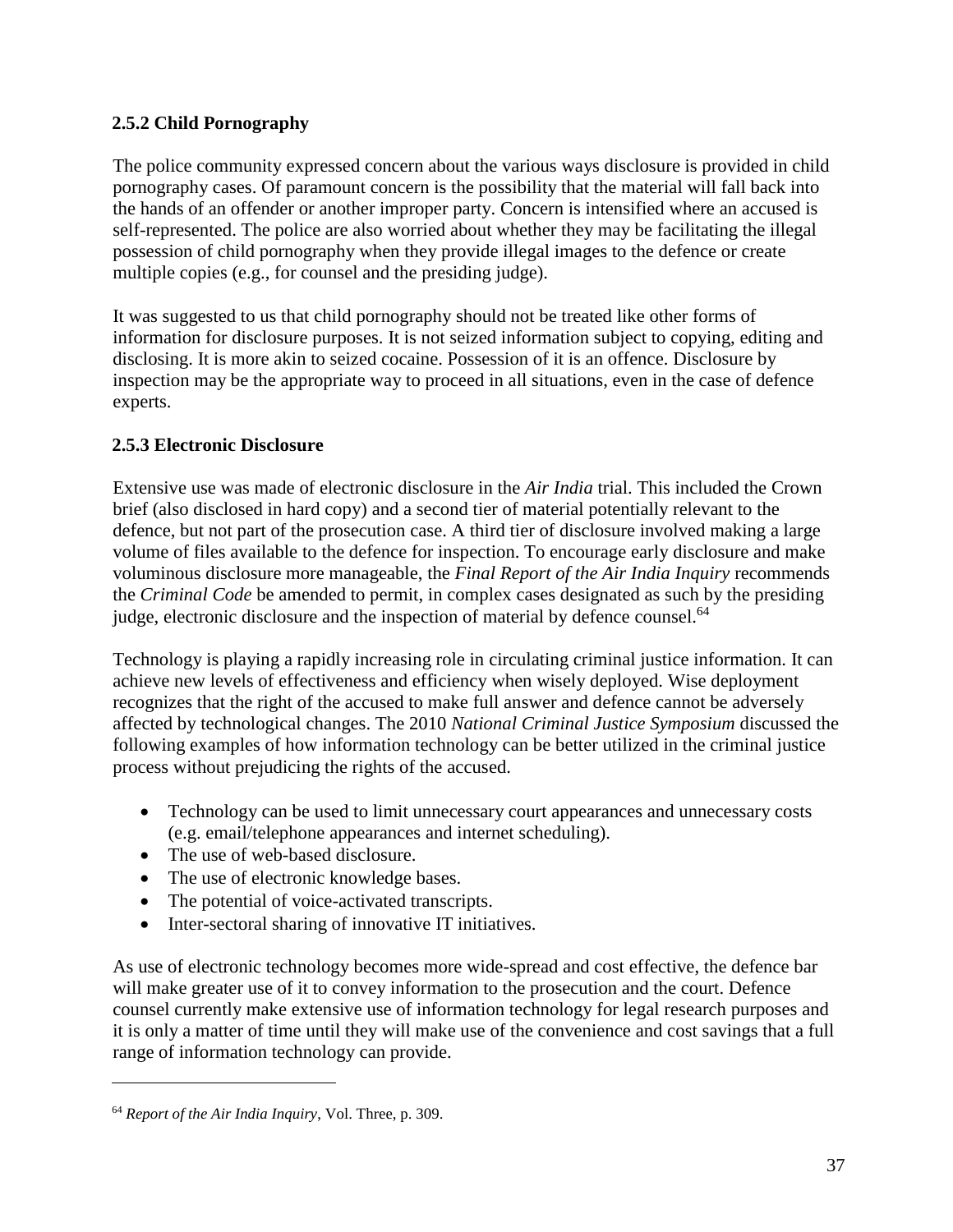### 2.5.2 Child Pornography

The police community expressed concern about the various ways disclosure is provided in child pornography cases. Of paramount concern is the possibility that the material will fall back into the hands of an offender or another improper party. Concern is intensified where an accused is self-represented. The police are also worried about whether they may be facilitating the illegal possession of child pornography when they provide illegal images to the defence or create multiple copies (e.g., for counsel and the presiding judge).

It was suggested to us that child pornography should not be treated like other forms of information for disclosure purposes. It is not seized information subject to copying, editing and disclosing. It is more akin to seized cocaine. Possession of it is an offence. Disclosure by inspection may be the appropriate way to proceed in all situations, even in the case of defence experts.

### 2.5.3 Electronic Disclosure

Extensive use was made of electronic disclosure in the *Air India* trial. This included the Crown brief (also disclosed in hard copy) and a second tier of material potentially relevant to the defence, but not part of the prosecution case. A third tier of disclosure involved making a large volume of files available to the defence for inspection. To encourage early disclosure and make voluminous disclosure more manageable, the *Final Report of the Air India Inquiry* recommends the *Criminal Code* be amended to permit, in complex cases designated as such by the presiding judge, electronic disclosure and the inspection of material by defence counsel.[64]

Technology is playing a rapidly increasing role in circulating criminal justice information. It can achieve new levels of effectiveness and efficiency when wisely deployed. Wise deployment recognizes that the right of the accused to make full answer and defence cannot be adversely affected by technological changes. The 2010 *National Criminal Justice Symposium* discussed the following examples of how information technology can be better utilized in the criminal justice process without prejudicing the rights of the accused.

- Technology can be used to limit unnecessary court appearances and unnecessary costs (e.g. email/telephone appearances and internet scheduling).
- The use of web-based disclosure.
- The use of electronic knowledge bases.
- The potential of voice-activated transcripts.
- Inter-sectoral sharing of innovative IT initiatives.

As use of electronic technology becomes more wide-spread and cost effective, the defence bar will make greater use of it to convey information to the prosecution and the court. Defence counsel currently make extensive use of information technology for legal research purposes and it is only a matter of time until they will make use of the convenience and cost savings that a full range of information technology can provide.

---

[64] *Report of the Air India Inquiry*, Vol. Three, p. 309.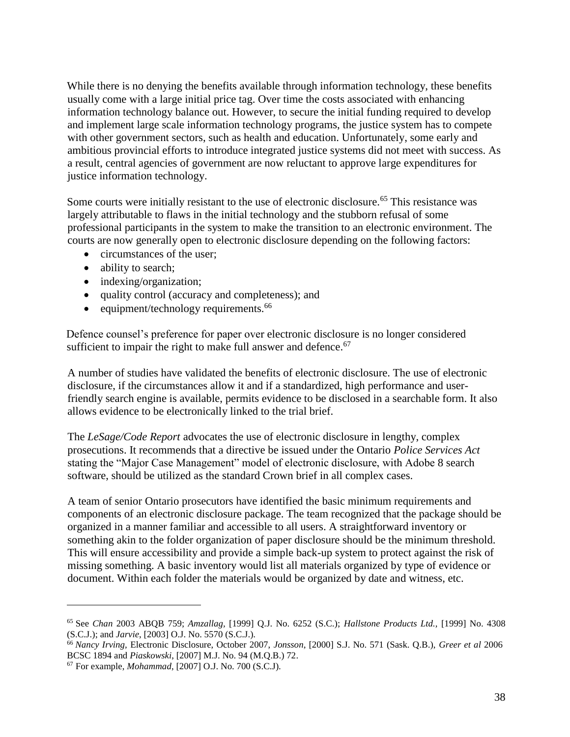While there is no denying the benefits available through information technology, these benefits usually come with a large initial price tag. Over time the costs associated with enhancing information technology balance out. However, to secure the initial funding required to develop and implement large scale information technology programs, the justice system has to compete with other government sectors, such as health and education. Unfortunately, some early and ambitious provincial efforts to introduce integrated justice systems did not meet with success. As a result, central agencies of government are now reluctant to approve large expenditures for justice information technology.

Some courts were initially resistant to the use of electronic disclosure.[65] This resistance was largely attributable to flaws in the initial technology and the stubborn refusal of some professional participants in the system to make the transition to an electronic environment. The courts are now generally open to electronic disclosure depending on the following factors:

- circumstances of the user;
- ability to search;
- indexing/organization;
- quality control (accuracy and completeness); and
- equipment/technology requirements.[66]

Defence counsel's preference for paper over electronic disclosure is no longer considered sufficient to impair the right to make full answer and defence.[67]

A number of studies have validated the benefits of electronic disclosure. The use of electronic disclosure, if the circumstances allow it and if a standardized, high performance and user-friendly search engine is available, permits evidence to be disclosed in a searchable form. It also allows evidence to be electronically linked to the trial brief.

The *LeSage/Code Report* advocates the use of electronic disclosure in lengthy, complex prosecutions. It recommends that a directive be issued under the Ontario *Police Services Act* stating the "Major Case Management" model of electronic disclosure, with Adobe 8 search software, should be utilized as the standard Crown brief in all complex cases.

A team of senior Ontario prosecutors have identified the basic minimum requirements and components of an electronic disclosure package. The team recognized that the package should be organized in a manner familiar and accessible to all users. A straightforward inventory or something akin to the folder organization of paper disclosure should be the minimum threshold. This will ensure accessibility and provide a simple back-up system to protect against the risk of missing something. A basic inventory would list all materials organized by type of evidence or document. Within each folder the materials would be organized by date and witness, etc.

---

[65] See *Chan* 2003 ABQB 759; *Amzallag*, [1999] Q.J. No. 6252 (S.C.); *Hallstone Products Ltd.,* [1999] No. 4308 (S.C.J.); and *Jarvie*, [2003] O.J. No. 5570 (S.C.J.).

[66] *Nancy Irving,* Electronic Disclosure, October 2007, *Jonsson,* [2000] S.J. No. 571 (Sask. Q.B.), *Greer et al* 2006 BCSC 1894 and *Piaskowski,* [2007] M.J. No. 94 (M.Q.B.) 72.

[67] For example, *Mohammad*, [2007] O.J. No. 700 (S.C.J).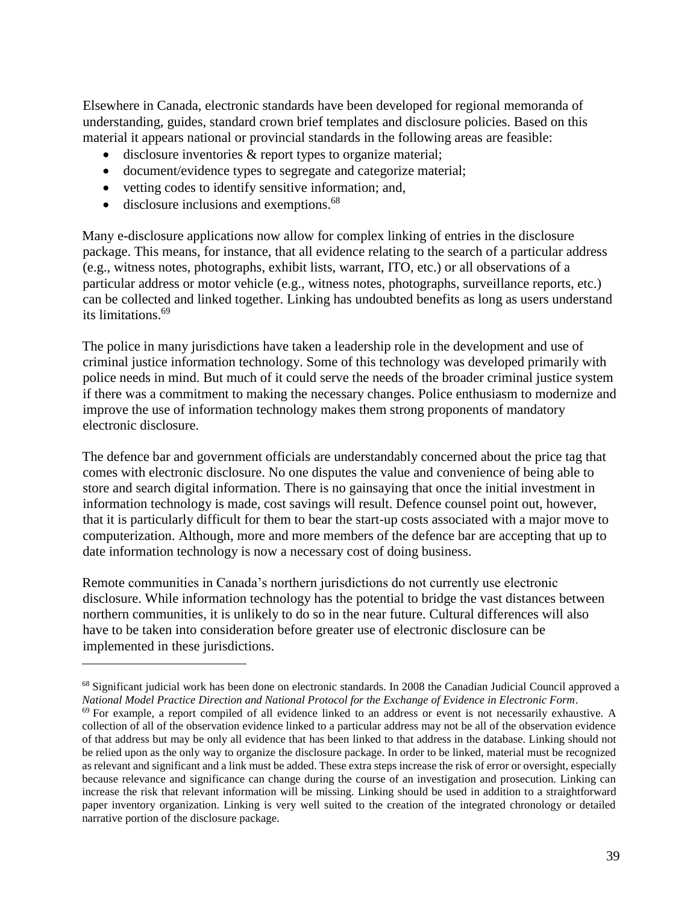Elsewhere in Canada, electronic standards have been developed for regional memoranda of understanding, guides, standard crown brief templates and disclosure policies. Based on this material it appears national or provincial standards in the following areas are feasible:

- disclosure inventories & report types to organize material;
- document/evidence types to segregate and categorize material;
- vetting codes to identify sensitive information; and,
- disclosure inclusions and exemptions.[68]

Many e-disclosure applications now allow for complex linking of entries in the disclosure package. This means, for instance, that all evidence relating to the search of a particular address (e.g., witness notes, photographs, exhibit lists, warrant, ITO, etc.) or all observations of a particular address or motor vehicle (e.g., witness notes, photographs, surveillance reports, etc.) can be collected and linked together. Linking has undoubted benefits as long as users understand its limitations.[69]

The police in many jurisdictions have taken a leadership role in the development and use of criminal justice information technology. Some of this technology was developed primarily with police needs in mind. But much of it could serve the needs of the broader criminal justice system if there was a commitment to making the necessary changes. Police enthusiasm to modernize and improve the use of information technology makes them strong proponents of mandatory electronic disclosure.

The defence bar and government officials are understandably concerned about the price tag that comes with electronic disclosure. No one disputes the value and convenience of being able to store and search digital information. There is no gainsaying that once the initial investment in information technology is made, cost savings will result. Defence counsel point out, however, that it is particularly difficult for them to bear the start-up costs associated with a major move to computerization. Although, more and more members of the defence bar are accepting that up to date information technology is now a necessary cost of doing business.

Remote communities in Canada's northern jurisdictions do not currently use electronic disclosure. While information technology has the potential to bridge the vast distances between northern communities, it is unlikely to do so in the near future. Cultural differences will also have to be taken into consideration before greater use of electronic disclosure can be implemented in these jurisdictions.

---

[68] Significant judicial work has been done on electronic standards. In 2008 the Canadian Judicial Council approved a *National Model Practice Direction and National Protocol for the Exchange of Evidence in Electronic Form*.

[69] For example, a report compiled of all evidence linked to an address or event is not necessarily exhaustive. A collection of all of the observation evidence linked to a particular address may not be all of the observation evidence of that address but may be only all evidence that has been linked to that address in the database. Linking should not be relied upon as the only way to organize the disclosure package. In order to be linked, material must be recognized as relevant and significant and a link must be added. These extra steps increase the risk of error or oversight, especially because relevance and significance can change during the course of an investigation and prosecution. Linking can increase the risk that relevant information will be missing. Linking should be used in addition to a straightforward paper inventory organization. Linking is very well suited to the creation of the integrated chronology or detailed narrative portion of the disclosure package.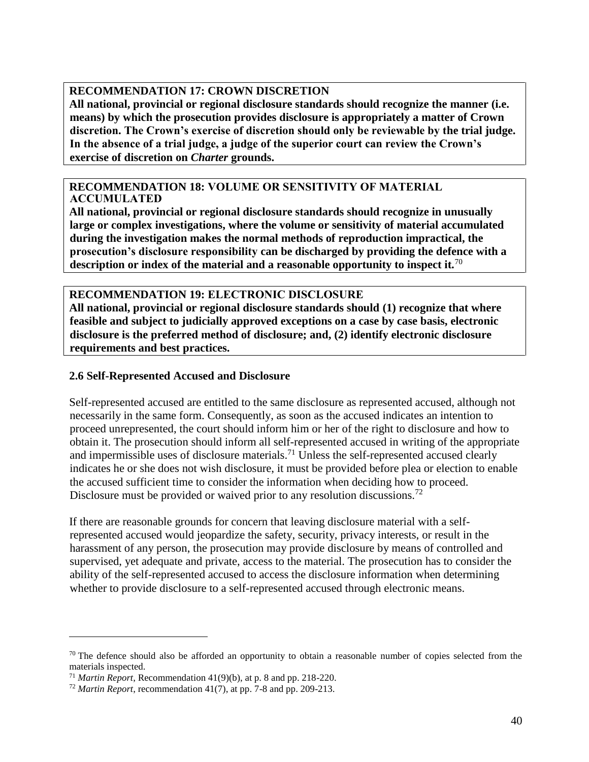**RECOMMENDATION 17: CROWN DISCRETION**
**All national, provincial or regional disclosure standards should recognize the manner (i.e. means) by which the prosecution provides disclosure is appropriately a matter of Crown discretion. The Crown's exercise of discretion should only be reviewable by the trial judge. In the absence of a trial judge, a judge of the superior court can review the Crown's exercise of discretion on *Charter* grounds.**

**RECOMMENDATION 18: VOLUME OR SENSITIVITY OF MATERIAL ACCUMULATED**
**All national, provincial or regional disclosure standards should recognize in unusually large or complex investigations, where the volume or sensitivity of material accumulated during the investigation makes the normal methods of reproduction impractical, the prosecution's disclosure responsibility can be discharged by providing the defence with a description or index of the material and a reasonable opportunity to inspect it.**[70]

**RECOMMENDATION 19: ELECTRONIC DISCLOSURE**
**All national, provincial or regional disclosure standards should (1) recognize that where feasible and subject to judicially approved exceptions on a case by case basis, electronic disclosure is the preferred method of disclosure; and, (2) identify electronic disclosure requirements and best practices.**

### 2.6 Self-Represented Accused and Disclosure

Self-represented accused are entitled to the same disclosure as represented accused, although not necessarily in the same form. Consequently, as soon as the accused indicates an intention to proceed unrepresented, the court should inform him or her of the right to disclosure and how to obtain it. The prosecution should inform all self-represented accused in writing of the appropriate and impermissible uses of disclosure materials.[71] Unless the self-represented accused clearly indicates he or she does not wish disclosure, it must be provided before plea or election to enable the accused sufficient time to consider the information when deciding how to proceed. Disclosure must be provided or waived prior to any resolution discussions.[72]

If there are reasonable grounds for concern that leaving disclosure material with a self-represented accused would jeopardize the safety, security, privacy interests, or result in the harassment of any person, the prosecution may provide disclosure by means of controlled and supervised, yet adequate and private, access to the material. The prosecution has to consider the ability of the self-represented accused to access the disclosure information when determining whether to provide disclosure to a self-represented accused through electronic means.

---

[70] The defence should also be afforded an opportunity to obtain a reasonable number of copies selected from the materials inspected.

[71] *Martin Report*, Recommendation 41(9)(b), at p. 8 and pp. 218-220.

[72] *Martin Report*, recommendation 41(7), at pp. 7-8 and pp. 209-213.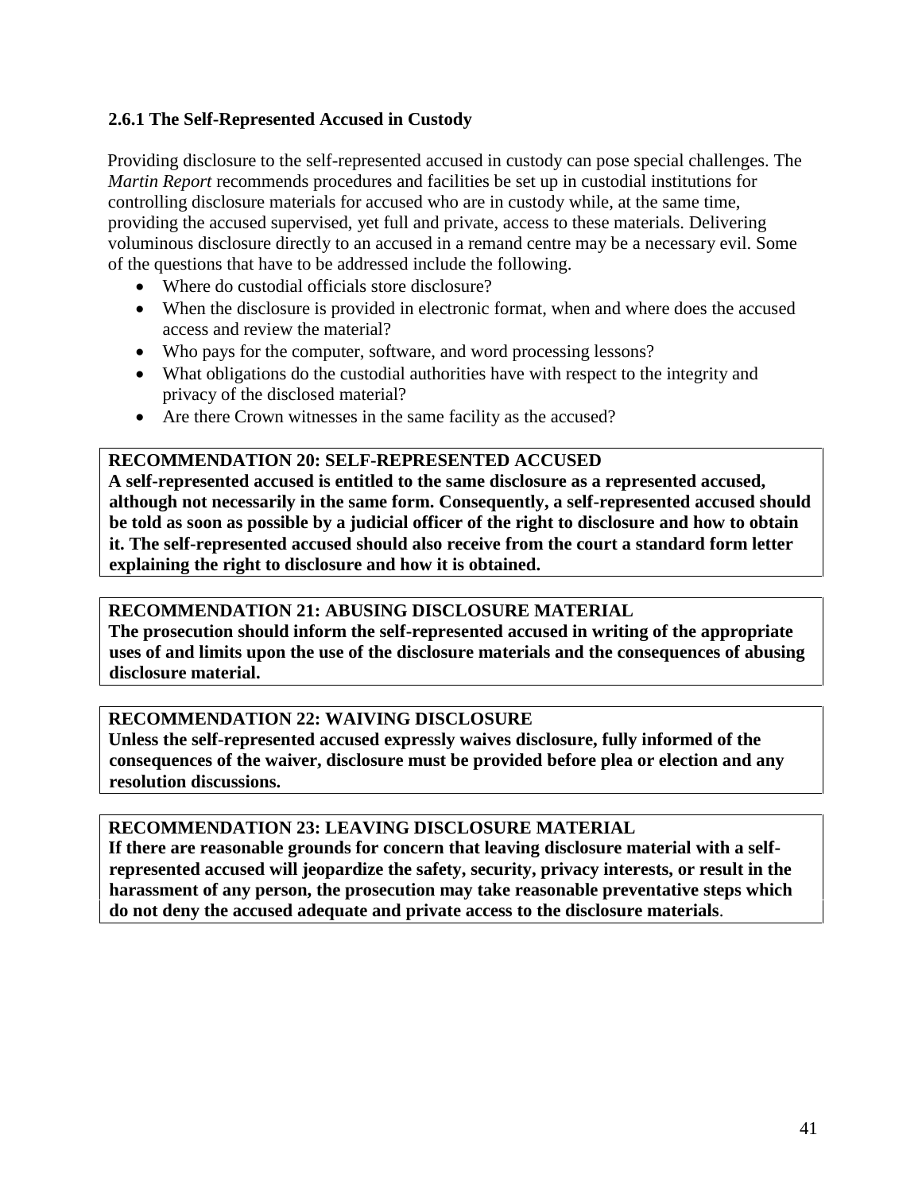### 2.6.1 The Self-Represented Accused in Custody

Providing disclosure to the self-represented accused in custody can pose special challenges. The *Martin Report* recommends procedures and facilities be set up in custodial institutions for controlling disclosure materials for accused who are in custody while, at the same time, providing the accused supervised, yet full and private, access to these materials. Delivering voluminous disclosure directly to an accused in a remand centre may be a necessary evil. Some of the questions that have to be addressed include the following.

- Where do custodial officials store disclosure?
- When the disclosure is provided in electronic format, when and where does the accused access and review the material?
- Who pays for the computer, software, and word processing lessons?
- What obligations do the custodial authorities have with respect to the integrity and privacy of the disclosed material?
- Are there Crown witnesses in the same facility as the accused?

**RECOMMENDATION 20: SELF-REPRESENTED ACCUSED**
**A self-represented accused is entitled to the same disclosure as a represented accused, although not necessarily in the same form. Consequently, a self-represented accused should be told as soon as possible by a judicial officer of the right to disclosure and how to obtain it. The self-represented accused should also receive from the court a standard form letter explaining the right to disclosure and how it is obtained.**

**RECOMMENDATION 21: ABUSING DISCLOSURE MATERIAL**
**The prosecution should inform the self-represented accused in writing of the appropriate uses of and limits upon the use of the disclosure materials and the consequences of abusing disclosure material.**

**RECOMMENDATION 22: WAIVING DISCLOSURE**
**Unless the self-represented accused expressly waives disclosure, fully informed of the consequences of the waiver, disclosure must be provided before plea or election and any resolution discussions.**

**RECOMMENDATION 23: LEAVING DISCLOSURE MATERIAL**
**If there are reasonable grounds for concern that leaving disclosure material with a self-represented accused will jeopardize the safety, security, privacy interests, or result in the harassment of any person, the prosecution may take reasonable preventative steps which do not deny the accused adequate and private access to the disclosure materials**.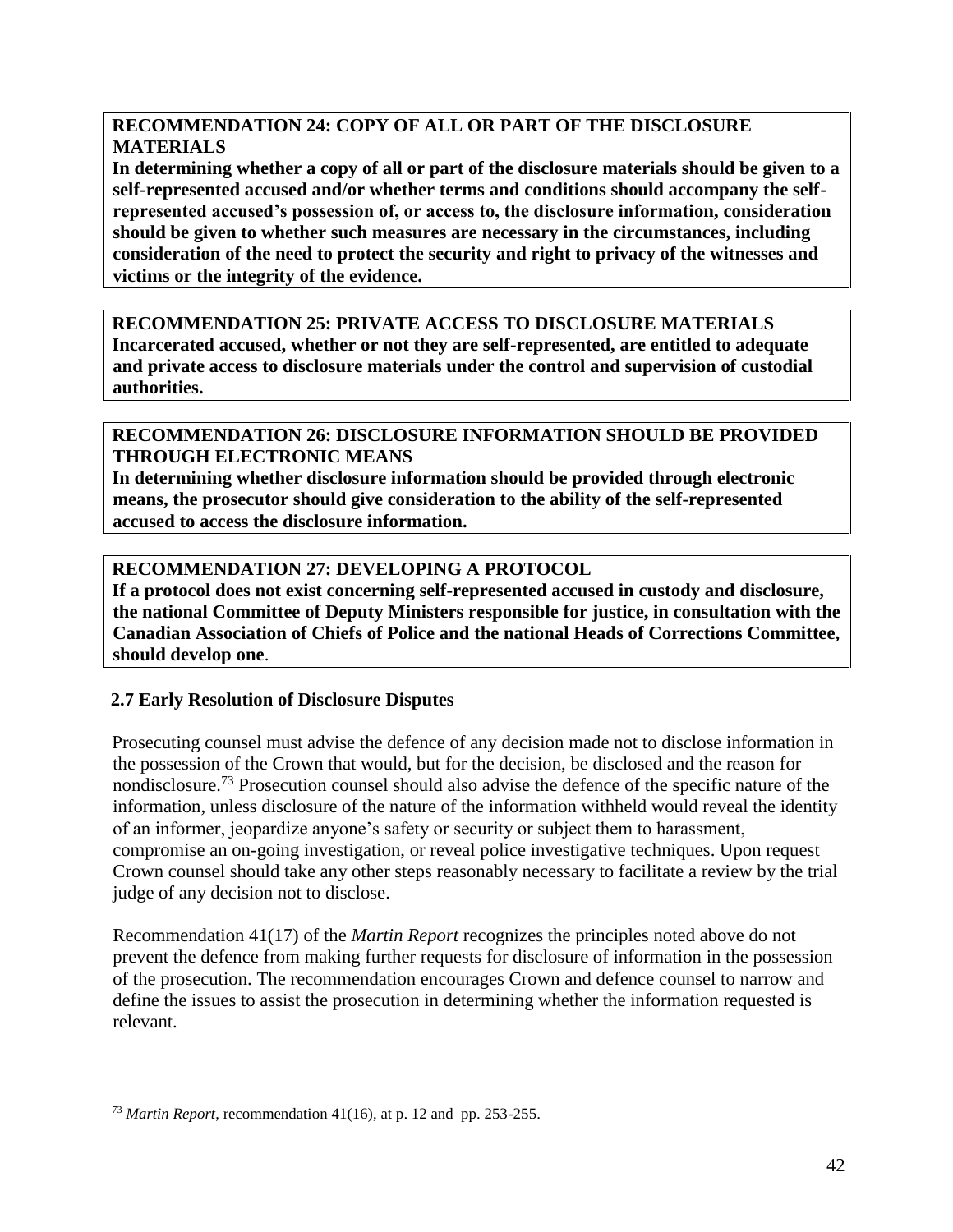**RECOMMENDATION 24: COPY OF ALL OR PART OF THE DISCLOSURE MATERIALS**
**In determining whether a copy of all or part of the disclosure materials should be given to a self-represented accused and/or whether terms and conditions should accompany the self-represented accused's possession of, or access to, the disclosure information, consideration should be given to whether such measures are necessary in the circumstances, including consideration of the need to protect the security and right to privacy of the witnesses and victims or the integrity of the evidence.**

**RECOMMENDATION 25: PRIVATE ACCESS TO DISCLOSURE MATERIALS**
**Incarcerated accused, whether or not they are self-represented, are entitled to adequate and private access to disclosure materials under the control and supervision of custodial authorities.**

**RECOMMENDATION 26: DISCLOSURE INFORMATION SHOULD BE PROVIDED THROUGH ELECTRONIC MEANS**
**In determining whether disclosure information should be provided through electronic means, the prosecutor should give consideration to the ability of the self-represented accused to access the disclosure information.**

**RECOMMENDATION 27: DEVELOPING A PROTOCOL**
**If a protocol does not exist concerning self-represented accused in custody and disclosure, the national Committee of Deputy Ministers responsible for justice, in consultation with the Canadian Association of Chiefs of Police and the national Heads of Corrections Committee, should develop one**.

### 2.7 Early Resolution of Disclosure Disputes

Prosecuting counsel must advise the defence of any decision made not to disclose information in the possession of the Crown that would, but for the decision, be disclosed and the reason for nondisclosure.[73] Prosecution counsel should also advise the defence of the specific nature of the information, unless disclosure of the nature of the information withheld would reveal the identity of an informer, jeopardize anyone's safety or security or subject them to harassment, compromise an on-going investigation, or reveal police investigative techniques. Upon request Crown counsel should take any other steps reasonably necessary to facilitate a review by the trial judge of any decision not to disclose.

Recommendation 41(17) of the *Martin Report* recognizes the principles noted above do not prevent the defence from making further requests for disclosure of information in the possession of the prosecution. The recommendation encourages Crown and defence counsel to narrow and define the issues to assist the prosecution in determining whether the information requested is relevant.

---

[73] *Martin Report*, recommendation 41(16), at p. 12 and pp. 253-255.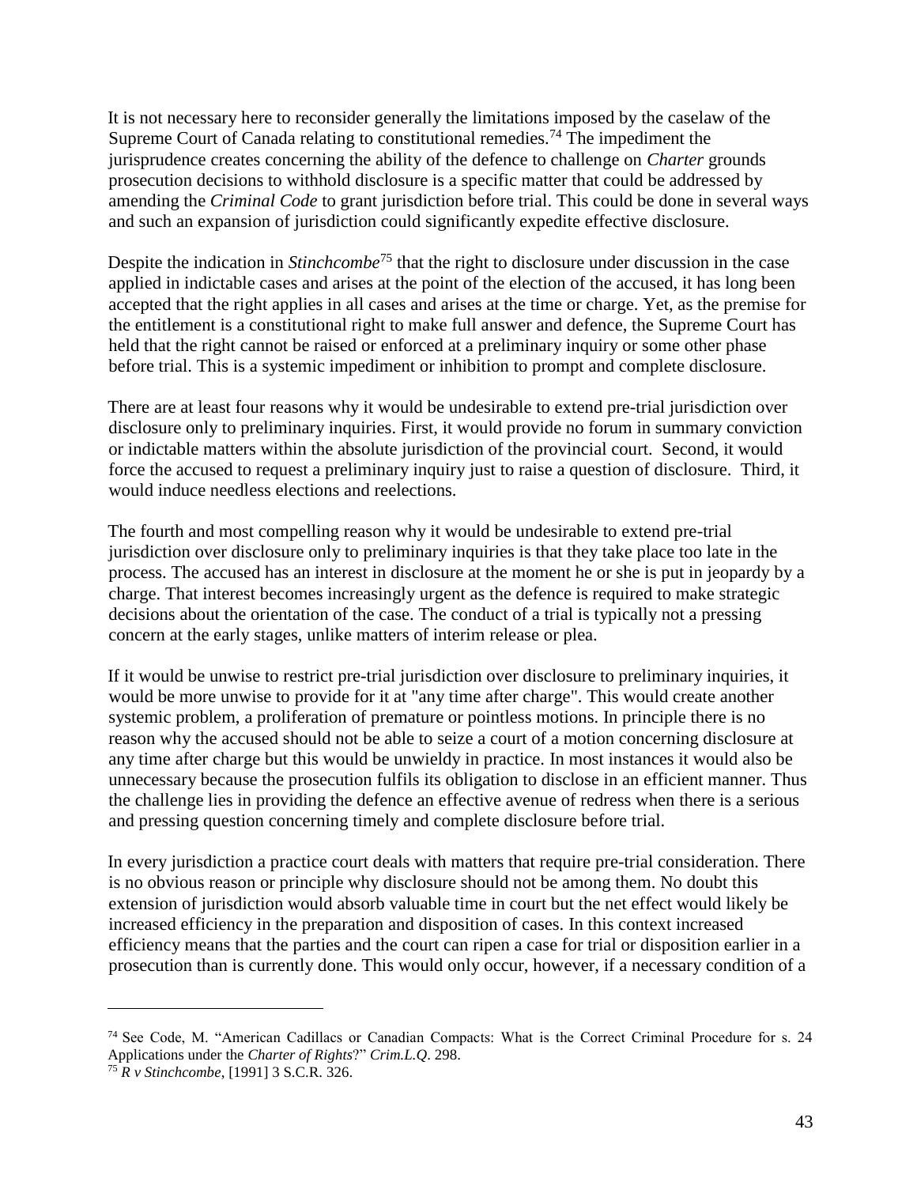It is not necessary here to reconsider generally the limitations imposed by the caselaw of the Supreme Court of Canada relating to constitutional remedies.[74] The impediment the jurisprudence creates concerning the ability of the defence to challenge on *Charter* grounds prosecution decisions to withhold disclosure is a specific matter that could be addressed by amending the *Criminal Code* to grant jurisdiction before trial. This could be done in several ways and such an expansion of jurisdiction could significantly expedite effective disclosure.

Despite the indication in *Stinchcombe*[75] that the right to disclosure under discussion in the case applied in indictable cases and arises at the point of the election of the accused, it has long been accepted that the right applies in all cases and arises at the time or charge. Yet, as the premise for the entitlement is a constitutional right to make full answer and defence, the Supreme Court has held that the right cannot be raised or enforced at a preliminary inquiry or some other phase before trial. This is a systemic impediment or inhibition to prompt and complete disclosure.

There are at least four reasons why it would be undesirable to extend pre-trial jurisdiction over disclosure only to preliminary inquiries. First, it would provide no forum in summary conviction or indictable matters within the absolute jurisdiction of the provincial court. Second, it would force the accused to request a preliminary inquiry just to raise a question of disclosure. Third, it would induce needless elections and reelections.

The fourth and most compelling reason why it would be undesirable to extend pre-trial jurisdiction over disclosure only to preliminary inquiries is that they take place too late in the process. The accused has an interest in disclosure at the moment he or she is put in jeopardy by a charge. That interest becomes increasingly urgent as the defence is required to make strategic decisions about the orientation of the case. The conduct of a trial is typically not a pressing concern at the early stages, unlike matters of interim release or plea.

If it would be unwise to restrict pre-trial jurisdiction over disclosure to preliminary inquiries, it would be more unwise to provide for it at "any time after charge". This would create another systemic problem, a proliferation of premature or pointless motions. In principle there is no reason why the accused should not be able to seize a court of a motion concerning disclosure at any time after charge but this would be unwieldy in practice. In most instances it would also be unnecessary because the prosecution fulfils its obligation to disclose in an efficient manner. Thus the challenge lies in providing the defence an effective avenue of redress when there is a serious and pressing question concerning timely and complete disclosure before trial.

In every jurisdiction a practice court deals with matters that require pre-trial consideration. There is no obvious reason or principle why disclosure should not be among them. No doubt this extension of jurisdiction would absorb valuable time in court but the net effect would likely be increased efficiency in the preparation and disposition of cases. In this context increased efficiency means that the parties and the court can ripen a case for trial or disposition earlier in a prosecution than is currently done. This would only occur, however, if a necessary condition of a

---

[74] See Code, M. "American Cadillacs or Canadian Compacts: What is the Correct Criminal Procedure for s. 24 Applications under the *Charter of Rights*?" *Crim.L.Q*. 298.

[75] *R v Stinchcombe*, [1991] 3 S.C.R. 326.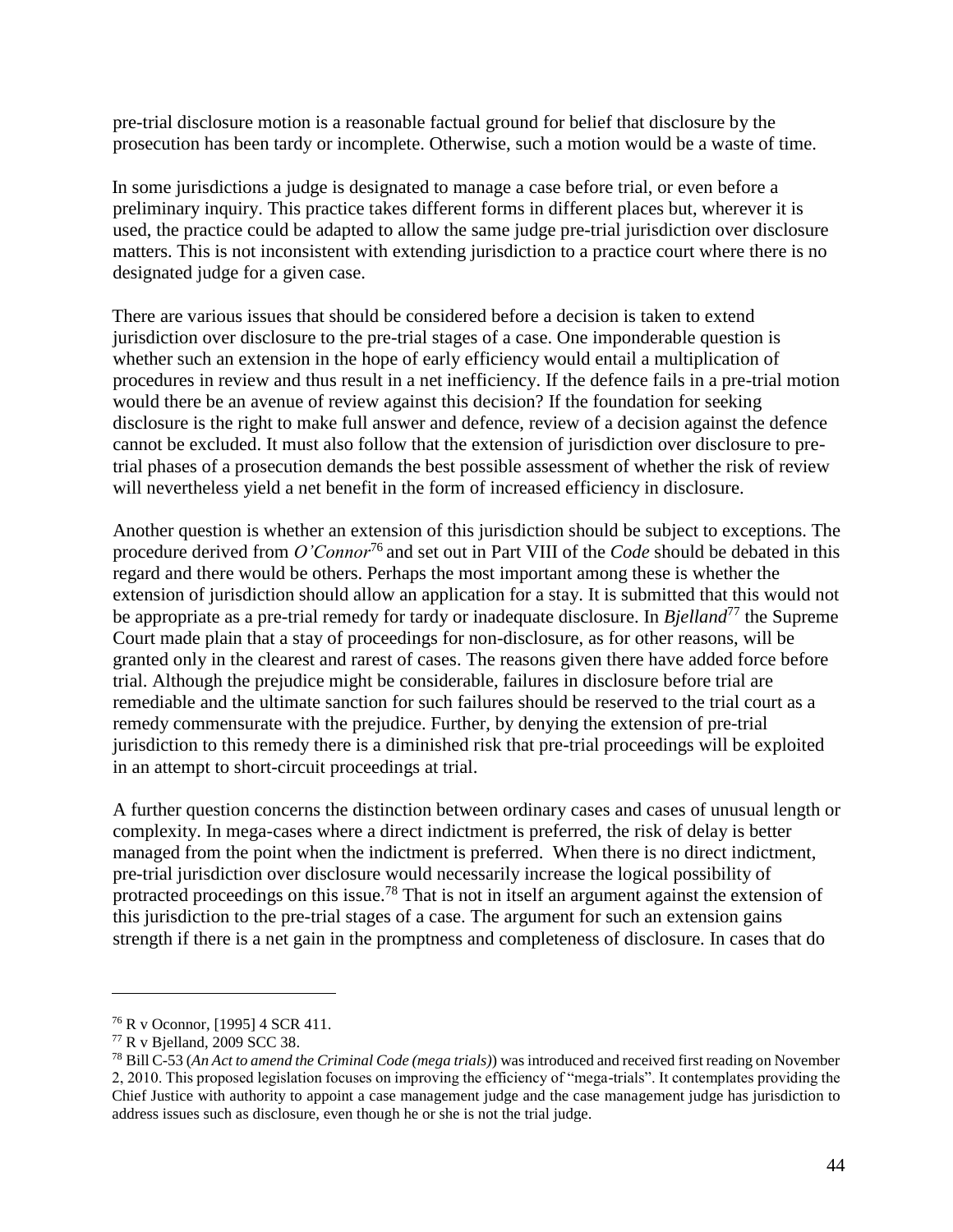pre-trial disclosure motion is a reasonable factual ground for belief that disclosure by the prosecution has been tardy or incomplete. Otherwise, such a motion would be a waste of time.

In some jurisdictions a judge is designated to manage a case before trial, or even before a preliminary inquiry. This practice takes different forms in different places but, wherever it is used, the practice could be adapted to allow the same judge pre-trial jurisdiction over disclosure matters. This is not inconsistent with extending jurisdiction to a practice court where there is no designated judge for a given case.

There are various issues that should be considered before a decision is taken to extend jurisdiction over disclosure to the pre-trial stages of a case. One imponderable question is whether such an extension in the hope of early efficiency would entail a multiplication of procedures in review and thus result in a net inefficiency. If the defence fails in a pre-trial motion would there be an avenue of review against this decision? If the foundation for seeking disclosure is the right to make full answer and defence, review of a decision against the defence cannot be excluded. It must also follow that the extension of jurisdiction over disclosure to pre-trial phases of a prosecution demands the best possible assessment of whether the risk of review will nevertheless yield a net benefit in the form of increased efficiency in disclosure.

Another question is whether an extension of this jurisdiction should be subject to exceptions. The procedure derived from *O'Connor*[76] and set out in Part VIII of the *Code* should be debated in this regard and there would be others. Perhaps the most important among these is whether the extension of jurisdiction should allow an application for a stay. It is submitted that this would not be appropriate as a pre-trial remedy for tardy or inadequate disclosure. In *Bjelland*[77] the Supreme Court made plain that a stay of proceedings for non-disclosure, as for other reasons, will be granted only in the clearest and rarest of cases. The reasons given there have added force before trial. Although the prejudice might be considerable, failures in disclosure before trial are remediable and the ultimate sanction for such failures should be reserved to the trial court as a remedy commensurate with the prejudice. Further, by denying the extension of pre-trial jurisdiction to this remedy there is a diminished risk that pre-trial proceedings will be exploited in an attempt to short-circuit proceedings at trial.

A further question concerns the distinction between ordinary cases and cases of unusual length or complexity. In mega-cases where a direct indictment is preferred, the risk of delay is better managed from the point when the indictment is preferred. When there is no direct indictment, pre-trial jurisdiction over disclosure would necessarily increase the logical possibility of protracted proceedings on this issue.[78] That is not in itself an argument against the extension of this jurisdiction to the pre-trial stages of a case. The argument for such an extension gains strength if there is a net gain in the promptness and completeness of disclosure. In cases that do

---

[76] R v Oconnor, [1995] 4 SCR 411.

[77] R v Bjelland, 2009 SCC 38.

[78] Bill C-53 (*An Act to amend the Criminal Code (mega trials)*) was introduced and received first reading on November 2, 2010. This proposed legislation focuses on improving the efficiency of "mega-trials". It contemplates providing the Chief Justice with authority to appoint a case management judge and the case management judge has jurisdiction to address issues such as disclosure, even though he or she is not the trial judge.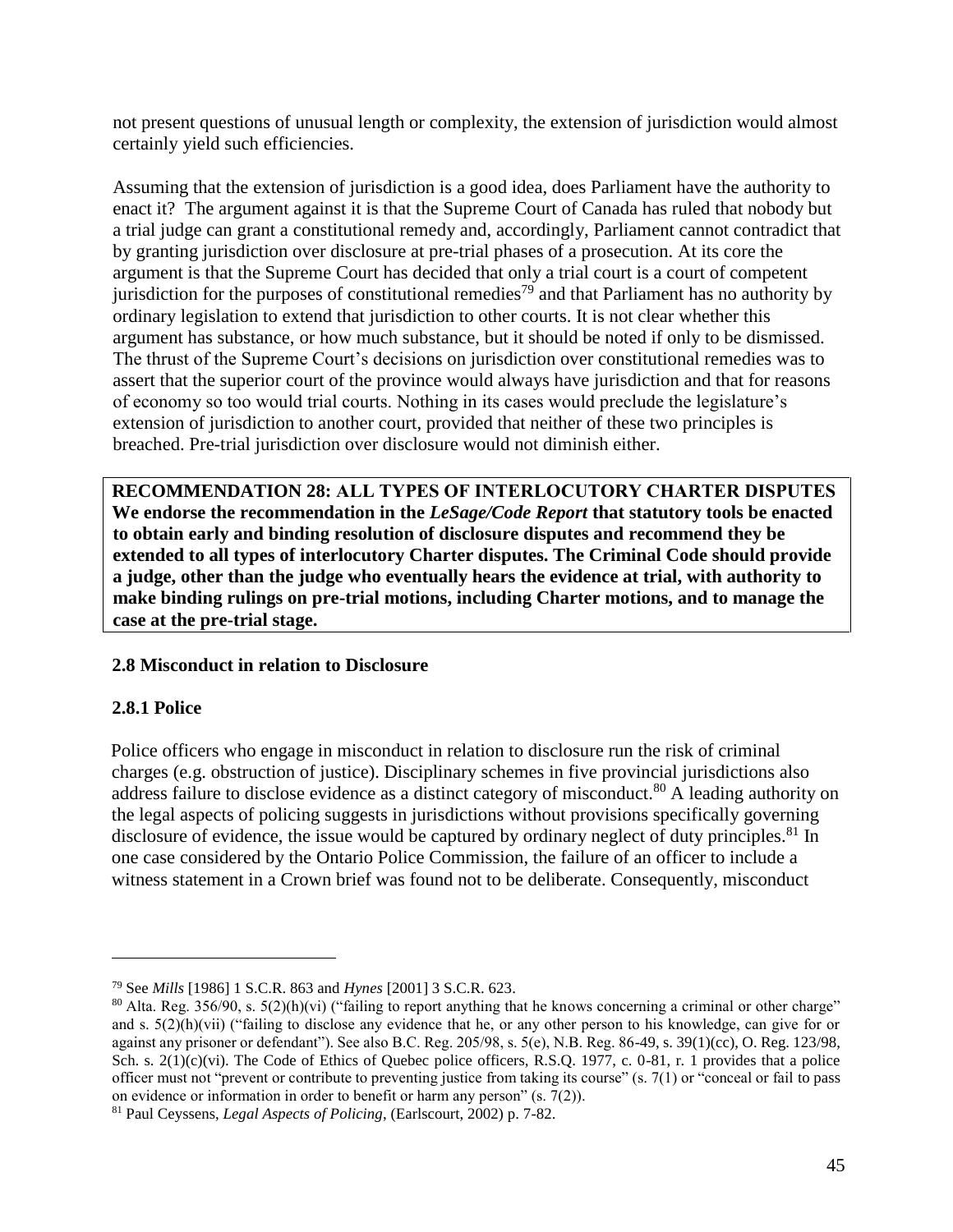not present questions of unusual length or complexity, the extension of jurisdiction would almost certainly yield such efficiencies.

Assuming that the extension of jurisdiction is a good idea, does Parliament have the authority to enact it? The argument against it is that the Supreme Court of Canada has ruled that nobody but a trial judge can grant a constitutional remedy and, accordingly, Parliament cannot contradict that by granting jurisdiction over disclosure at pre-trial phases of a prosecution. At its core the argument is that the Supreme Court has decided that only a trial court is a court of competent jurisdiction for the purposes of constitutional remedies[79] and that Parliament has no authority by ordinary legislation to extend that jurisdiction to other courts. It is not clear whether this argument has substance, or how much substance, but it should be noted if only to be dismissed. The thrust of the Supreme Court's decisions on jurisdiction over constitutional remedies was to assert that the superior court of the province would always have jurisdiction and that for reasons of economy so too would trial courts. Nothing in its cases would preclude the legislature's extension of jurisdiction to another court, provided that neither of these two principles is breached. Pre-trial jurisdiction over disclosure would not diminish either.

**RECOMMENDATION 28: ALL TYPES OF INTERLOCUTORY CHARTER DISPUTES We endorse the recommendation in the *LeSage/Code Report* that statutory tools be enacted to obtain early and binding resolution of disclosure disputes and recommend they be extended to all types of interlocutory Charter disputes. The Criminal Code should provide a judge, other than the judge who eventually hears the evidence at trial, with authority to make binding rulings on pre-trial motions, including Charter motions, and to manage the case at the pre-trial stage.**

### 2.8 Misconduct in relation to Disclosure

#### 2.8.1 Police

Police officers who engage in misconduct in relation to disclosure run the risk of criminal charges (e.g. obstruction of justice). Disciplinary schemes in five provincial jurisdictions also address failure to disclose evidence as a distinct category of misconduct.[80] A leading authority on the legal aspects of policing suggests in jurisdictions without provisions specifically governing disclosure of evidence, the issue would be captured by ordinary neglect of duty principles.[81] In one case considered by the Ontario Police Commission, the failure of an officer to include a witness statement in a Crown brief was found not to be deliberate. Consequently, misconduct

---

[79] See *Mills* [1986] 1 S.C.R. 863 and *Hynes* [2001] 3 S.C.R. 623.

[80] Alta. Reg. 356/90, s. 5(2)(h)(vi) ("failing to report anything that he knows concerning a criminal or other charge" and s. 5(2)(h)(vii) ("failing to disclose any evidence that he, or any other person to his knowledge, can give for or against any prisoner or defendant"). See also B.C. Reg. 205/98, s. 5(e), N.B. Reg. 86-49, s. 39(1)(cc), O. Reg. 123/98, Sch. s. 2(1)(c)(vi). The Code of Ethics of Quebec police officers, R.S.Q. 1977, c. 0-81, r. 1 provides that a police officer must not "prevent or contribute to preventing justice from taking its course" (s. 7(1) or "conceal or fail to pass on evidence or information in order to benefit or harm any person" (s. 7(2)).

[81] Paul Ceyssens, *Legal Aspects of Policing*, (Earlscourt, 2002) p. 7-82.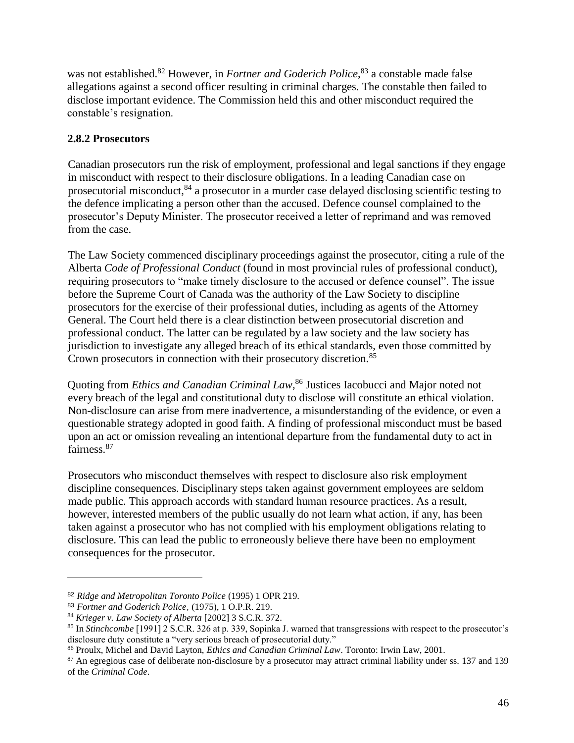was not established.[82] However, in *Fortner and Goderich Police*,[83] a constable made false allegations against a second officer resulting in criminal charges. The constable then failed to disclose important evidence. The Commission held this and other misconduct required the constable's resignation.

### 2.8.2 Prosecutors

Canadian prosecutors run the risk of employment, professional and legal sanctions if they engage in misconduct with respect to their disclosure obligations. In a leading Canadian case on prosecutorial misconduct,[84] a prosecutor in a murder case delayed disclosing scientific testing to the defence implicating a person other than the accused. Defence counsel complained to the prosecutor's Deputy Minister. The prosecutor received a letter of reprimand and was removed from the case.

The Law Society commenced disciplinary proceedings against the prosecutor, citing a rule of the Alberta *Code of Professional Conduct* (found in most provincial rules of professional conduct), requiring prosecutors to "make timely disclosure to the accused or defence counsel". The issue before the Supreme Court of Canada was the authority of the Law Society to discipline prosecutors for the exercise of their professional duties, including as agents of the Attorney General. The Court held there is a clear distinction between prosecutorial discretion and professional conduct. The latter can be regulated by a law society and the law society has jurisdiction to investigate any alleged breach of its ethical standards, even those committed by Crown prosecutors in connection with their prosecutory discretion.[85]

Quoting from *Ethics and Canadian Criminal Law*,[86] Justices Iacobucci and Major noted not every breach of the legal and constitutional duty to disclose will constitute an ethical violation. Non-disclosure can arise from mere inadvertence, a misunderstanding of the evidence, or even a questionable strategy adopted in good faith. A finding of professional misconduct must be based upon an act or omission revealing an intentional departure from the fundamental duty to act in fairness.[87]

Prosecutors who misconduct themselves with respect to disclosure also risk employment discipline consequences. Disciplinary steps taken against government employees are seldom made public. This approach accords with standard human resource practices. As a result, however, interested members of the public usually do not learn what action, if any, has been taken against a prosecutor who has not complied with his employment obligations relating to disclosure. This can lead the public to erroneously believe there have been no employment consequences for the prosecutor.

---

[82] *Ridge and Metropolitan Toronto Police* (1995) 1 OPR 219.

[83] *Fortner and Goderich Police*, (1975), 1 O.P.R. 219.

[84] *Krieger v. Law Society of Alberta* [2002] 3 S.C.R. 372.

[85] In *Stinchcombe* [1991] 2 S.C.R. 326 at p. 339, Sopinka J. warned that transgressions with respect to the prosecutor's disclosure duty constitute a "very serious breach of prosecutorial duty."

[86] Proulx, Michel and David Layton, *Ethics and Canadian Criminal Law*. Toronto: Irwin Law, 2001.

[87] An egregious case of deliberate non-disclosure by a prosecutor may attract criminal liability under ss. 137 and 139 of the *Criminal Code*.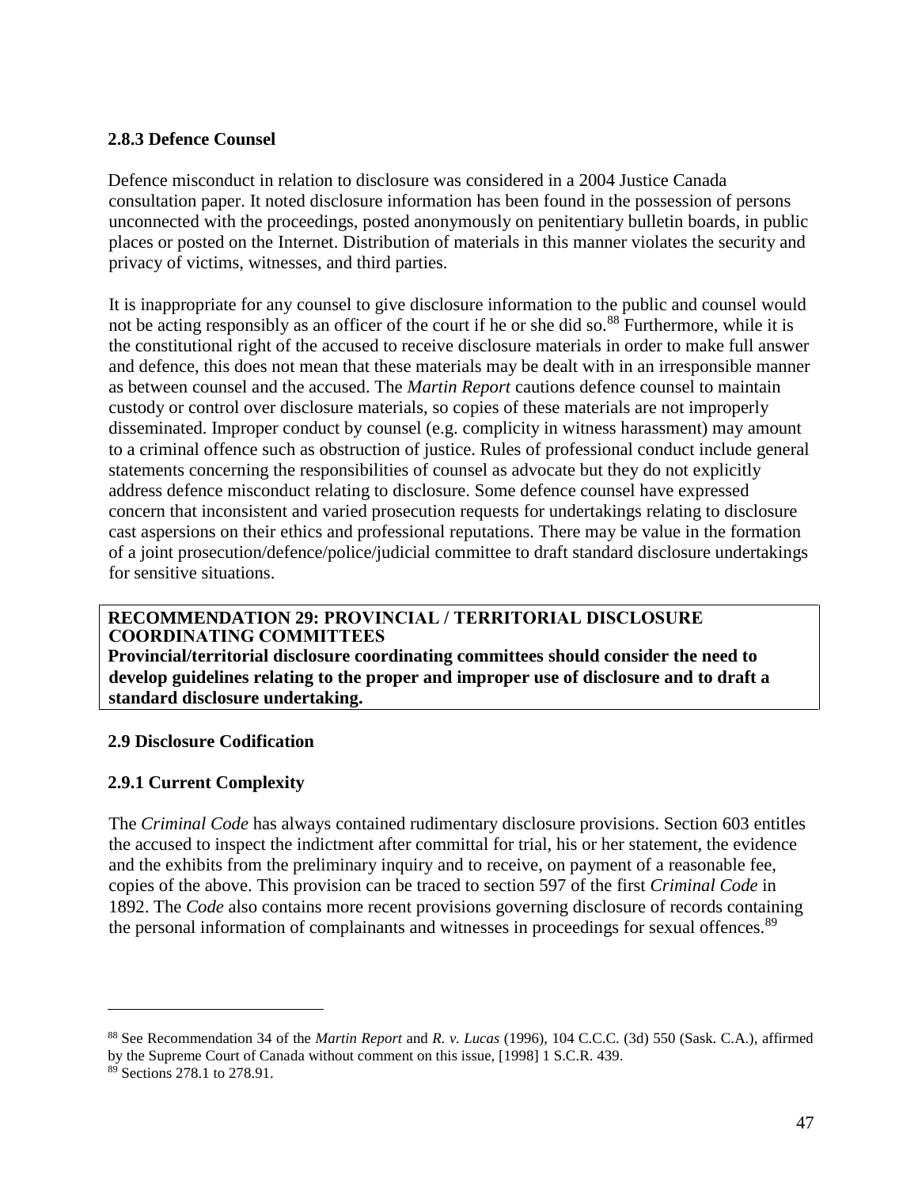### 2.8.3 Defence Counsel

Defence misconduct in relation to disclosure was considered in a 2004 Justice Canada consultation paper. It noted disclosure information has been found in the possession of persons unconnected with the proceedings, posted anonymously on penitentiary bulletin boards, in public places or posted on the Internet. Distribution of materials in this manner violates the security and privacy of victims, witnesses, and third parties.

It is inappropriate for any counsel to give disclosure information to the public and counsel would not be acting responsibly as an officer of the court if he or she did so.[88] Furthermore, while it is the constitutional right of the accused to receive disclosure materials in order to make full answer and defence, this does not mean that these materials may be dealt with in an irresponsible manner as between counsel and the accused. The *Martin Report* cautions defence counsel to maintain custody or control over disclosure materials, so copies of these materials are not improperly disseminated. Improper conduct by counsel (e.g. complicity in witness harassment) may amount to a criminal offence such as obstruction of justice. Rules of professional conduct include general statements concerning the responsibilities of counsel as advocate but they do not explicitly address defence misconduct relating to disclosure. Some defence counsel have expressed concern that inconsistent and varied prosecution requests for undertakings relating to disclosure cast aspersions on their ethics and professional reputations. There may be value in the formation of a joint prosecution/defence/police/judicial committee to draft standard disclosure undertakings for sensitive situations.

**RECOMMENDATION 29: PROVINCIAL / TERRITORIAL DISCLOSURE COORDINATING COMMITTEES**
**Provincial/territorial disclosure coordinating committees should consider the need to develop guidelines relating to the proper and improper use of disclosure and to draft a standard disclosure undertaking.**

## 2.9 Disclosure Codification

### 2.9.1 Current Complexity

The *Criminal Code* has always contained rudimentary disclosure provisions. Section 603 entitles the accused to inspect the indictment after committal for trial, his or her statement, the evidence and the exhibits from the preliminary inquiry and to receive, on payment of a reasonable fee, copies of the above. This provision can be traced to section 597 of the first *Criminal Code* in 1892. The *Code* also contains more recent provisions governing disclosure of records containing the personal information of complainants and witnesses in proceedings for sexual offences.[89]

---

[88] See Recommendation 34 of the *Martin Report* and *R. v. Lucas* (1996), 104 C.C.C. (3d) 550 (Sask. C.A.), affirmed by the Supreme Court of Canada without comment on this issue, [1998] 1 S.C.R. 439.

[89] Sections 278.1 to 278.91.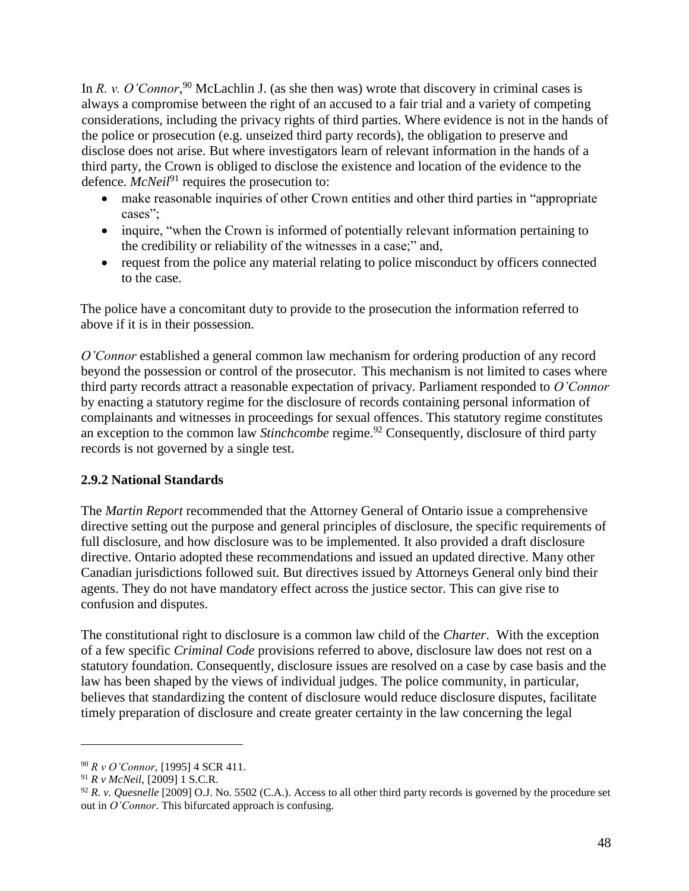In *R. v. O'Connor*,[90] McLachlin J. (as she then was) wrote that discovery in criminal cases is always a compromise between the right of an accused to a fair trial and a variety of competing considerations, including the privacy rights of third parties. Where evidence is not in the hands of the police or prosecution (e.g. unseized third party records), the obligation to preserve and disclose does not arise. But where investigators learn of relevant information in the hands of a third party, the Crown is obliged to disclose the existence and location of the evidence to the defence. *McNeil*[91] requires the prosecution to:

- make reasonable inquiries of other Crown entities and other third parties in "appropriate cases";
- inquire, "when the Crown is informed of potentially relevant information pertaining to the credibility or reliability of the witnesses in a case;" and,
- request from the police any material relating to police misconduct by officers connected to the case.

The police have a concomitant duty to provide to the prosecution the information referred to above if it is in their possession.

*O'Connor* established a general common law mechanism for ordering production of any record beyond the possession or control of the prosecutor. This mechanism is not limited to cases where third party records attract a reasonable expectation of privacy. Parliament responded to *O'Connor* by enacting a statutory regime for the disclosure of records containing personal information of complainants and witnesses in proceedings for sexual offences. This statutory regime constitutes an exception to the common law *Stinchcombe* regime.[92] Consequently, disclosure of third party records is not governed by a single test.

### 2.9.2 National Standards

The *Martin Report* recommended that the Attorney General of Ontario issue a comprehensive directive setting out the purpose and general principles of disclosure, the specific requirements of full disclosure, and how disclosure was to be implemented. It also provided a draft disclosure directive. Ontario adopted these recommendations and issued an updated directive. Many other Canadian jurisdictions followed suit. But directives issued by Attorneys General only bind their agents. They do not have mandatory effect across the justice sector. This can give rise to confusion and disputes.

The constitutional right to disclosure is a common law child of the *Charter*. With the exception of a few specific *Criminal Code* provisions referred to above, disclosure law does not rest on a statutory foundation. Consequently, disclosure issues are resolved on a case by case basis and the law has been shaped by the views of individual judges. The police community, in particular, believes that standardizing the content of disclosure would reduce disclosure disputes, facilitate timely preparation of disclosure and create greater certainty in the law concerning the legal

---

[90] *R v O'Connor*, [1995] 4 SCR 411.

[91] *R v McNeil*, [2009] 1 S.C.R.

[92] *R. v. Quesnelle* [2009] O.J. No. 5502 (C.A.). Access to all other third party records is governed by the procedure set out in *O'Connor*. This bifurcated approach is confusing.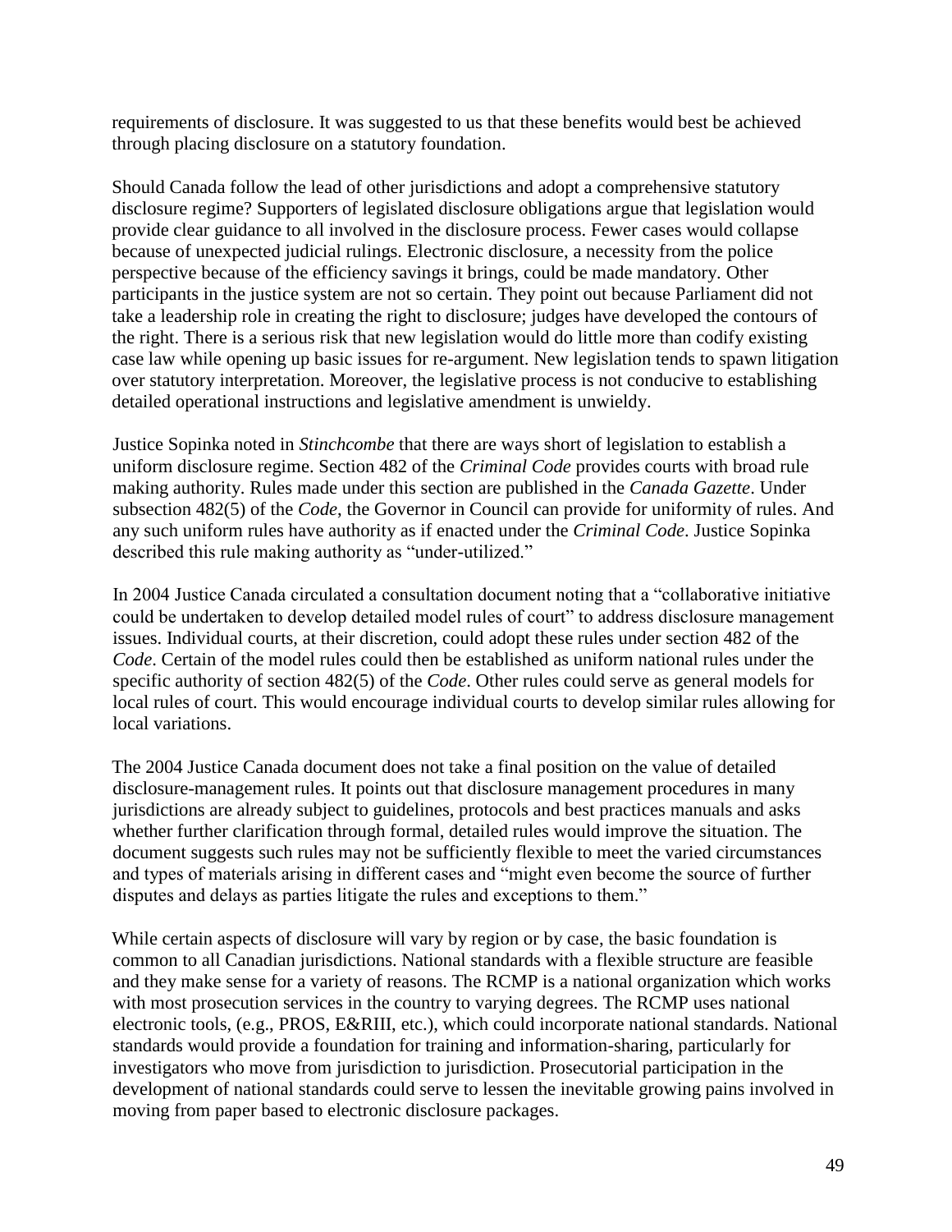requirements of disclosure. It was suggested to us that these benefits would best be achieved through placing disclosure on a statutory foundation.

Should Canada follow the lead of other jurisdictions and adopt a comprehensive statutory disclosure regime? Supporters of legislated disclosure obligations argue that legislation would provide clear guidance to all involved in the disclosure process. Fewer cases would collapse because of unexpected judicial rulings. Electronic disclosure, a necessity from the police perspective because of the efficiency savings it brings, could be made mandatory. Other participants in the justice system are not so certain. They point out because Parliament did not take a leadership role in creating the right to disclosure; judges have developed the contours of the right. There is a serious risk that new legislation would do little more than codify existing case law while opening up basic issues for re-argument. New legislation tends to spawn litigation over statutory interpretation. Moreover, the legislative process is not conducive to establishing detailed operational instructions and legislative amendment is unwieldy.

Justice Sopinka noted in *Stinchcombe* that there are ways short of legislation to establish a uniform disclosure regime. Section 482 of the *Criminal Code* provides courts with broad rule making authority. Rules made under this section are published in the *Canada Gazette*. Under subsection 482(5) of the *Code*, the Governor in Council can provide for uniformity of rules. And any such uniform rules have authority as if enacted under the *Criminal Code*. Justice Sopinka described this rule making authority as "under-utilized."

In 2004 Justice Canada circulated a consultation document noting that a "collaborative initiative could be undertaken to develop detailed model rules of court" to address disclosure management issues. Individual courts, at their discretion, could adopt these rules under section 482 of the *Code*. Certain of the model rules could then be established as uniform national rules under the specific authority of section 482(5) of the *Code*. Other rules could serve as general models for local rules of court. This would encourage individual courts to develop similar rules allowing for local variations.

The 2004 Justice Canada document does not take a final position on the value of detailed disclosure-management rules. It points out that disclosure management procedures in many jurisdictions are already subject to guidelines, protocols and best practices manuals and asks whether further clarification through formal, detailed rules would improve the situation. The document suggests such rules may not be sufficiently flexible to meet the varied circumstances and types of materials arising in different cases and "might even become the source of further disputes and delays as parties litigate the rules and exceptions to them."

While certain aspects of disclosure will vary by region or by case, the basic foundation is common to all Canadian jurisdictions. National standards with a flexible structure are feasible and they make sense for a variety of reasons. The RCMP is a national organization which works with most prosecution services in the country to varying degrees. The RCMP uses national electronic tools, (e.g., PROS, E&RIII, etc.), which could incorporate national standards. National standards would provide a foundation for training and information-sharing, particularly for investigators who move from jurisdiction to jurisdiction. Prosecutorial participation in the development of national standards could serve to lessen the inevitable growing pains involved in moving from paper based to electronic disclosure packages.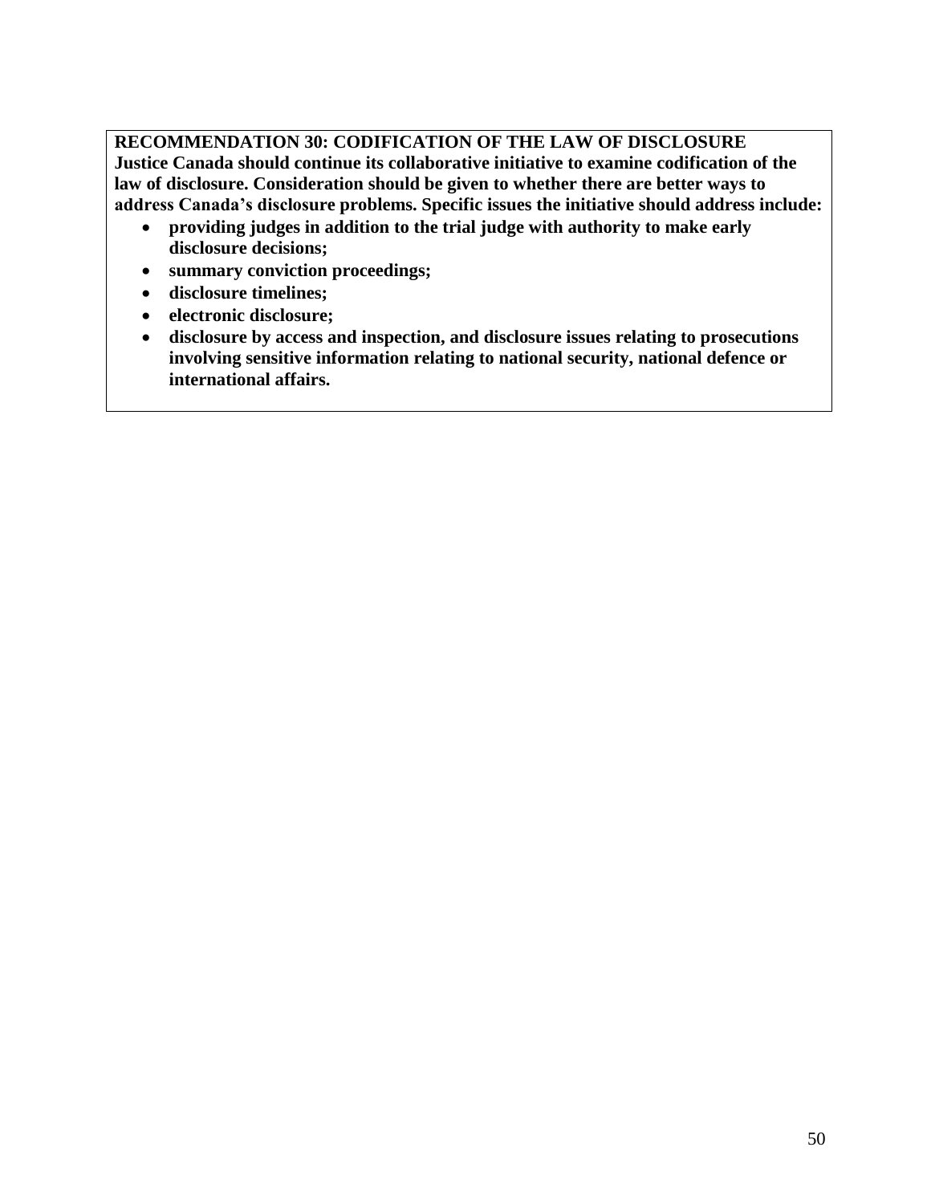**RECOMMENDATION 30: CODIFICATION OF THE LAW OF DISCLOSURE**
**Justice Canada should continue its collaborative initiative to examine codification of the law of disclosure. Consideration should be given to whether there are better ways to address Canada's disclosure problems. Specific issues the initiative should address include:**

- **providing judges in addition to the trial judge with authority to make early disclosure decisions;**
- **summary conviction proceedings;**
- **disclosure timelines;**
- **electronic disclosure;**
- **disclosure by access and inspection, and disclosure issues relating to prosecutions involving sensitive information relating to national security, national defence or international affairs.**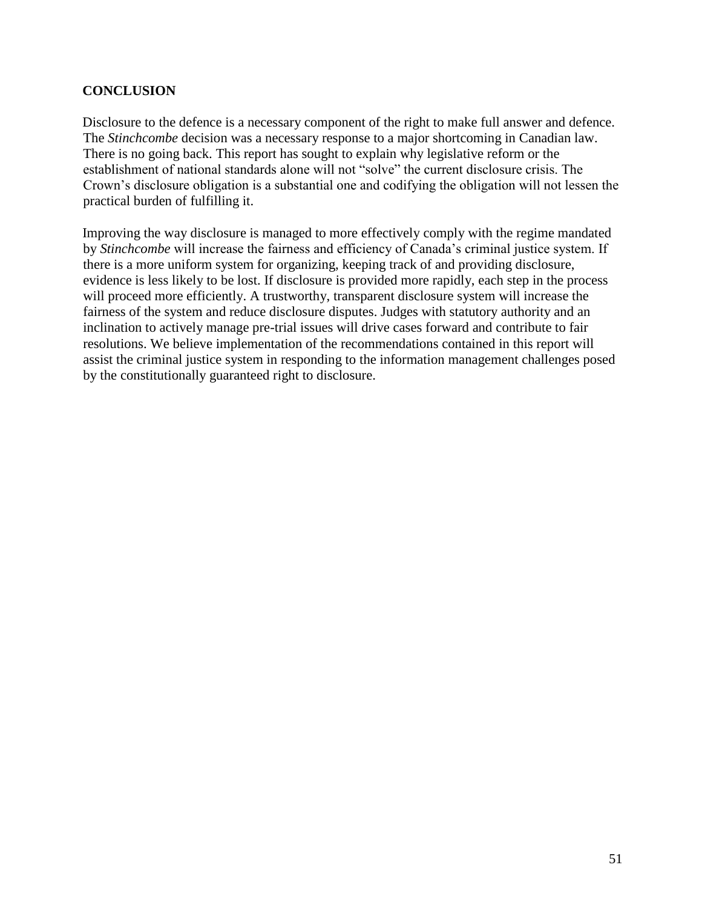## CONCLUSION

Disclosure to the defence is a necessary component of the right to make full answer and defence. The *Stinchcombe* decision was a necessary response to a major shortcoming in Canadian law. There is no going back. This report has sought to explain why legislative reform or the establishment of national standards alone will not "solve" the current disclosure crisis. The Crown's disclosure obligation is a substantial one and codifying the obligation will not lessen the practical burden of fulfilling it.

Improving the way disclosure is managed to more effectively comply with the regime mandated by *Stinchcombe* will increase the fairness and efficiency of Canada's criminal justice system. If there is a more uniform system for organizing, keeping track of and providing disclosure, evidence is less likely to be lost. If disclosure is provided more rapidly, each step in the process will proceed more efficiently. A trustworthy, transparent disclosure system will increase the fairness of the system and reduce disclosure disputes. Judges with statutory authority and an inclination to actively manage pre-trial issues will drive cases forward and contribute to fair resolutions. We believe implementation of the recommendations contained in this report will assist the criminal justice system in responding to the information management challenges posed by the constitutionally guaranteed right to disclosure.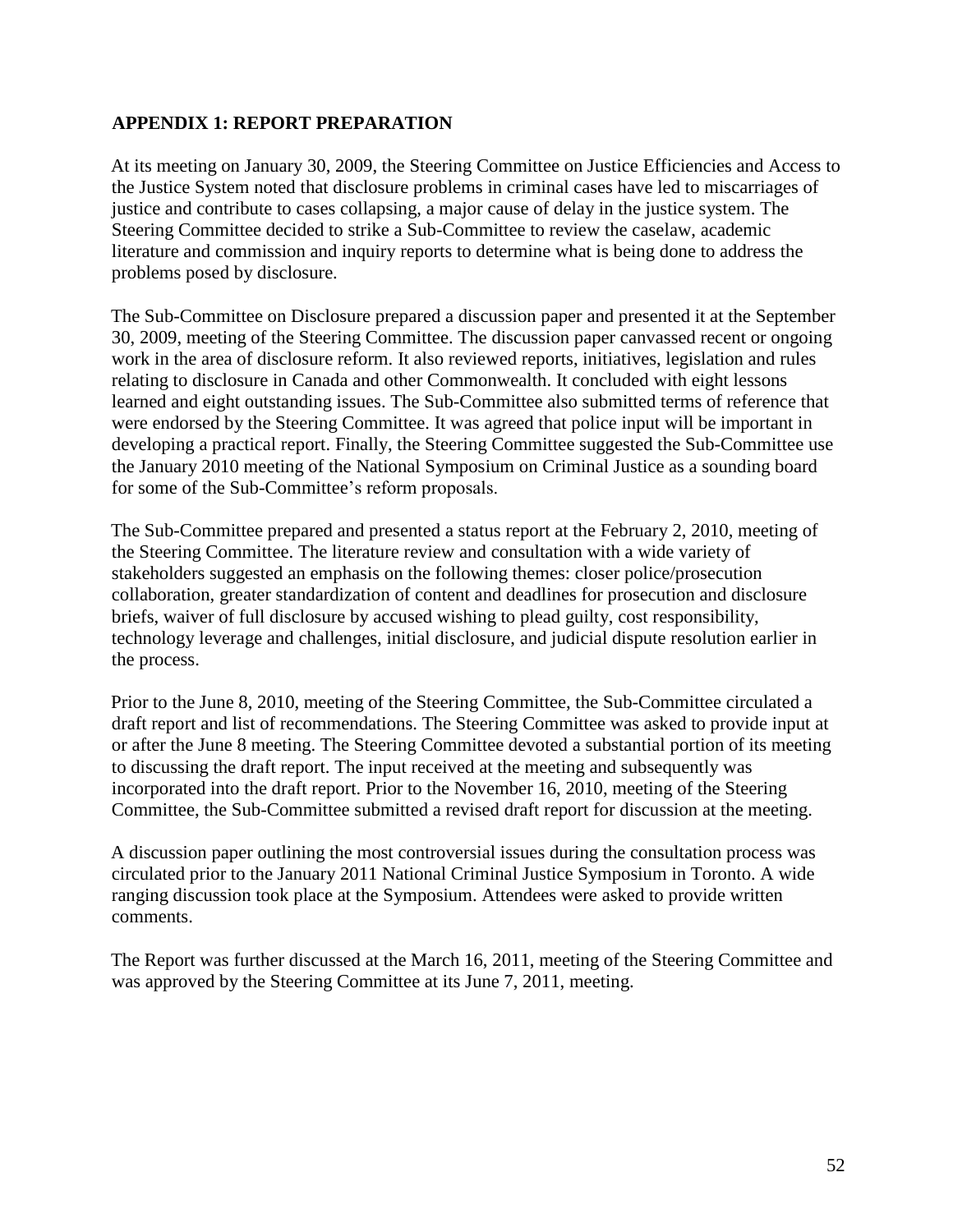## APPENDIX 1: REPORT PREPARATION

At its meeting on January 30, 2009, the Steering Committee on Justice Efficiencies and Access to the Justice System noted that disclosure problems in criminal cases have led to miscarriages of justice and contribute to cases collapsing, a major cause of delay in the justice system. The Steering Committee decided to strike a Sub-Committee to review the caselaw, academic literature and commission and inquiry reports to determine what is being done to address the problems posed by disclosure.

The Sub-Committee on Disclosure prepared a discussion paper and presented it at the September 30, 2009, meeting of the Steering Committee. The discussion paper canvassed recent or ongoing work in the area of disclosure reform. It also reviewed reports, initiatives, legislation and rules relating to disclosure in Canada and other Commonwealth. It concluded with eight lessons learned and eight outstanding issues. The Sub-Committee also submitted terms of reference that were endorsed by the Steering Committee. It was agreed that police input will be important in developing a practical report. Finally, the Steering Committee suggested the Sub-Committee use the January 2010 meeting of the National Symposium on Criminal Justice as a sounding board for some of the Sub-Committee's reform proposals.

The Sub-Committee prepared and presented a status report at the February 2, 2010, meeting of the Steering Committee. The literature review and consultation with a wide variety of stakeholders suggested an emphasis on the following themes: closer police/prosecution collaboration, greater standardization of content and deadlines for prosecution and disclosure briefs, waiver of full disclosure by accused wishing to plead guilty, cost responsibility, technology leverage and challenges, initial disclosure, and judicial dispute resolution earlier in the process.

Prior to the June 8, 2010, meeting of the Steering Committee, the Sub-Committee circulated a draft report and list of recommendations. The Steering Committee was asked to provide input at or after the June 8 meeting. The Steering Committee devoted a substantial portion of its meeting to discussing the draft report. The input received at the meeting and subsequently was incorporated into the draft report. Prior to the November 16, 2010, meeting of the Steering Committee, the Sub-Committee submitted a revised draft report for discussion at the meeting.

A discussion paper outlining the most controversial issues during the consultation process was circulated prior to the January 2011 National Criminal Justice Symposium in Toronto. A wide ranging discussion took place at the Symposium. Attendees were asked to provide written comments.

The Report was further discussed at the March 16, 2011, meeting of the Steering Committee and was approved by the Steering Committee at its June 7, 2011, meeting.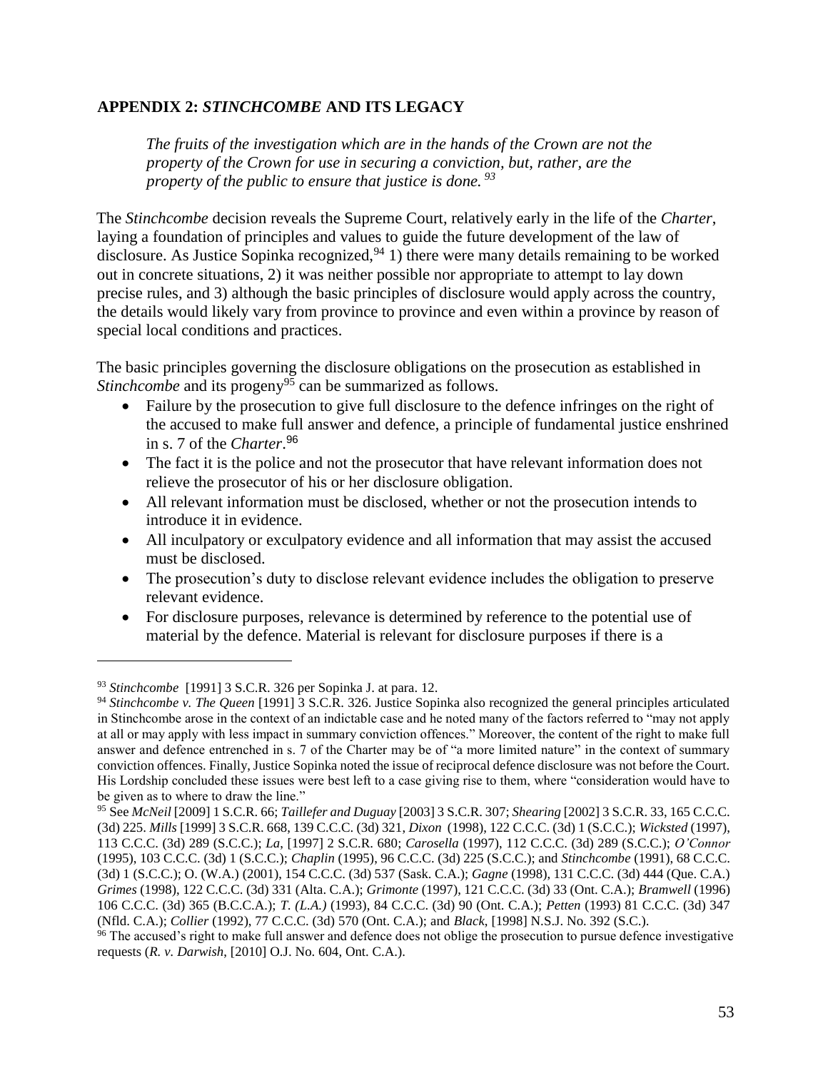## APPENDIX 2: *STINCHCOMBE* AND ITS LEGACY

> *The fruits of the investigation which are in the hands of the Crown are not the property of the Crown for use in securing a conviction, but, rather, are the property of the public to ensure that justice is done.* [93]

The *Stinchcombe* decision reveals the Supreme Court, relatively early in the life of the *Charter*, laying a foundation of principles and values to guide the future development of the law of disclosure. As Justice Sopinka recognized,[94] 1) there were many details remaining to be worked out in concrete situations, 2) it was neither possible nor appropriate to attempt to lay down precise rules, and 3) although the basic principles of disclosure would apply across the country, the details would likely vary from province to province and even within a province by reason of special local conditions and practices.

The basic principles governing the disclosure obligations on the prosecution as established in *Stinchcombe* and its progeny[95] can be summarized as follows.

- Failure by the prosecution to give full disclosure to the defence infringes on the right of the accused to make full answer and defence, a principle of fundamental justice enshrined in s. 7 of the *Charter*.[96]
- The fact it is the police and not the prosecutor that have relevant information does not relieve the prosecutor of his or her disclosure obligation.
- All relevant information must be disclosed, whether or not the prosecution intends to introduce it in evidence.
- All inculpatory or exculpatory evidence and all information that may assist the accused must be disclosed.
- The prosecution's duty to disclose relevant evidence includes the obligation to preserve relevant evidence.
- For disclosure purposes, relevance is determined by reference to the potential use of material by the defence. Material is relevant for disclosure purposes if there is a

---

[93] *Stinchcombe* [1991] 3 S.C.R. 326 per Sopinka J. at para. 12.

[94] *Stinchcombe v. The Queen* [1991] 3 S.C.R. 326. Justice Sopinka also recognized the general principles articulated in Stinchcombe arose in the context of an indictable case and he noted many of the factors referred to "may not apply at all or may apply with less impact in summary conviction offences." Moreover, the content of the right to make full answer and defence entrenched in s. 7 of the Charter may be of "a more limited nature" in the context of summary conviction offences. Finally, Justice Sopinka noted the issue of reciprocal defence disclosure was not before the Court. His Lordship concluded these issues were best left to a case giving rise to them, where "consideration would have to be given as to where to draw the line."

[95] See *McNeil* [2009] 1 S.C.R. 66; *Taillefer and Duguay* [2003] 3 S.C.R. 307; *Shearing* [2002] 3 S.C.R. 33, 165 C.C.C. (3d) 225. *Mills* [1999] 3 S.C.R. 668, 139 C.C.C. (3d) 321, *Dixon* (1998), 122 C.C.C. (3d) 1 (S.C.C.); *Wicksted* (1997), 113 C.C.C. (3d) 289 (S.C.C.); *La*, [1997] 2 S.C.R. 680; *Carosella* (1997), 112 C.C.C. (3d) 289 (S.C.C.); *O'Connor* (1995), 103 C.C.C. (3d) 1 (S.C.C.); *Chaplin* (1995), 96 C.C.C. (3d) 225 (S.C.C.); and *Stinchcombe* (1991), 68 C.C.C. (3d) 1 (S.C.C.); O. (W.A.) (2001), 154 C.C.C. (3d) 537 (Sask. C.A.); *Gagne* (1998), 131 C.C.C. (3d) 444 (Que. C.A.) *Grimes* (1998), 122 C.C.C. (3d) 331 (Alta. C.A.); *Grimonte* (1997), 121 C.C.C. (3d) 33 (Ont. C.A.); *Bramwell* (1996) 106 C.C.C. (3d) 365 (B.C.C.A.); *T. (L.A.)* (1993), 84 C.C.C. (3d) 90 (Ont. C.A.); *Petten* (1993) 81 C.C.C. (3d) 347 (Nfld. C.A.); *Collier* (1992), 77 C.C.C. (3d) 570 (Ont. C.A.); and *Black*, [1998] N.S.J. No. 392 (S.C.).

[96] The accused's right to make full answer and defence does not oblige the prosecution to pursue defence investigative requests (*R. v. Darwish*, [2010] O.J. No. 604, Ont. C.A.).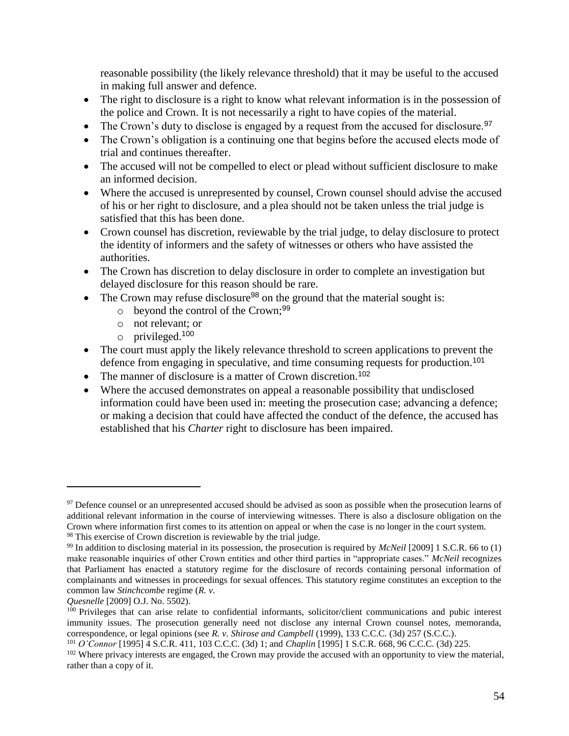reasonable possibility (the likely relevance threshold) that it may be useful to the accused in making full answer and defence.

- The right to disclosure is a right to know what relevant information is in the possession of the police and Crown. It is not necessarily a right to have copies of the material.
- The Crown's duty to disclose is engaged by a request from the accused for disclosure.[97]
- The Crown's obligation is a continuing one that begins before the accused elects mode of trial and continues thereafter.
- The accused will not be compelled to elect or plead without sufficient disclosure to make an informed decision.
- Where the accused is unrepresented by counsel, Crown counsel should advise the accused of his or her right to disclosure, and a plea should not be taken unless the trial judge is satisfied that this has been done.
- Crown counsel has discretion, reviewable by the trial judge, to delay disclosure to protect the identity of informers and the safety of witnesses or others who have assisted the authorities.
- The Crown has discretion to delay disclosure in order to complete an investigation but delayed disclosure for this reason should be rare.
- The Crown may refuse disclosure[98] on the ground that the material sought is:
  - beyond the control of the Crown;[99]
  - not relevant; or
  - privileged.[100]
- The court must apply the likely relevance threshold to screen applications to prevent the defence from engaging in speculative, and time consuming requests for production.[101]
- The manner of disclosure is a matter of Crown discretion.[102]
- Where the accused demonstrates on appeal a reasonable possibility that undisclosed information could have been used in: meeting the prosecution case; advancing a defence; or making a decision that could have affected the conduct of the defence, the accused has established that his *Charter* right to disclosure has been impaired.

---

[97] Defence counsel or an unrepresented accused should be advised as soon as possible when the prosecution learns of additional relevant information in the course of interviewing witnesses. There is also a disclosure obligation on the Crown where information first comes to its attention on appeal or when the case is no longer in the court system.

[98] This exercise of Crown discretion is reviewable by the trial judge.

[99] In addition to disclosing material in its possession, the prosecution is required by *McNeil* [2009] 1 S.C.R. 66 to (1) make reasonable inquiries of other Crown entities and other third parties in "appropriate cases." *McNeil* recognizes that Parliament has enacted a statutory regime for the disclosure of records containing personal information of complainants and witnesses in proceedings for sexual offences. This statutory regime constitutes an exception to the common law *Stinchcombe* regime (*R. v. Quesnelle* [2009] O.J. No. 5502).

[100] Privileges that can arise relate to confidential informants, solicitor/client communications and pubic interest immunity issues. The prosecution generally need not disclose any internal Crown counsel notes, memoranda, correspondence, or legal opinions (see *R. v. Shirose and Campbell* (1999), 133 C.C.C. (3d) 257 (S.C.C.).

[101] *O'Connor* [1995] 4 S.C.R. 411, 103 C.C.C. (3d) 1; and *Chaplin* [1995] 1 S.C.R. 668, 96 C.C.C. (3d) 225.

[102] Where privacy interests are engaged, the Crown may provide the accused with an opportunity to view the material, rather than a copy of it.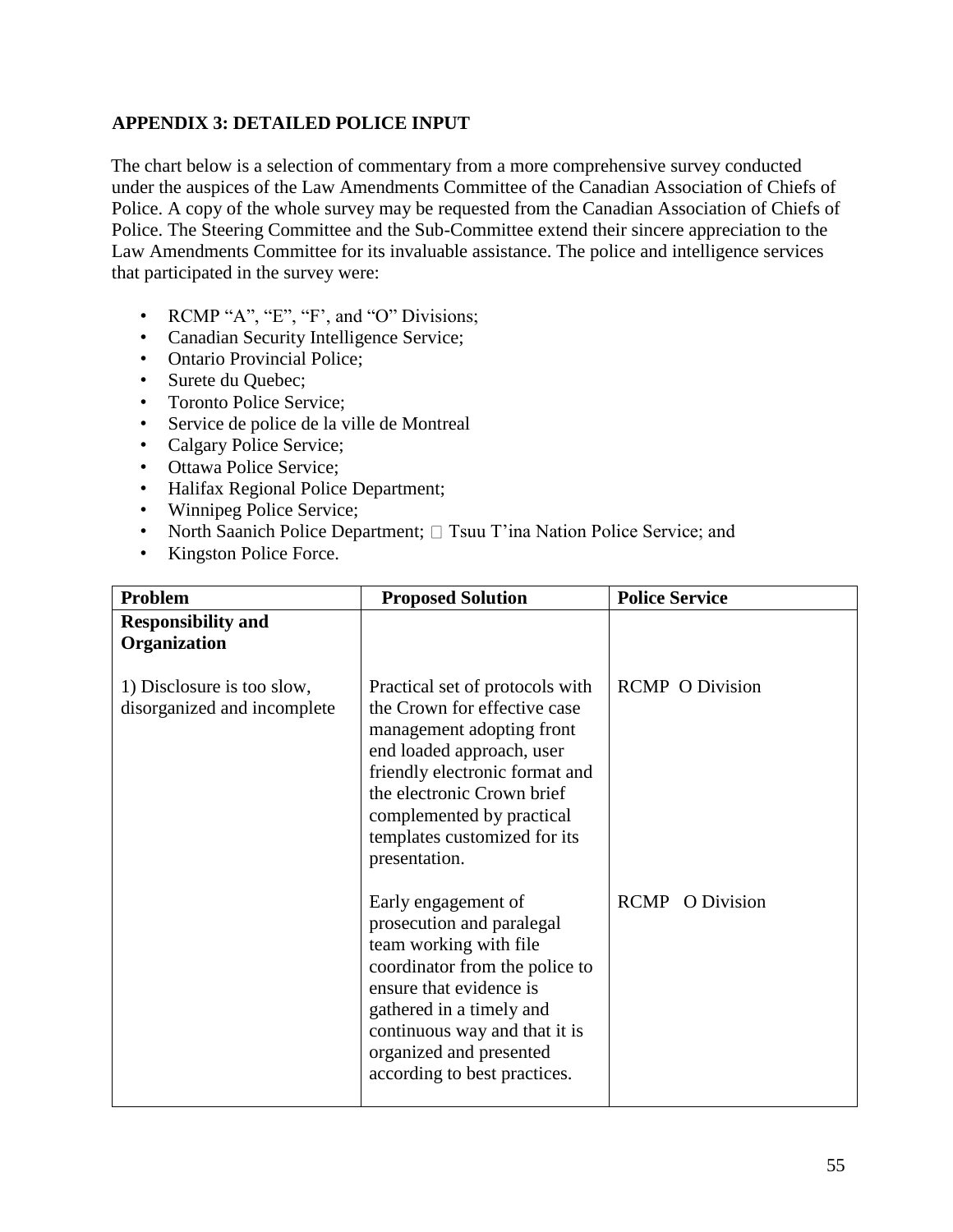## APPENDIX 3: DETAILED POLICE INPUT

The chart below is a selection of commentary from a more comprehensive survey conducted under the auspices of the Law Amendments Committee of the Canadian Association of Chiefs of Police. A copy of the whole survey may be requested from the Canadian Association of Chiefs of Police. The Steering Committee and the Sub-Committee extend their sincere appreciation to the Law Amendments Committee for its invaluable assistance. The police and intelligence services that participated in the survey were:

- RCMP "A", "E", "F', and "O" Divisions;
- Canadian Security Intelligence Service;
- Ontario Provincial Police;
- Surete du Quebec;
- Toronto Police Service;
- Service de police de la ville de Montreal
- Calgary Police Service;
- Ottawa Police Service;
- Halifax Regional Police Department;
- Winnipeg Police Service;
- North Saanich Police Department; Tsuu T'ina Nation Police Service; and
- Kingston Police Force.

| Problem | Proposed Solution | Police Service |
|---|---|---|
| **Responsibility and Organization** | | |
| 1) Disclosure is too slow, disorganized and incomplete | Practical set of protocols with the Crown for effective case management adopting front end loaded approach, user friendly electronic format and the electronic Crown brief complemented by practical templates customized for its presentation. | RCMP O Division |
| | Early engagement of prosecution and paralegal team working with file coordinator from the police to ensure that evidence is gathered in a timely and continuous way and that it is organized and presented according to best practices. | RCMP O Division |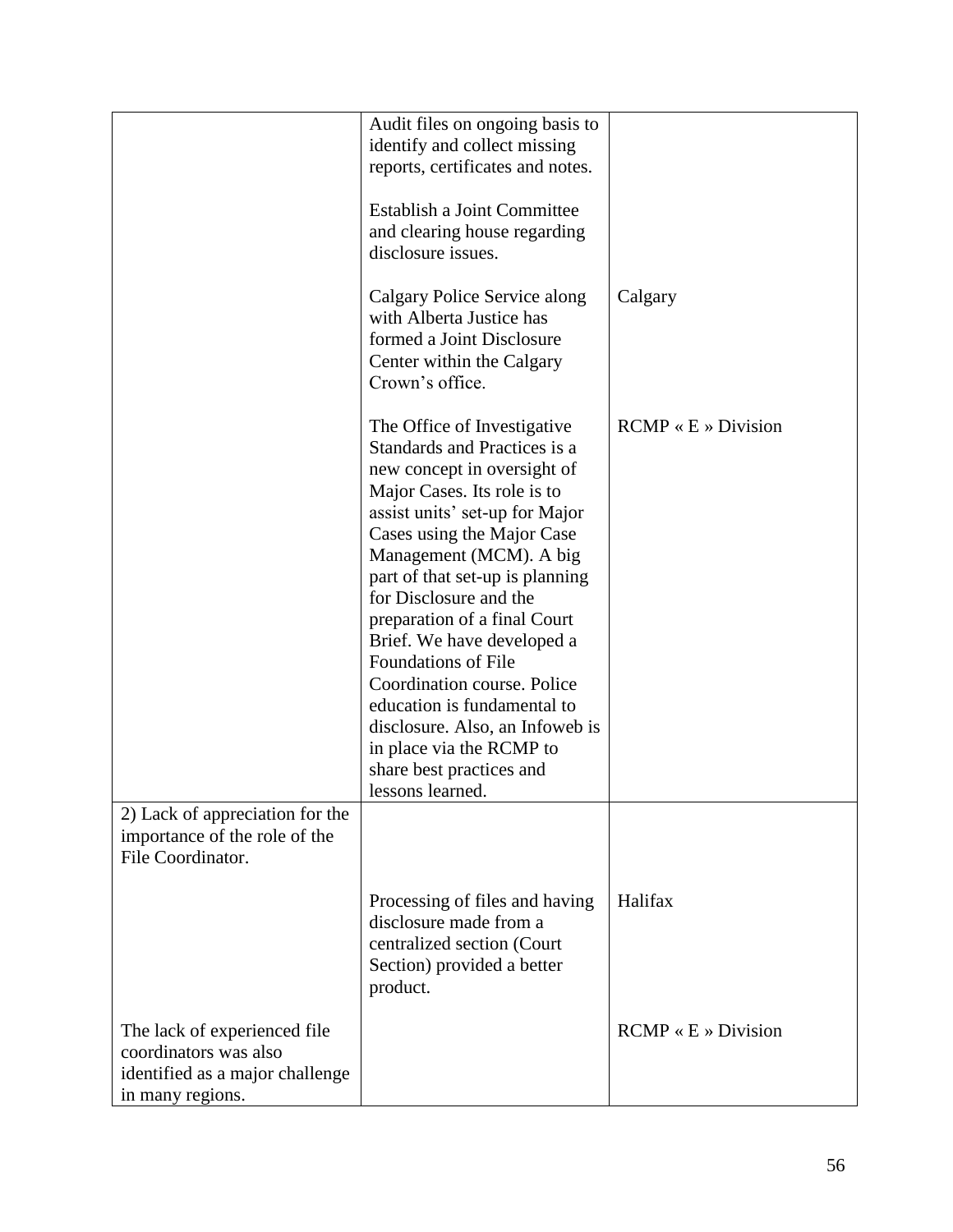| | | |
|---|---|---|
| | Audit files on ongoing basis to identify and collect missing reports, certificates and notes.<br><br>Establish a Joint Committee and clearing house regarding disclosure issues. | |
| | Calgary Police Service along with Alberta Justice has formed a Joint Disclosure Center within the Calgary Crown's office. | Calgary |
| | The Office of Investigative Standards and Practices is a new concept in oversight of Major Cases. Its role is to assist units' set-up for Major Cases using the Major Case Management (MCM). A big part of that set-up is planning for Disclosure and the preparation of a final Court Brief. We have developed a Foundations of File Coordination course. Police education is fundamental to disclosure. Also, an Infoweb is in place via the RCMP to share best practices and lessons learned. | RCMP « E » Division |
| 2) Lack of appreciation for the importance of the role of the File Coordinator. | | |
| | Processing of files and having disclosure made from a centralized section (Court Section) provided a better product. | Halifax |
| The lack of experienced file coordinators was also identified as a major challenge in many regions. | | RCMP « E » Division |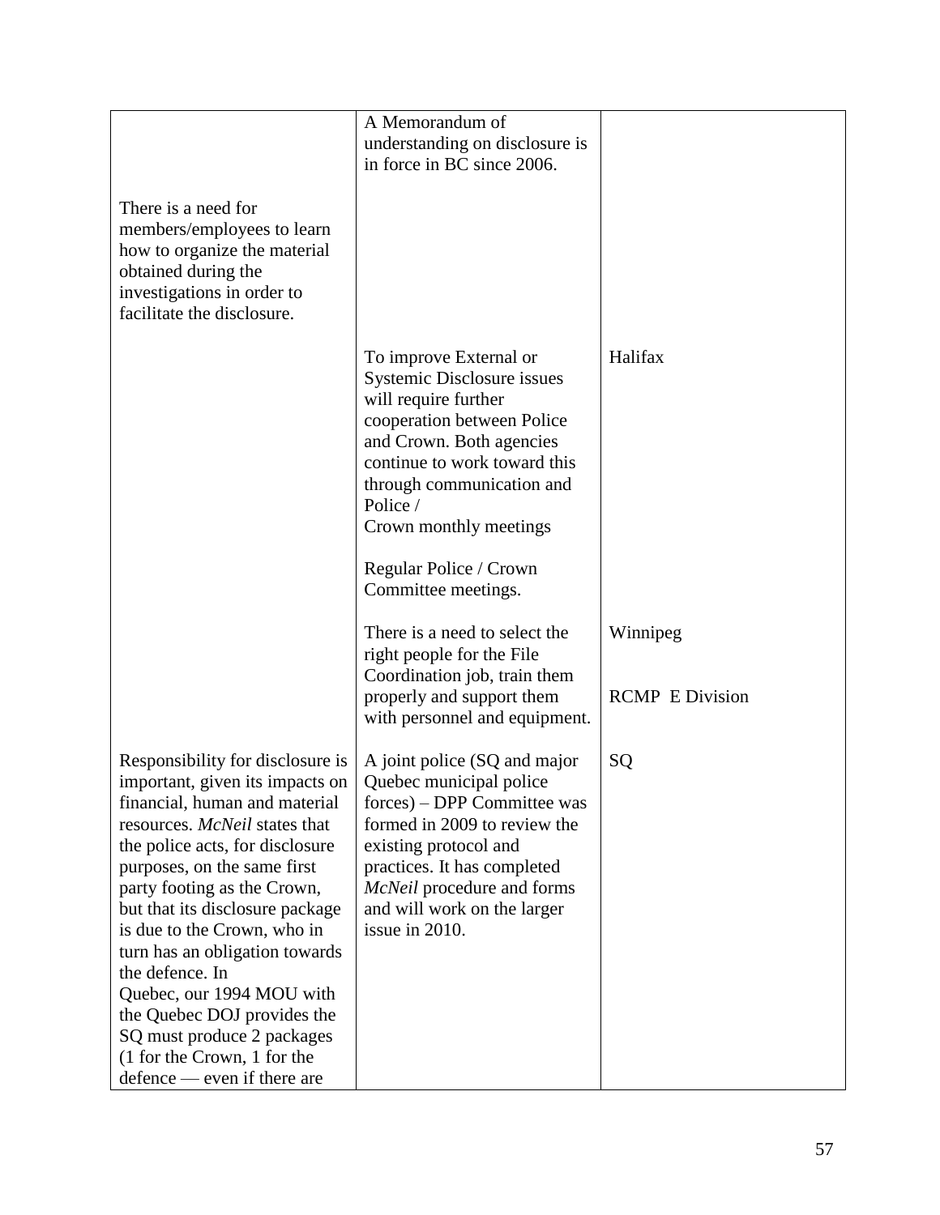| | | |
|---|---|---|
| There is a need for members/employees to learn how to organize the material obtained during the investigations in order to facilitate the disclosure. | A Memorandum of understanding on disclosure is in force in BC since 2006. | |
| | To improve External or Systemic Disclosure issues will require further cooperation between Police and Crown. Both agencies continue to work toward this through communication and Police / Crown monthly meetings<br><br>Regular Police / Crown Committee meetings. | Halifax |
| | There is a need to select the right people for the File Coordination job, train them properly and support them with personnel and equipment. | Winnipeg<br><br>RCMP E Division |
| Responsibility for disclosure is important, given its impacts on financial, human and material resources. *McNeil* states that the police acts, for disclosure purposes, on the same first party footing as the Crown, but that its disclosure package is due to the Crown, who in turn has an obligation towards the defence. In Quebec, our 1994 MOU with the Quebec DOJ provides the SQ must produce 2 packages (1 for the Crown, 1 for the defence — even if there are | A joint police (SQ and major Quebec municipal police forces) – DPP Committee was formed in 2009 to review the existing protocol and practices. It has completed *McNeil* procedure and forms and will work on the larger issue in 2010. | SQ |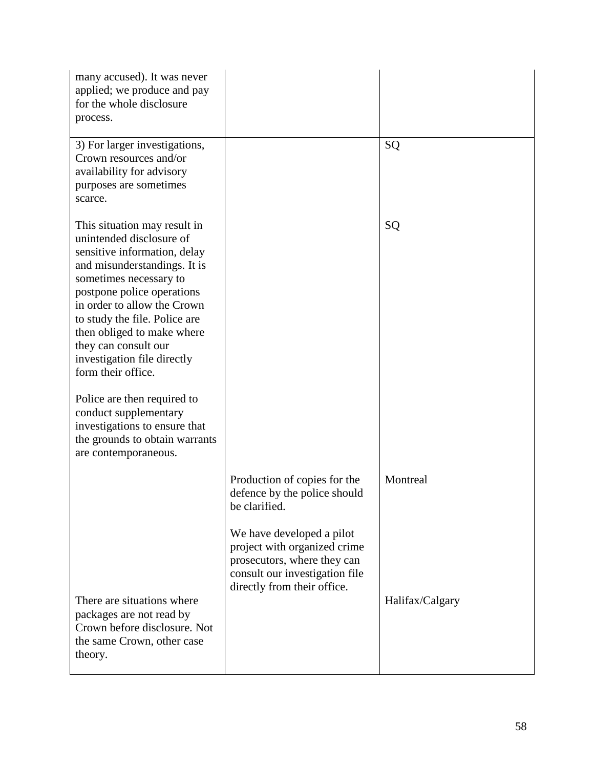| | | |
|---|---|---|
| many accused). It was never applied; we produce and pay for the whole disclosure process. | | |
| 3) For larger investigations, Crown resources and/or availability for advisory purposes are sometimes scarce. | | SQ |
| This situation may result in unintended disclosure of sensitive information, delay and misunderstandings. It is sometimes necessary to postpone police operations in order to allow the Crown to study the file. Police are then obliged to make where they can consult our investigation file directly form their office. | | SQ |
| Police are then required to conduct supplementary investigations to ensure that the grounds to obtain warrants are contemporaneous. | | |
| | Production of copies for the defence by the police should be clarified. | Montreal |
| | We have developed a pilot project with organized crime prosecutors, where they can consult our investigation file directly from their office. | |
| There are situations where packages are not read by Crown before disclosure. Not the same Crown, other case theory. | | Halifax/Calgary |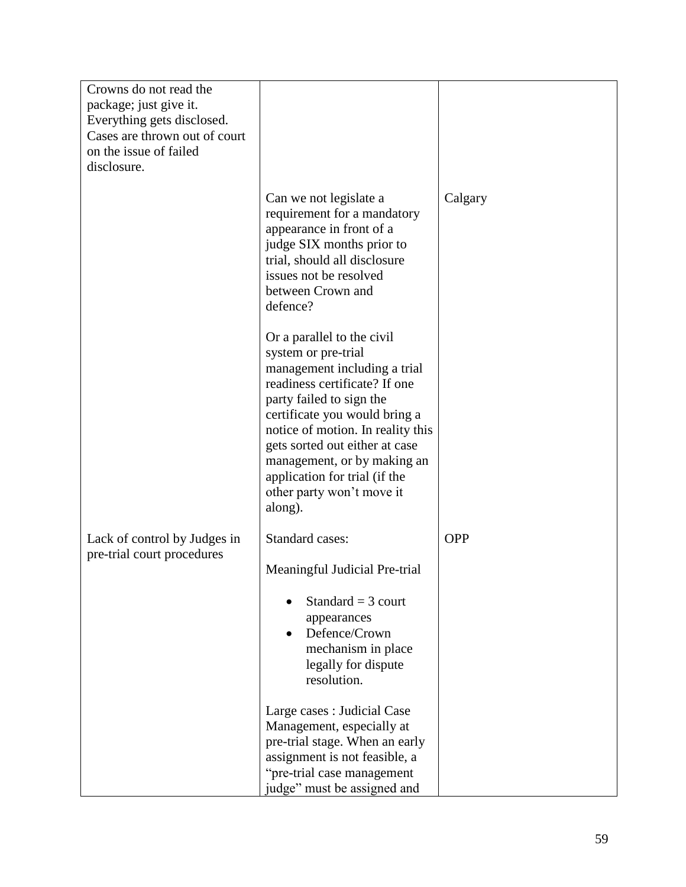| | | |
|---|---|---|
| Crowns do not read the package; just give it. Everything gets disclosed. Cases are thrown out of court on the issue of failed disclosure. | | |
| | Can we not legislate a requirement for a mandatory appearance in front of a judge SIX months prior to trial, should all disclosure issues not be resolved between Crown and defence?<br><br>Or a parallel to the civil system or pre-trial management including a trial readiness certificate? If one party failed to sign the certificate you would bring a notice of motion. In reality this gets sorted out either at case management, or by making an application for trial (if the other party won't move it along). | Calgary |
| Lack of control by Judges in pre-trial court procedures | Standard cases:<br><br>Meaningful Judicial Pre-trial<br><br>• Standard = 3 court appearances<br>• Defence/Crown mechanism in place legally for dispute resolution.<br><br>Large cases : Judicial Case Management, especially at pre-trial stage. When an early assignment is not feasible, a "pre-trial case management judge" must be assigned and | OPP |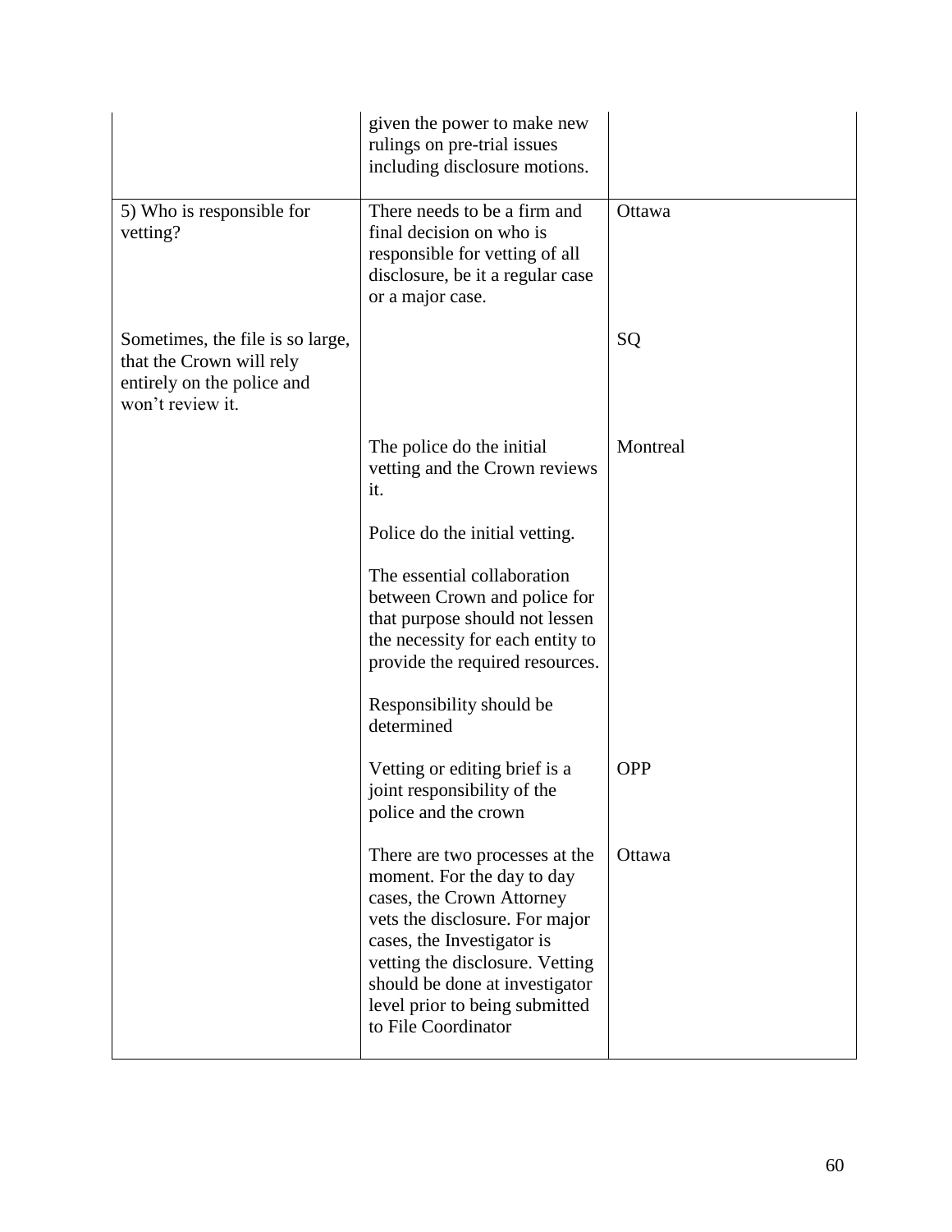| | | |
|---|---|---|
| | given the power to make new rulings on pre-trial issues including disclosure motions. | |
| 5) Who is responsible for vetting? | There needs to be a firm and final decision on who is responsible for vetting of all disclosure, be it a regular case or a major case. | Ottawa |
| Sometimes, the file is so large, that the Crown will rely entirely on the police and won't review it. | | SQ |
| | The police do the initial vetting and the Crown reviews it.<br><br>Police do the initial vetting.<br><br>The essential collaboration between Crown and police for that purpose should not lessen the necessity for each entity to provide the required resources.<br><br>Responsibility should be determined | Montreal |
| | Vetting or editing brief is a joint responsibility of the police and the crown | OPP |
| | There are two processes at the moment. For the day to day cases, the Crown Attorney vets the disclosure. For major cases, the Investigator is vetting the disclosure. Vetting should be done at investigator level prior to being submitted to File Coordinator | Ottawa |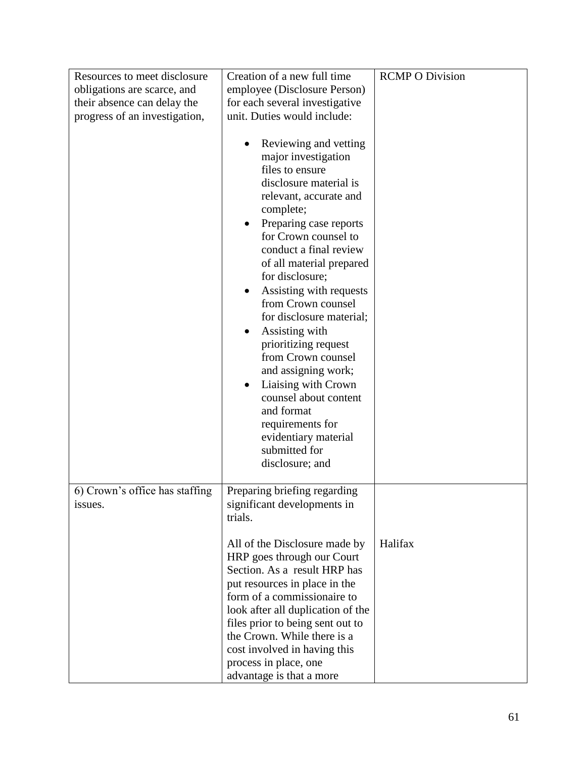| | | |
|---|---|---|
| Resources to meet disclosure obligations are scarce, and their absence can delay the progress of an investigation, | Creation of a new full time employee (Disclosure Person) for each several investigative unit. Duties would include:<br><br>• Reviewing and vetting major investigation files to ensure disclosure material is relevant, accurate and complete;<br>• Preparing case reports for Crown counsel to conduct a final review of all material prepared for disclosure;<br>• Assisting with requests from Crown counsel for disclosure material;<br>• Assisting with prioritizing request from Crown counsel and assigning work;<br>• Liaising with Crown counsel about content and format requirements for evidentiary material submitted for disclosure; and | RCMP O Division |
| 6) Crown's office has staffing issues. | Preparing briefing regarding significant developments in trials.<br><br>All of the Disclosure made by HRP goes through our Court Section. As a result HRP has put resources in place in the form of a commissionaire to look after all duplication of the files prior to being sent out to the Crown. While there is a cost involved in having this process in place, one advantage is that a more | Halifax |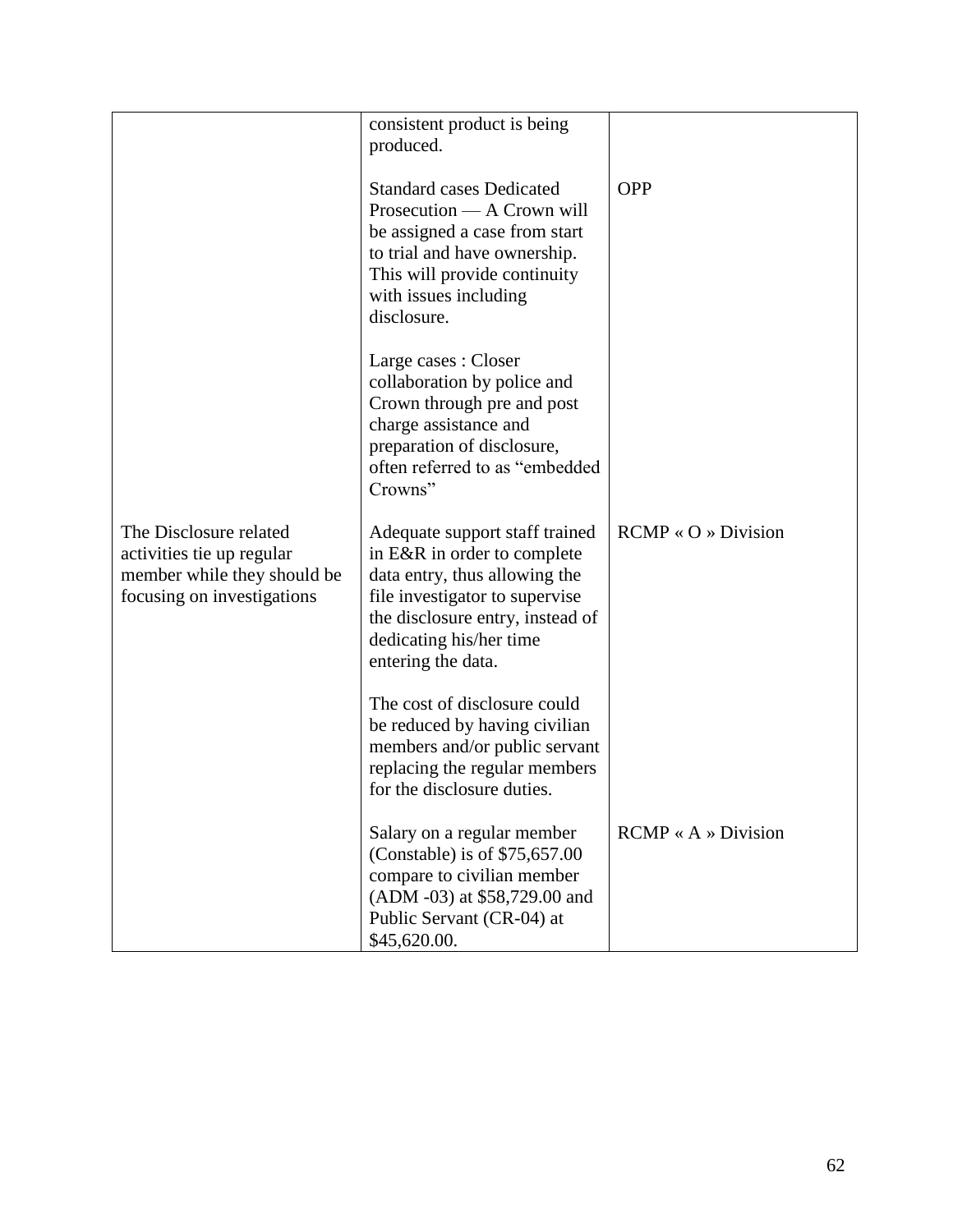| | | |
|---|---|---|
| | consistent product is being produced. | |
| | Standard cases Dedicated Prosecution — A Crown will be assigned a case from start to trial and have ownership. This will provide continuity with issues including disclosure. | OPP |
| | Large cases : Closer collaboration by police and Crown through pre and post charge assistance and preparation of disclosure, often referred to as "embedded Crowns" | |
| The Disclosure related activities tie up regular member while they should be focusing on investigations | Adequate support staff trained in E&R in order to complete data entry, thus allowing the file investigator to supervise the disclosure entry, instead of dedicating his/her time entering the data. | RCMP « O » Division |
| | The cost of disclosure could be reduced by having civilian members and/or public servant replacing the regular members for the disclosure duties. | |
| | Salary on a regular member (Constable) is of $75,657.00 compare to civilian member (ADM -03) at $58,729.00 and Public Servant (CR-04) at $45,620.00. | RCMP « A » Division |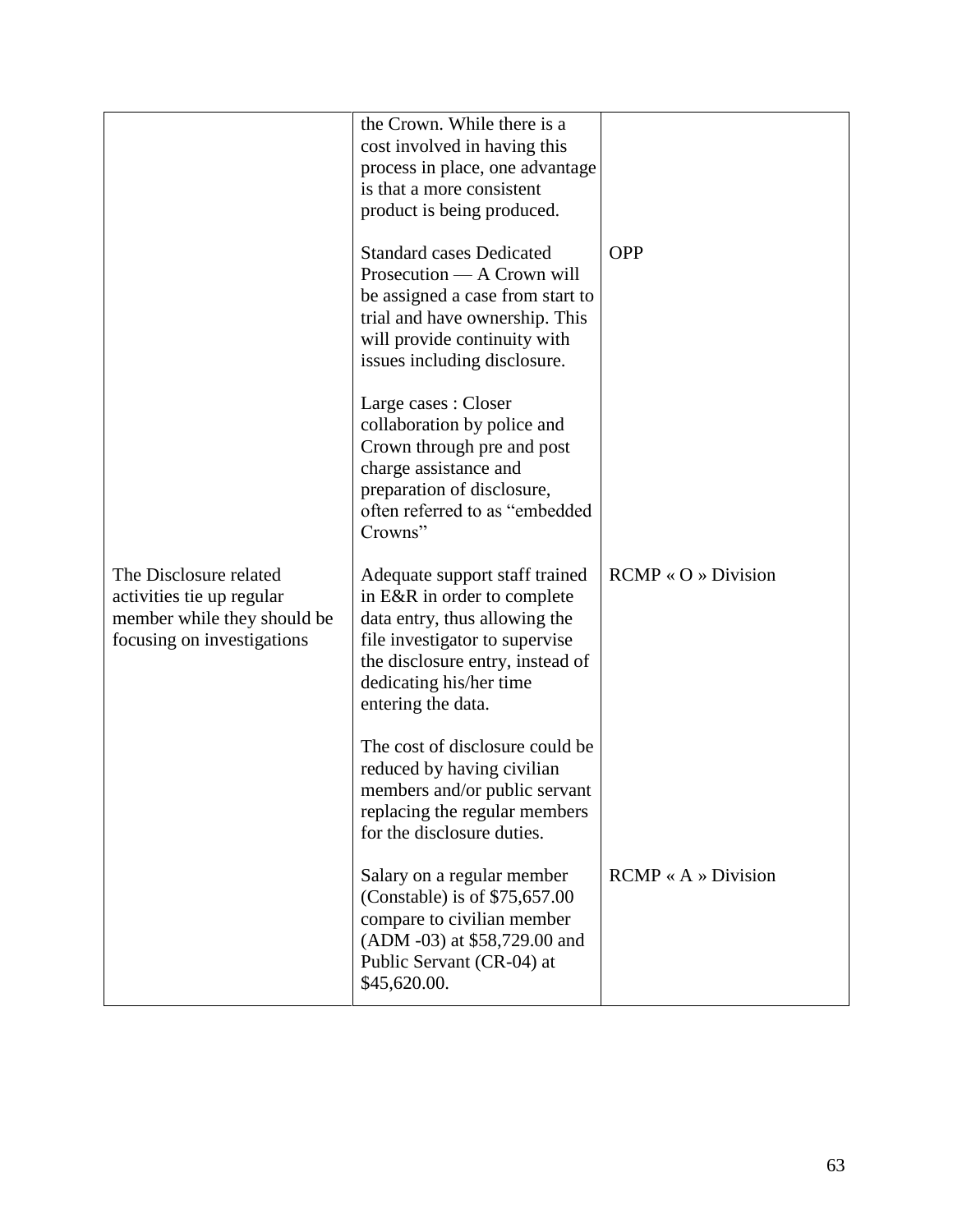| | | |
|---|---|---|
| | the Crown. While there is a cost involved in having this process in place, one advantage is that a more consistent product is being produced. | |
| | Standard cases Dedicated Prosecution — A Crown will be assigned a case from start to trial and have ownership. This will provide continuity with issues including disclosure. | OPP |
| | Large cases : Closer collaboration by police and Crown through pre and post charge assistance and preparation of disclosure, often referred to as "embedded Crowns" | |
| The Disclosure related activities tie up regular member while they should be focusing on investigations | Adequate support staff trained in E&R in order to complete data entry, thus allowing the file investigator to supervise the disclosure entry, instead of dedicating his/her time entering the data. | RCMP « O » Division |
| | The cost of disclosure could be reduced by having civilian members and/or public servant replacing the regular members for the disclosure duties. | |
| | Salary on a regular member (Constable) is of $75,657.00 compare to civilian member (ADM -03) at $58,729.00 and Public Servant (CR-04) at $45,620.00. | RCMP « A » Division |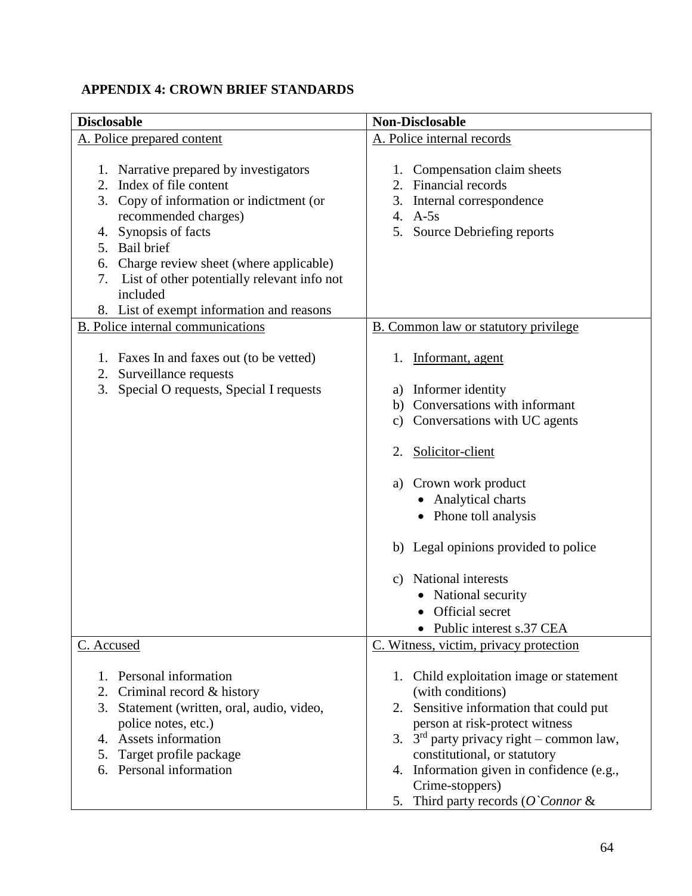**APPENDIX 4: CROWN BRIEF STANDARDS**

| Disclosable | Non-Disclosable |
|---|---|
| A. Police prepared content<br><br>1. Narrative prepared by investigators<br>2. Index of file content<br>3. Copy of information or indictment (or recommended charges)<br>4. Synopsis of facts<br>5. Bail brief<br>6. Charge review sheet (where applicable)<br>7. List of other potentially relevant info not included<br>8. List of exempt information and reasons | A. Police internal records<br><br>1. Compensation claim sheets<br>2. Financial records<br>3. Internal correspondence<br>4. A-5s<br>5. Source Debriefing reports |
| B. Police internal communications<br><br>1. Faxes In and faxes out (to be vetted)<br>2. Surveillance requests<br>3. Special O requests, Special I requests | B. Common law or statutory privilege<br><br>1. Informant, agent<br><br>a) Informer identity<br>b) Conversations with informant<br>c) Conversations with UC agents<br><br>2. Solicitor-client<br><br>a) Crown work product<br>• Analytical charts<br>• Phone toll analysis<br><br>b) Legal opinions provided to police<br><br>c) National interests<br>• National security<br>• Official secret<br>• Public interest s.37 CEA |
| C. Accused<br><br>1. Personal information<br>2. Criminal record & history<br>3. Statement (written, oral, audio, video, police notes, etc.)<br>4. Assets information<br>5. Target profile package<br>6. Personal information | C. Witness, victim, privacy protection<br><br>1. Child exploitation image or statement (with conditions)<br>2. Sensitive information that could put person at risk-protect witness<br>3. 3rd party privacy right – common law, constitutional, or statutory<br>4. Information given in confidence (e.g., Crime-stoppers)<br>5. Third party records (*O`Connor* & |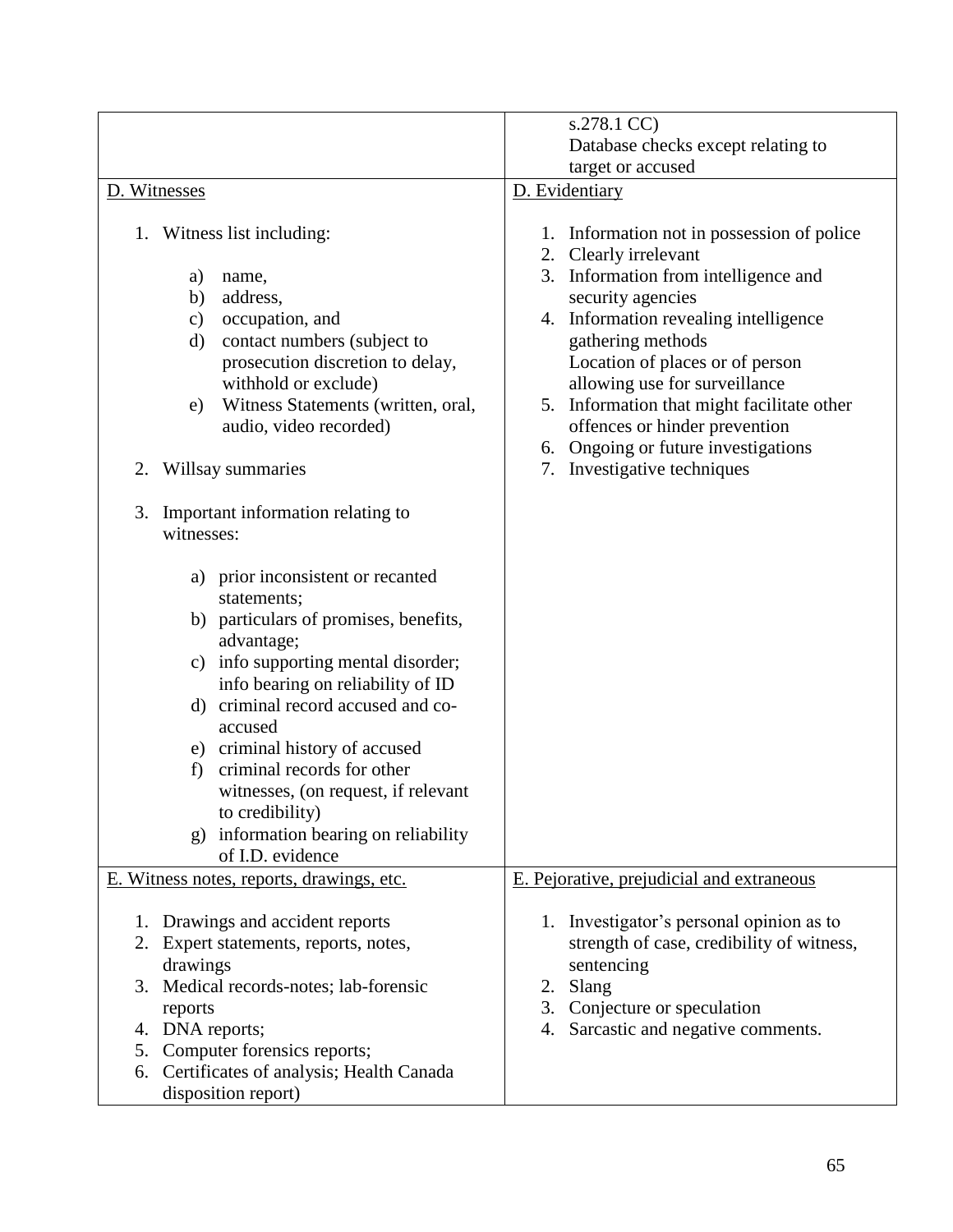| | |
|---|---|
| | s.278.1 CC)<br>Database checks except relating to target or accused |
| D. Witnesses<br><br>1. Witness list including:<br>a) name,<br>b) address,<br>c) occupation, and<br>d) contact numbers (subject to prosecution discretion to delay, withhold or exclude)<br>e) Witness Statements (written, oral, audio, video recorded)<br><br>2. Willsay summaries<br><br>3. Important information relating to witnesses:<br>a) prior inconsistent or recanted statements;<br>b) particulars of promises, benefits, advantage;<br>c) info supporting mental disorder; info bearing on reliability of ID<br>d) criminal record accused and co-accused<br>e) criminal history of accused<br>f) criminal records for other witnesses, (on request, if relevant to credibility)<br>g) information bearing on reliability of I.D. evidence | D. Evidentiary<br><br>1. Information not in possession of police<br>2. Clearly irrelevant<br>3. Information from intelligence and security agencies<br>4. Information revealing intelligence gathering methods<br>Location of places or of person allowing use for surveillance<br>5. Information that might facilitate other offences or hinder prevention<br>6. Ongoing or future investigations<br>7. Investigative techniques |
| E. Witness notes, reports, drawings, etc.<br><br>1. Drawings and accident reports<br>2. Expert statements, reports, notes, drawings<br>3. Medical records-notes; lab-forensic reports<br>4. DNA reports;<br>5. Computer forensics reports;<br>6. Certificates of analysis; Health Canada disposition report) | E. Pejorative, prejudicial and extraneous<br><br>1. Investigator's personal opinion as to strength of case, credibility of witness, sentencing<br>2. Slang<br>3. Conjecture or speculation<br>4. Sarcastic and negative comments. |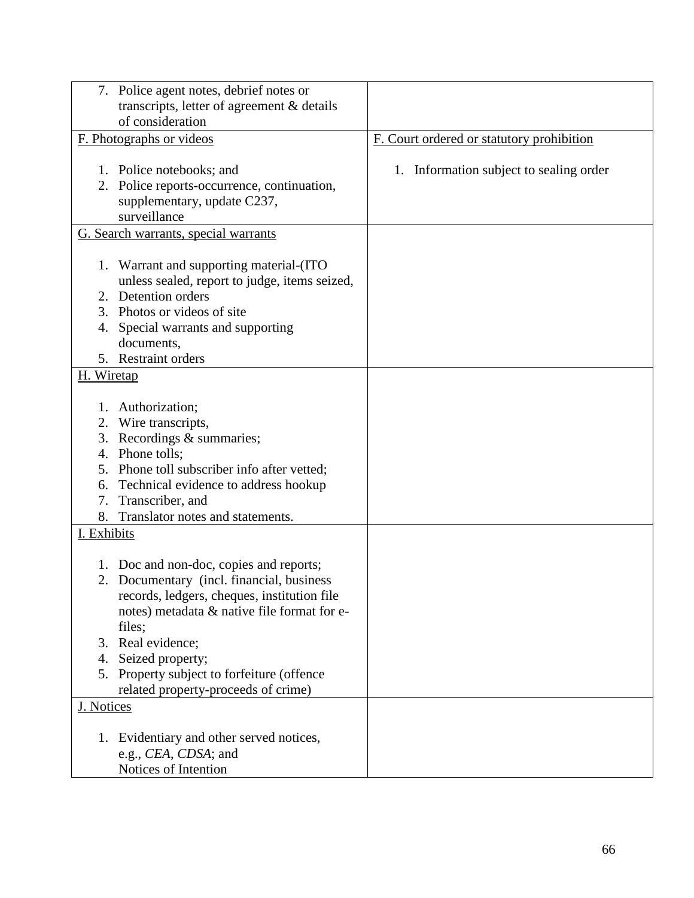| | |
|---|---|
| 7. Police agent notes, debrief notes or transcripts, letter of agreement & details of consideration | |
| <u>F. Photographs or videos</u><br><br>1. Police notebooks; and<br>2. Police reports-occurrence, continuation, supplementary, update C237, surveillance | <u>F. Court ordered or statutory prohibition</u><br><br>1. Information subject to sealing order |
| <u>G. Search warrants, special warrants</u><br><br>1. Warrant and supporting material-(ITO unless sealed, report to judge, items seized,<br>2. Detention orders<br>3. Photos or videos of site<br>4. Special warrants and supporting documents,<br>5. Restraint orders | |
| <u>H. Wiretap</u><br><br>1. Authorization;<br>2. Wire transcripts,<br>3. Recordings & summaries;<br>4. Phone tolls;<br>5. Phone toll subscriber info after vetted;<br>6. Technical evidence to address hookup<br>7. Transcriber, and<br>8. Translator notes and statements. | |
| <u>I. Exhibits</u><br><br>1. Doc and non-doc, copies and reports;<br>2. Documentary (incl. financial, business records, ledgers, cheques, institution file notes) metadata & native file format for e-files;<br>3. Real evidence;<br>4. Seized property;<br>5. Property subject to forfeiture (offence related property-proceeds of crime) | |
| <u>J. Notices</u><br><br>1. Evidentiary and other served notices, e.g., *CEA*, *CDSA*; and Notices of Intention | |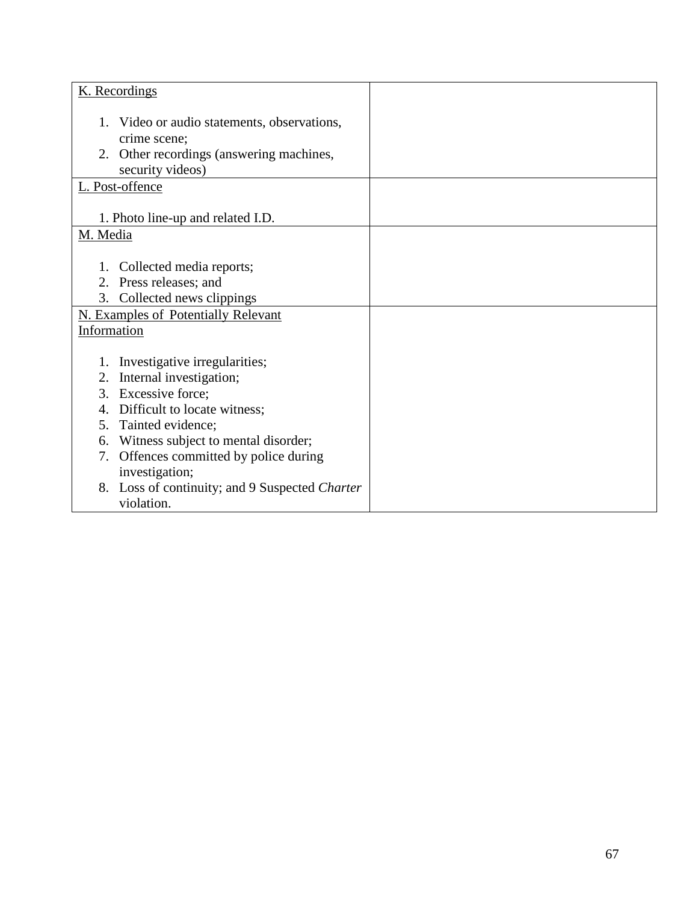| K. Recordings<br><br>1. Video or audio statements, observations, crime scene;<br>2. Other recordings (answering machines, security videos) | |
|---|---|
| L. Post-offence<br><br>1. Photo line-up and related I.D. | |
| M. Media<br><br>1. Collected media reports;<br>2. Press releases; and<br>3. Collected news clippings | |
| N. Examples of Potentially Relevant Information<br><br>1. Investigative irregularities;<br>2. Internal investigation;<br>3. Excessive force;<br>4. Difficult to locate witness;<br>5. Tainted evidence;<br>6. Witness subject to mental disorder;<br>7. Offences committed by police during investigation;<br>8. Loss of continuity; and 9 Suspected *Charter* violation. | |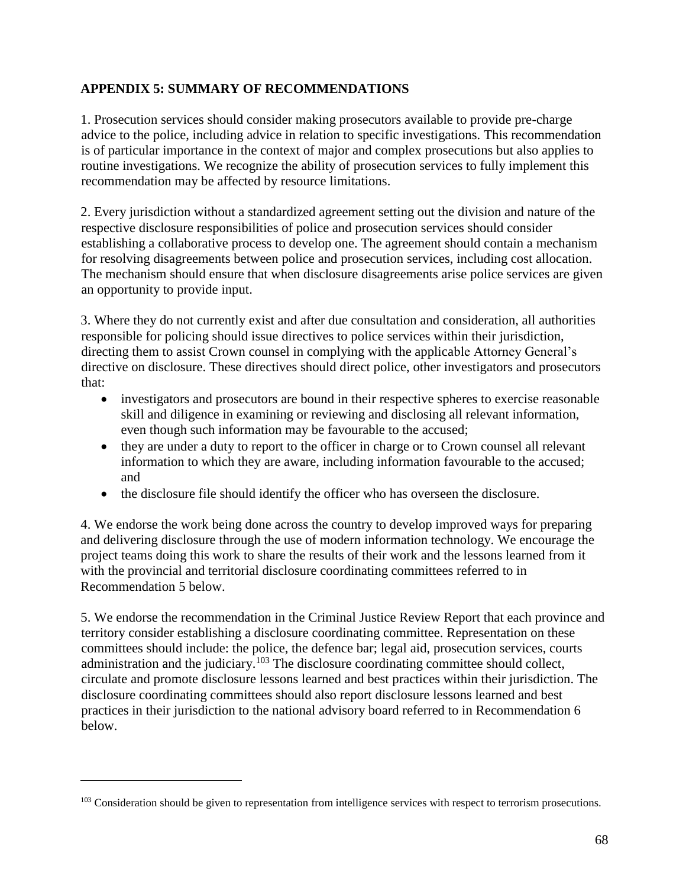## APPENDIX 5: SUMMARY OF RECOMMENDATIONS

1. Prosecution services should consider making prosecutors available to provide pre-charge advice to the police, including advice in relation to specific investigations. This recommendation is of particular importance in the context of major and complex prosecutions but also applies to routine investigations. We recognize the ability of prosecution services to fully implement this recommendation may be affected by resource limitations.

2. Every jurisdiction without a standardized agreement setting out the division and nature of the respective disclosure responsibilities of police and prosecution services should consider establishing a collaborative process to develop one. The agreement should contain a mechanism for resolving disagreements between police and prosecution services, including cost allocation. The mechanism should ensure that when disclosure disagreements arise police services are given an opportunity to provide input.

3. Where they do not currently exist and after due consultation and consideration, all authorities responsible for policing should issue directives to police services within their jurisdiction, directing them to assist Crown counsel in complying with the applicable Attorney General's directive on disclosure. These directives should direct police, other investigators and prosecutors that:

- investigators and prosecutors are bound in their respective spheres to exercise reasonable skill and diligence in examining or reviewing and disclosing all relevant information, even though such information may be favourable to the accused;
- they are under a duty to report to the officer in charge or to Crown counsel all relevant information to which they are aware, including information favourable to the accused; and
- the disclosure file should identify the officer who has overseen the disclosure.

4. We endorse the work being done across the country to develop improved ways for preparing and delivering disclosure through the use of modern information technology. We encourage the project teams doing this work to share the results of their work and the lessons learned from it with the provincial and territorial disclosure coordinating committees referred to in Recommendation 5 below.

5. We endorse the recommendation in the Criminal Justice Review Report that each province and territory consider establishing a disclosure coordinating committee. Representation on these committees should include: the police, the defence bar; legal aid, prosecution services, courts administration and the judiciary.[103] The disclosure coordinating committee should collect, circulate and promote disclosure lessons learned and best practices within their jurisdiction. The disclosure coordinating committees should also report disclosure lessons learned and best practices in their jurisdiction to the national advisory board referred to in Recommendation 6 below.

---

[103] Consideration should be given to representation from intelligence services with respect to terrorism prosecutions.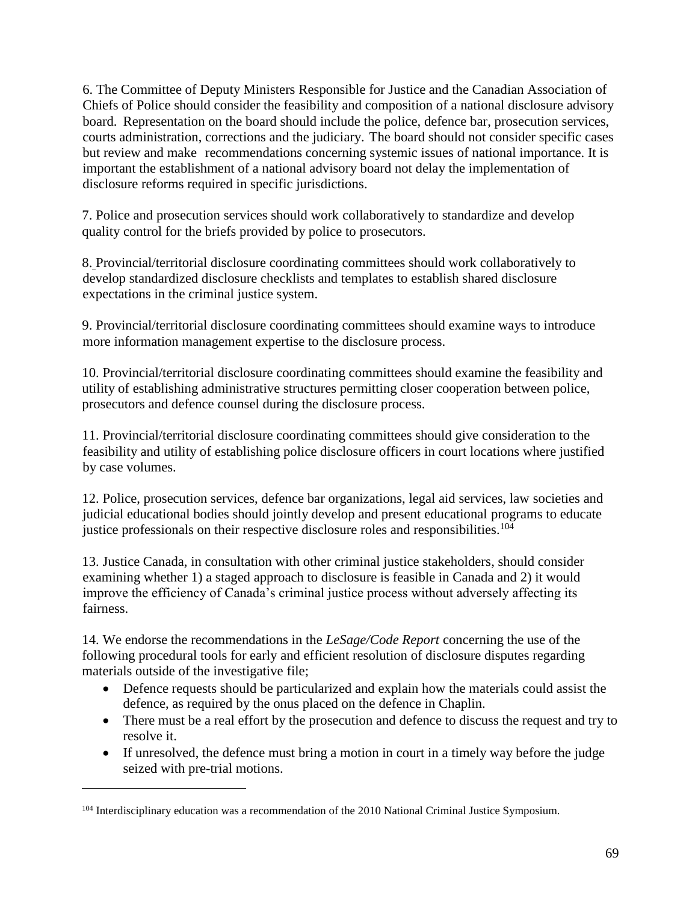6. The Committee of Deputy Ministers Responsible for Justice and the Canadian Association of Chiefs of Police should consider the feasibility and composition of a national disclosure advisory board. Representation on the board should include the police, defence bar, prosecution services, courts administration, corrections and the judiciary. The board should not consider specific cases but review and make recommendations concerning systemic issues of national importance. It is important the establishment of a national advisory board not delay the implementation of disclosure reforms required in specific jurisdictions.

7. Police and prosecution services should work collaboratively to standardize and develop quality control for the briefs provided by police to prosecutors.

8. Provincial/territorial disclosure coordinating committees should work collaboratively to develop standardized disclosure checklists and templates to establish shared disclosure expectations in the criminal justice system.

9. Provincial/territorial disclosure coordinating committees should examine ways to introduce more information management expertise to the disclosure process.

10. Provincial/territorial disclosure coordinating committees should examine the feasibility and utility of establishing administrative structures permitting closer cooperation between police, prosecutors and defence counsel during the disclosure process.

11. Provincial/territorial disclosure coordinating committees should give consideration to the feasibility and utility of establishing police disclosure officers in court locations where justified by case volumes.

12. Police, prosecution services, defence bar organizations, legal aid services, law societies and judicial educational bodies should jointly develop and present educational programs to educate justice professionals on their respective disclosure roles and responsibilities.[104]

13. Justice Canada, in consultation with other criminal justice stakeholders, should consider examining whether 1) a staged approach to disclosure is feasible in Canada and 2) it would improve the efficiency of Canada's criminal justice process without adversely affecting its fairness.

14. We endorse the recommendations in the *LeSage/Code Report* concerning the use of the following procedural tools for early and efficient resolution of disclosure disputes regarding materials outside of the investigative file;

- Defence requests should be particularized and explain how the materials could assist the defence, as required by the onus placed on the defence in Chaplin.
- There must be a real effort by the prosecution and defence to discuss the request and try to resolve it.
- If unresolved, the defence must bring a motion in court in a timely way before the judge seized with pre-trial motions.

---

[104] Interdisciplinary education was a recommendation of the 2010 National Criminal Justice Symposium.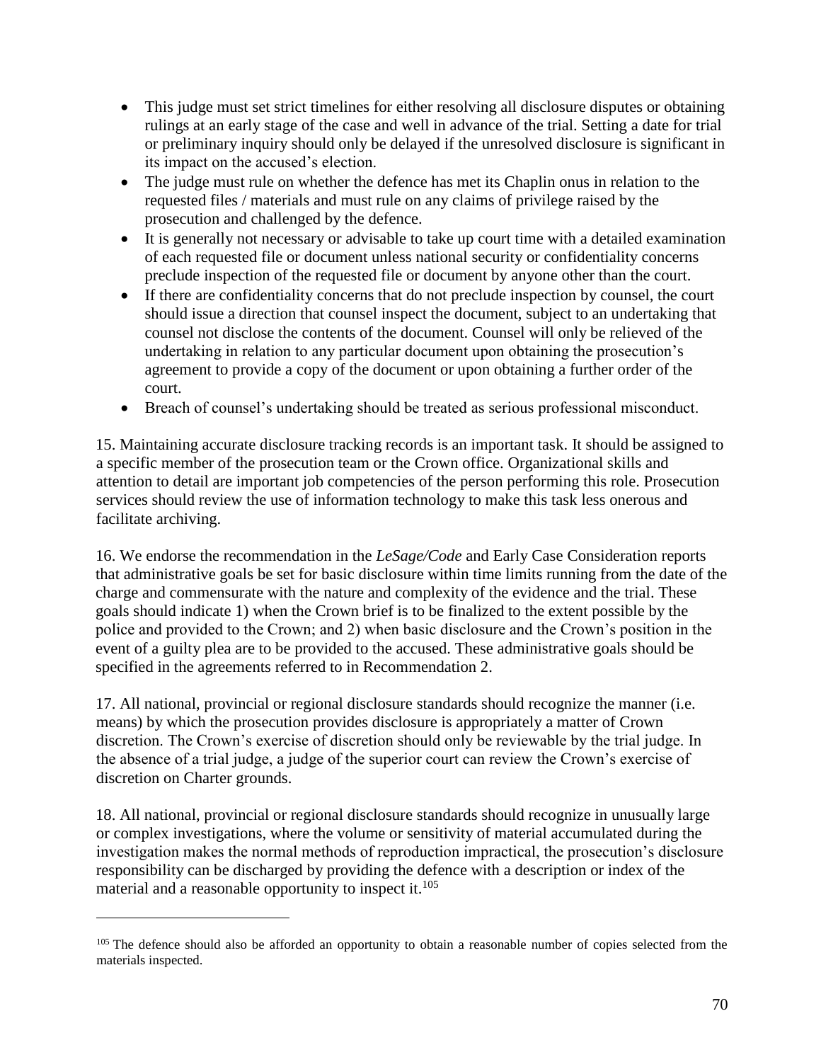- This judge must set strict timelines for either resolving all disclosure disputes or obtaining rulings at an early stage of the case and well in advance of the trial. Setting a date for trial or preliminary inquiry should only be delayed if the unresolved disclosure is significant in its impact on the accused's election.
- The judge must rule on whether the defence has met its Chaplin onus in relation to the requested files / materials and must rule on any claims of privilege raised by the prosecution and challenged by the defence.
- It is generally not necessary or advisable to take up court time with a detailed examination of each requested file or document unless national security or confidentiality concerns preclude inspection of the requested file or document by anyone other than the court.
- If there are confidentiality concerns that do not preclude inspection by counsel, the court should issue a direction that counsel inspect the document, subject to an undertaking that counsel not disclose the contents of the document. Counsel will only be relieved of the undertaking in relation to any particular document upon obtaining the prosecution's agreement to provide a copy of the document or upon obtaining a further order of the court.
- Breach of counsel's undertaking should be treated as serious professional misconduct.

15. Maintaining accurate disclosure tracking records is an important task. It should be assigned to a specific member of the prosecution team or the Crown office. Organizational skills and attention to detail are important job competencies of the person performing this role. Prosecution services should review the use of information technology to make this task less onerous and facilitate archiving.

16. We endorse the recommendation in the *LeSage/Code* and Early Case Consideration reports that administrative goals be set for basic disclosure within time limits running from the date of the charge and commensurate with the nature and complexity of the evidence and the trial. These goals should indicate 1) when the Crown brief is to be finalized to the extent possible by the police and provided to the Crown; and 2) when basic disclosure and the Crown's position in the event of a guilty plea are to be provided to the accused. These administrative goals should be specified in the agreements referred to in Recommendation 2.

17. All national, provincial or regional disclosure standards should recognize the manner (i.e. means) by which the prosecution provides disclosure is appropriately a matter of Crown discretion. The Crown's exercise of discretion should only be reviewable by the trial judge. In the absence of a trial judge, a judge of the superior court can review the Crown's exercise of discretion on Charter grounds.

18. All national, provincial or regional disclosure standards should recognize in unusually large or complex investigations, where the volume or sensitivity of material accumulated during the investigation makes the normal methods of reproduction impractical, the prosecution's disclosure responsibility can be discharged by providing the defence with a description or index of the material and a reasonable opportunity to inspect it.[105]

[105] The defence should also be afforded an opportunity to obtain a reasonable number of copies selected from the materials inspected.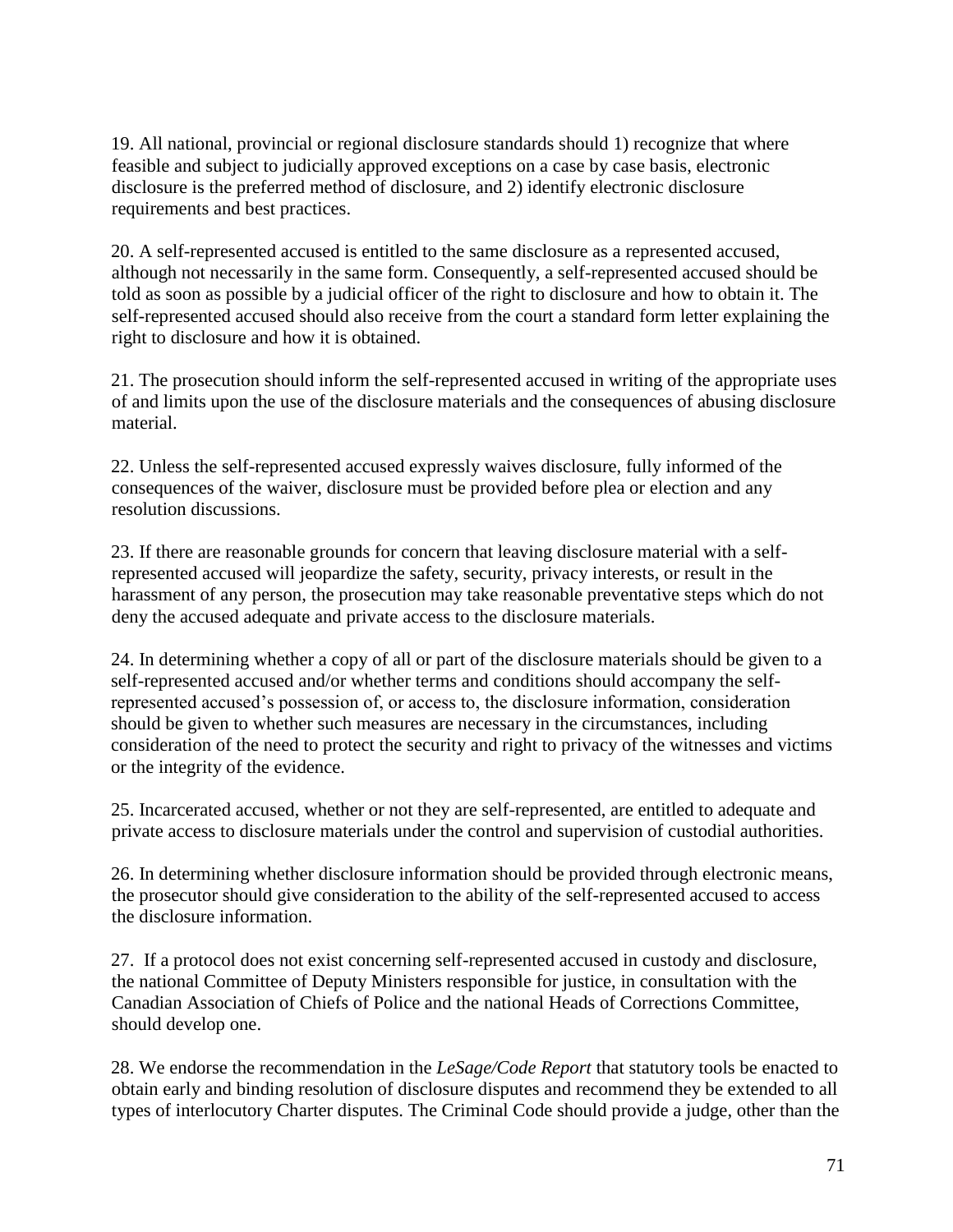19. All national, provincial or regional disclosure standards should 1) recognize that where feasible and subject to judicially approved exceptions on a case by case basis, electronic disclosure is the preferred method of disclosure, and 2) identify electronic disclosure requirements and best practices.

20. A self-represented accused is entitled to the same disclosure as a represented accused, although not necessarily in the same form. Consequently, a self-represented accused should be told as soon as possible by a judicial officer of the right to disclosure and how to obtain it. The self-represented accused should also receive from the court a standard form letter explaining the right to disclosure and how it is obtained.

21. The prosecution should inform the self-represented accused in writing of the appropriate uses of and limits upon the use of the disclosure materials and the consequences of abusing disclosure material.

22. Unless the self-represented accused expressly waives disclosure, fully informed of the consequences of the waiver, disclosure must be provided before plea or election and any resolution discussions.

23. If there are reasonable grounds for concern that leaving disclosure material with a self-represented accused will jeopardize the safety, security, privacy interests, or result in the harassment of any person, the prosecution may take reasonable preventative steps which do not deny the accused adequate and private access to the disclosure materials.

24. In determining whether a copy of all or part of the disclosure materials should be given to a self-represented accused and/or whether terms and conditions should accompany the self-represented accused's possession of, or access to, the disclosure information, consideration should be given to whether such measures are necessary in the circumstances, including consideration of the need to protect the security and right to privacy of the witnesses and victims or the integrity of the evidence.

25. Incarcerated accused, whether or not they are self-represented, are entitled to adequate and private access to disclosure materials under the control and supervision of custodial authorities.

26. In determining whether disclosure information should be provided through electronic means, the prosecutor should give consideration to the ability of the self-represented accused to access the disclosure information.

27. If a protocol does not exist concerning self-represented accused in custody and disclosure, the national Committee of Deputy Ministers responsible for justice, in consultation with the Canadian Association of Chiefs of Police and the national Heads of Corrections Committee, should develop one.

28. We endorse the recommendation in the *LeSage/Code Report* that statutory tools be enacted to obtain early and binding resolution of disclosure disputes and recommend they be extended to all types of interlocutory Charter disputes. The Criminal Code should provide a judge, other than the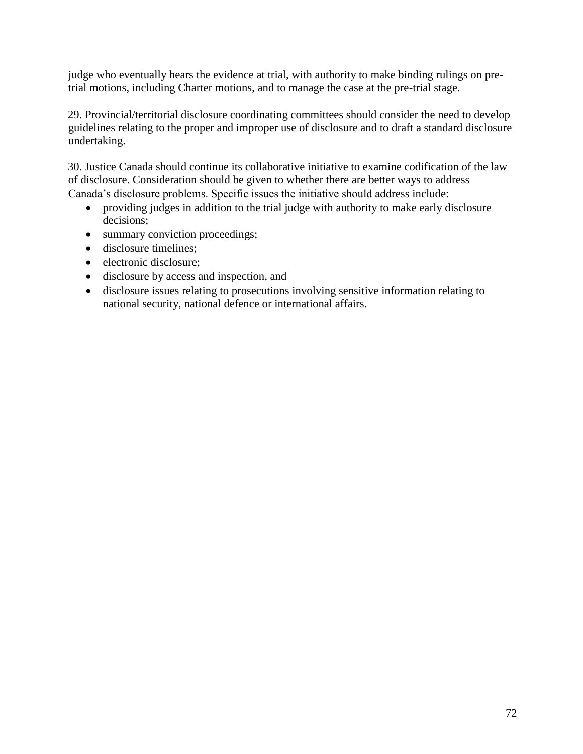judge who eventually hears the evidence at trial, with authority to make binding rulings on pre-trial motions, including Charter motions, and to manage the case at the pre-trial stage.

29. Provincial/territorial disclosure coordinating committees should consider the need to develop guidelines relating to the proper and improper use of disclosure and to draft a standard disclosure undertaking.

30. Justice Canada should continue its collaborative initiative to examine codification of the law of disclosure. Consideration should be given to whether there are better ways to address Canada's disclosure problems. Specific issues the initiative should address include:

- providing judges in addition to the trial judge with authority to make early disclosure decisions;
- summary conviction proceedings;
- disclosure timelines;
- electronic disclosure;
- disclosure by access and inspection, and
- disclosure issues relating to prosecutions involving sensitive information relating to national security, national defence or international affairs.